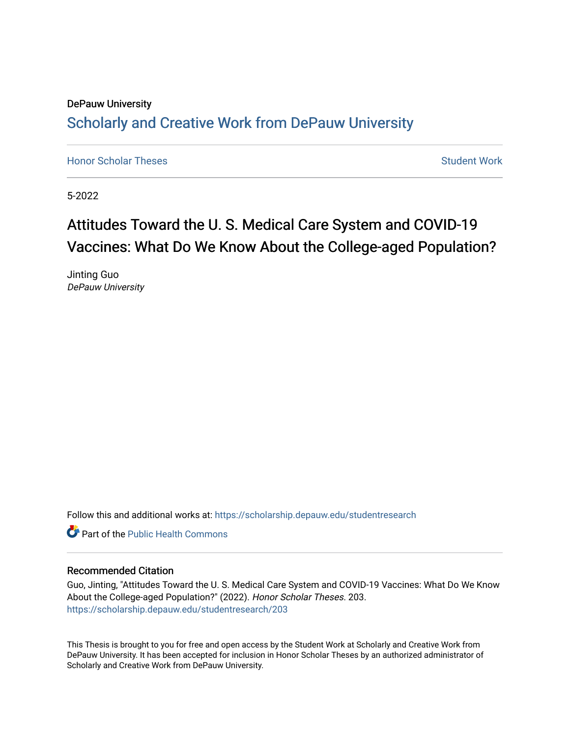DePauw University

## Scholarly and Creative Work from DePauw University

Honor Scholar Theses

Student Work

5-2022

# Attitudes Toward the U. S. Medical Care System and COVID-19 Vaccines: What Do We Know About the College-aged Population?

Jinting Guo
*DePauw University*

Follow this and additional works at: https://scholarship.depauw.edu/studentresearch

Part of the Public Health Commons

### Recommended Citation

Guo, Jinting, "Attitudes Toward the U. S. Medical Care System and COVID-19 Vaccines: What Do We Know About the College-aged Population?" (2022). *Honor Scholar Theses*. 203.
https://scholarship.depauw.edu/studentresearch/203

This Thesis is brought to you for free and open access by the Student Work at Scholarly and Creative Work from DePauw University. It has been accepted for inclusion in Honor Scholar Theses by an authorized administrator of Scholarly and Creative Work from DePauw University.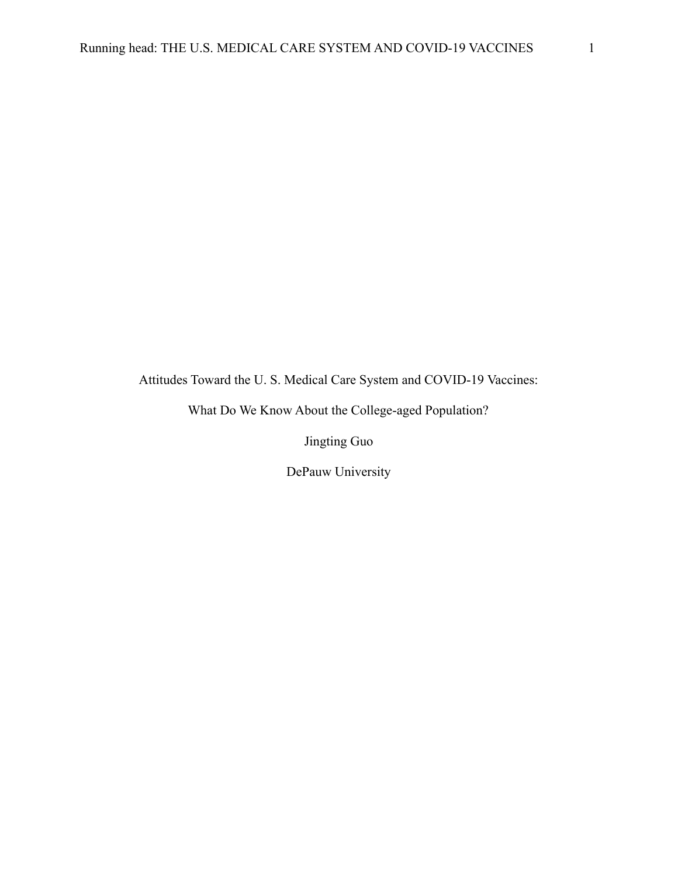Attitudes Toward the U. S. Medical Care System and COVID-19 Vaccines:

What Do We Know About the College-aged Population?

Jingting Guo

DePauw University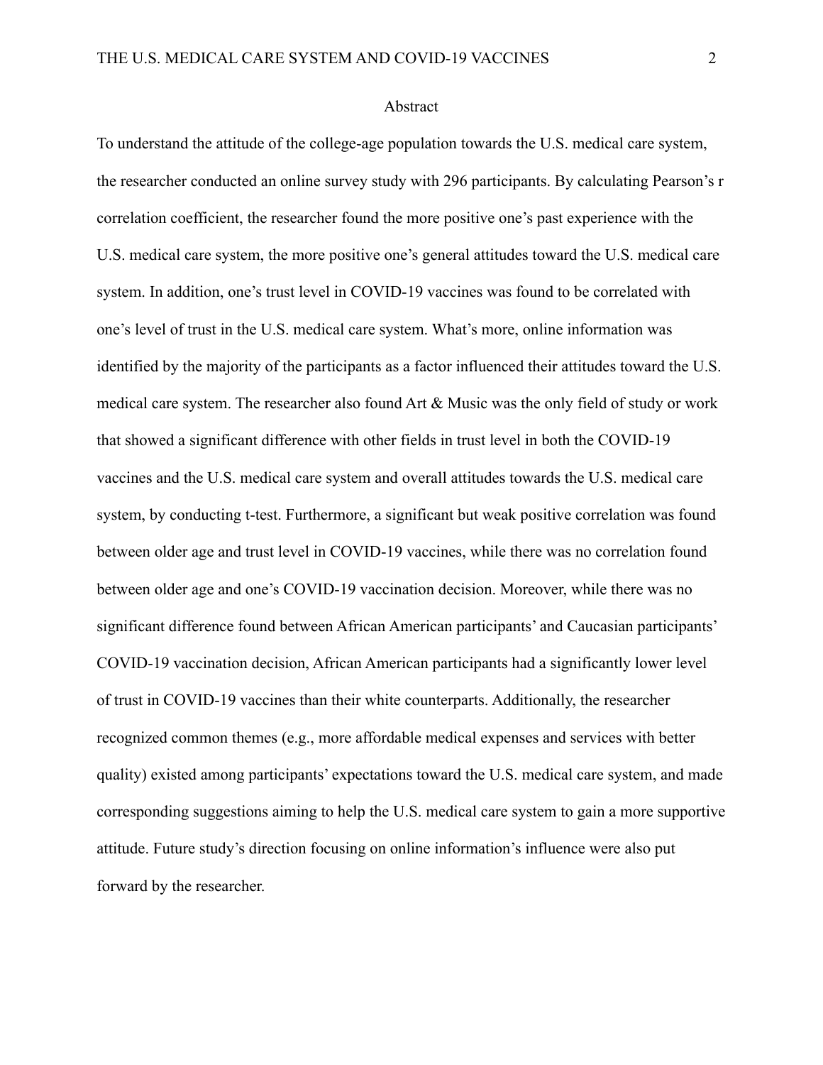# Abstract

To understand the attitude of the college-age population towards the U.S. medical care system, the researcher conducted an online survey study with 296 participants. By calculating Pearson's r correlation coefficient, the researcher found the more positive one's past experience with the U.S. medical care system, the more positive one's general attitudes toward the U.S. medical care system. In addition, one's trust level in COVID-19 vaccines was found to be correlated with one's level of trust in the U.S. medical care system. What's more, online information was identified by the majority of the participants as a factor influenced their attitudes toward the U.S. medical care system. The researcher also found Art & Music was the only field of study or work that showed a significant difference with other fields in trust level in both the COVID-19 vaccines and the U.S. medical care system and overall attitudes towards the U.S. medical care system, by conducting t-test. Furthermore, a significant but weak positive correlation was found between older age and trust level in COVID-19 vaccines, while there was no correlation found between older age and one's COVID-19 vaccination decision. Moreover, while there was no significant difference found between African American participants' and Caucasian participants' COVID-19 vaccination decision, African American participants had a significantly lower level of trust in COVID-19 vaccines than their white counterparts. Additionally, the researcher recognized common themes (e.g., more affordable medical expenses and services with better quality) existed among participants' expectations toward the U.S. medical care system, and made corresponding suggestions aiming to help the U.S. medical care system to gain a more supportive attitude. Future study's direction focusing on online information's influence were also put forward by the researcher.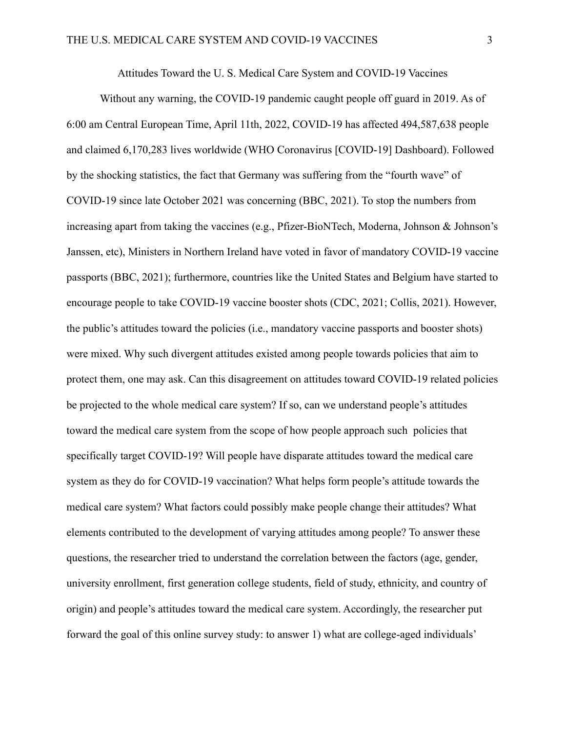# Attitudes Toward the U. S. Medical Care System and COVID-19 Vaccines

Without any warning, the COVID-19 pandemic caught people off guard in 2019. As of 6:00 am Central European Time, April 11th, 2022, COVID-19 has affected 494,587,638 people and claimed 6,170,283 lives worldwide (WHO Coronavirus [COVID-19] Dashboard). Followed by the shocking statistics, the fact that Germany was suffering from the "fourth wave" of COVID-19 since late October 2021 was concerning (BBC, 2021). To stop the numbers from increasing apart from taking the vaccines (e.g., Pfizer-BioNTech, Moderna, Johnson & Johnson's Janssen, etc), Ministers in Northern Ireland have voted in favor of mandatory COVID-19 vaccine passports (BBC, 2021); furthermore, countries like the United States and Belgium have started to encourage people to take COVID-19 vaccine booster shots (CDC, 2021; Collis, 2021). However, the public's attitudes toward the policies (i.e., mandatory vaccine passports and booster shots) were mixed. Why such divergent attitudes existed among people towards policies that aim to protect them, one may ask. Can this disagreement on attitudes toward COVID-19 related policies be projected to the whole medical care system? If so, can we understand people's attitudes toward the medical care system from the scope of how people approach such policies that specifically target COVID-19? Will people have disparate attitudes toward the medical care system as they do for COVID-19 vaccination? What helps form people's attitude towards the medical care system? What factors could possibly make people change their attitudes? What elements contributed to the development of varying attitudes among people? To answer these questions, the researcher tried to understand the correlation between the factors (age, gender, university enrollment, first generation college students, field of study, ethnicity, and country of origin) and people's attitudes toward the medical care system. Accordingly, the researcher put forward the goal of this online survey study: to answer 1) what are college-aged individuals'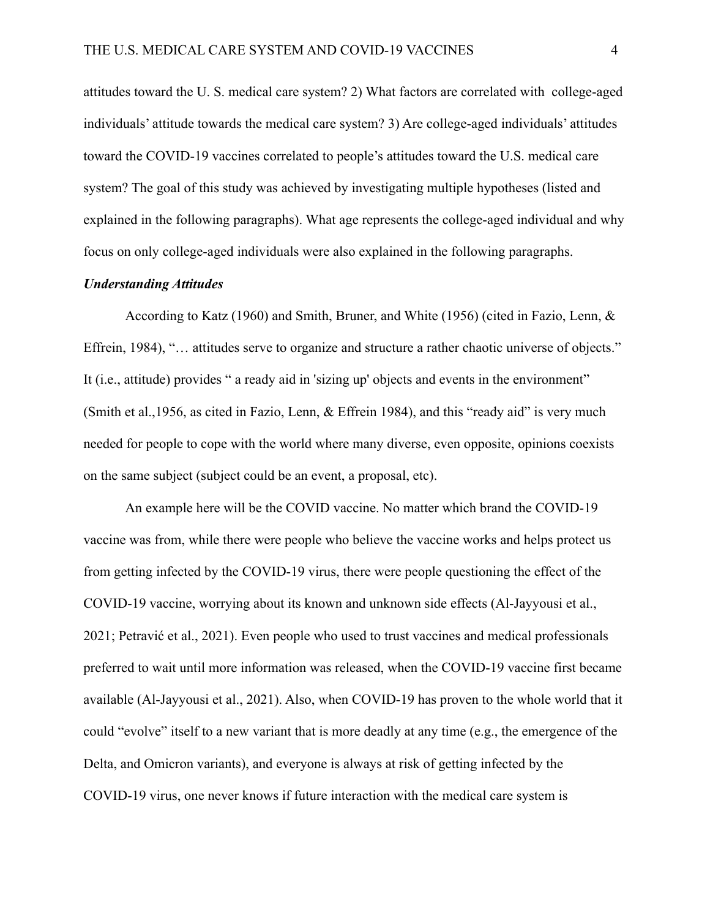attitudes toward the U. S. medical care system? 2) What factors are correlated with  college-aged individuals' attitude towards the medical care system? 3) Are college-aged individuals' attitudes toward the COVID-19 vaccines correlated to people's attitudes toward the U.S. medical care system? The goal of this study was achieved by investigating multiple hypotheses (listed and explained in the following paragraphs). What age represents the college-aged individual and why focus on only college-aged individuals were also explained in the following paragraphs.

***Understanding Attitudes***

According to Katz (1960) and Smith, Bruner, and White (1956) (cited in Fazio, Lenn, & Effrein, 1984), "… attitudes serve to organize and structure a rather chaotic universe of objects." It (i.e., attitude) provides " a ready aid in 'sizing up' objects and events in the environment" (Smith et al.,1956, as cited in Fazio, Lenn, & Effrein 1984), and this "ready aid" is very much needed for people to cope with the world where many diverse, even opposite, opinions coexists on the same subject (subject could be an event, a proposal, etc).

An example here will be the COVID vaccine. No matter which brand the COVID-19 vaccine was from, while there were people who believe the vaccine works and helps protect us from getting infected by the COVID-19 virus, there were people questioning the effect of the COVID-19 vaccine, worrying about its known and unknown side effects (Al-Jayyousi et al., 2021; Petravić et al., 2021). Even people who used to trust vaccines and medical professionals preferred to wait until more information was released, when the COVID-19 vaccine first became available (Al-Jayyousi et al., 2021). Also, when COVID-19 has proven to the whole world that it could "evolve" itself to a new variant that is more deadly at any time (e.g., the emergence of the Delta, and Omicron variants), and everyone is always at risk of getting infected by the COVID-19 virus, one never knows if future interaction with the medical care system is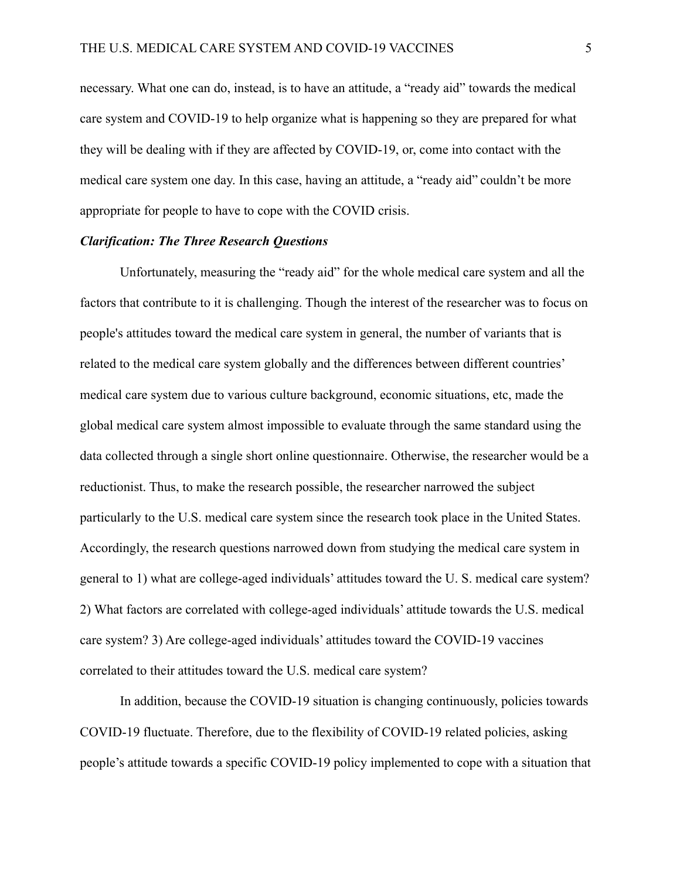necessary. What one can do, instead, is to have an attitude, a "ready aid" towards the medical care system and COVID-19 to help organize what is happening so they are prepared for what they will be dealing with if they are affected by COVID-19, or, come into contact with the medical care system one day. In this case, having an attitude, a "ready aid" couldn't be more appropriate for people to have to cope with the COVID crisis.

***Clarification: The Three Research Questions***

Unfortunately, measuring the "ready aid" for the whole medical care system and all the factors that contribute to it is challenging. Though the interest of the researcher was to focus on people's attitudes toward the medical care system in general, the number of variants that is related to the medical care system globally and the differences between different countries' medical care system due to various culture background, economic situations, etc, made the global medical care system almost impossible to evaluate through the same standard using the data collected through a single short online questionnaire. Otherwise, the researcher would be a reductionist. Thus, to make the research possible, the researcher narrowed the subject particularly to the U.S. medical care system since the research took place in the United States. Accordingly, the research questions narrowed down from studying the medical care system in general to 1) what are college-aged individuals' attitudes toward the U. S. medical care system? 2) What factors are correlated with college-aged individuals' attitude towards the U.S. medical care system? 3) Are college-aged individuals' attitudes toward the COVID-19 vaccines correlated to their attitudes toward the U.S. medical care system?

In addition, because the COVID-19 situation is changing continuously, policies towards COVID-19 fluctuate. Therefore, due to the flexibility of COVID-19 related policies, asking people's attitude towards a specific COVID-19 policy implemented to cope with a situation that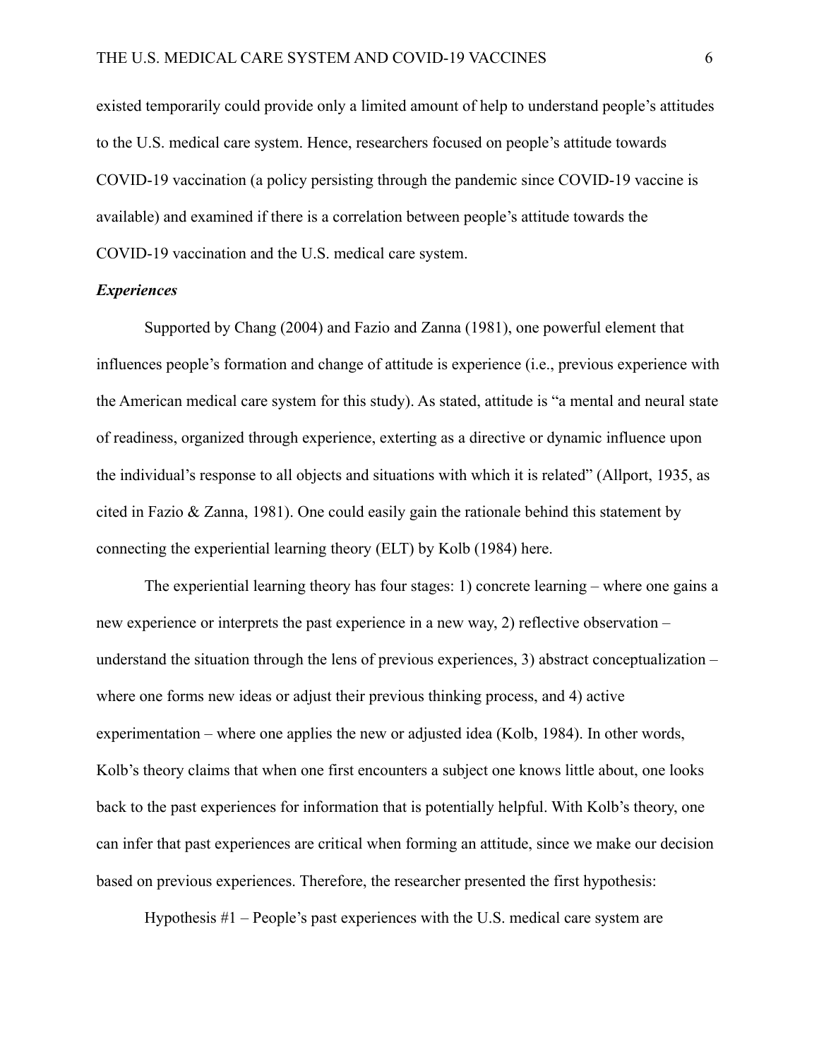existed temporarily could provide only a limited amount of help to understand people's attitudes to the U.S. medical care system. Hence, researchers focused on people's attitude towards COVID-19 vaccination (a policy persisting through the pandemic since COVID-19 vaccine is available) and examined if there is a correlation between people's attitude towards the COVID-19 vaccination and the U.S. medical care system.

### *Experiences*

Supported by Chang (2004) and Fazio and Zanna (1981), one powerful element that influences people's formation and change of attitude is experience (i.e., previous experience with the American medical care system for this study). As stated, attitude is "a mental and neural state of readiness, organized through experience, exterting as a directive or dynamic influence upon the individual's response to all objects and situations with which it is related" (Allport, 1935, as cited in Fazio & Zanna, 1981). One could easily gain the rationale behind this statement by connecting the experiential learning theory (ELT) by Kolb (1984) here.

The experiential learning theory has four stages: 1) concrete learning – where one gains a new experience or interprets the past experience in a new way, 2) reflective observation – understand the situation through the lens of previous experiences, 3) abstract conceptualization – where one forms new ideas or adjust their previous thinking process, and 4) active experimentation – where one applies the new or adjusted idea (Kolb, 1984). In other words, Kolb's theory claims that when one first encounters a subject one knows little about, one looks back to the past experiences for information that is potentially helpful. With Kolb's theory, one can infer that past experiences are critical when forming an attitude, since we make our decision based on previous experiences. Therefore, the researcher presented the first hypothesis:

Hypothesis #1 – People's past experiences with the U.S. medical care system are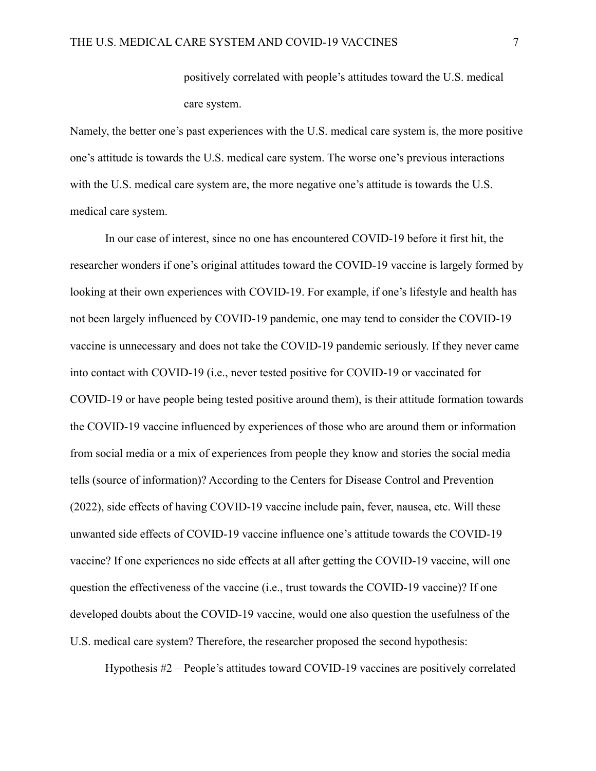positively correlated with people's attitudes toward the U.S. medical care system.

Namely, the better one's past experiences with the U.S. medical care system is, the more positive one's attitude is towards the U.S. medical care system. The worse one's previous interactions with the U.S. medical care system are, the more negative one's attitude is towards the U.S. medical care system.

In our case of interest, since no one has encountered COVID-19 before it first hit, the researcher wonders if one's original attitudes toward the COVID-19 vaccine is largely formed by looking at their own experiences with COVID-19. For example, if one's lifestyle and health has not been largely influenced by COVID-19 pandemic, one may tend to consider the COVID-19 vaccine is unnecessary and does not take the COVID-19 pandemic seriously. If they never came into contact with COVID-19 (i.e., never tested positive for COVID-19 or vaccinated for COVID-19 or have people being tested positive around them), is their attitude formation towards the COVID-19 vaccine influenced by experiences of those who are around them or information from social media or a mix of experiences from people they know and stories the social media tells (source of information)? According to the Centers for Disease Control and Prevention (2022), side effects of having COVID-19 vaccine include pain, fever, nausea, etc. Will these unwanted side effects of COVID-19 vaccine influence one's attitude towards the COVID-19 vaccine? If one experiences no side effects at all after getting the COVID-19 vaccine, will one question the effectiveness of the vaccine (i.e., trust towards the COVID-19 vaccine)? If one developed doubts about the COVID-19 vaccine, would one also question the usefulness of the U.S. medical care system? Therefore, the researcher proposed the second hypothesis:

Hypothesis #2 – People's attitudes toward COVID-19 vaccines are positively correlated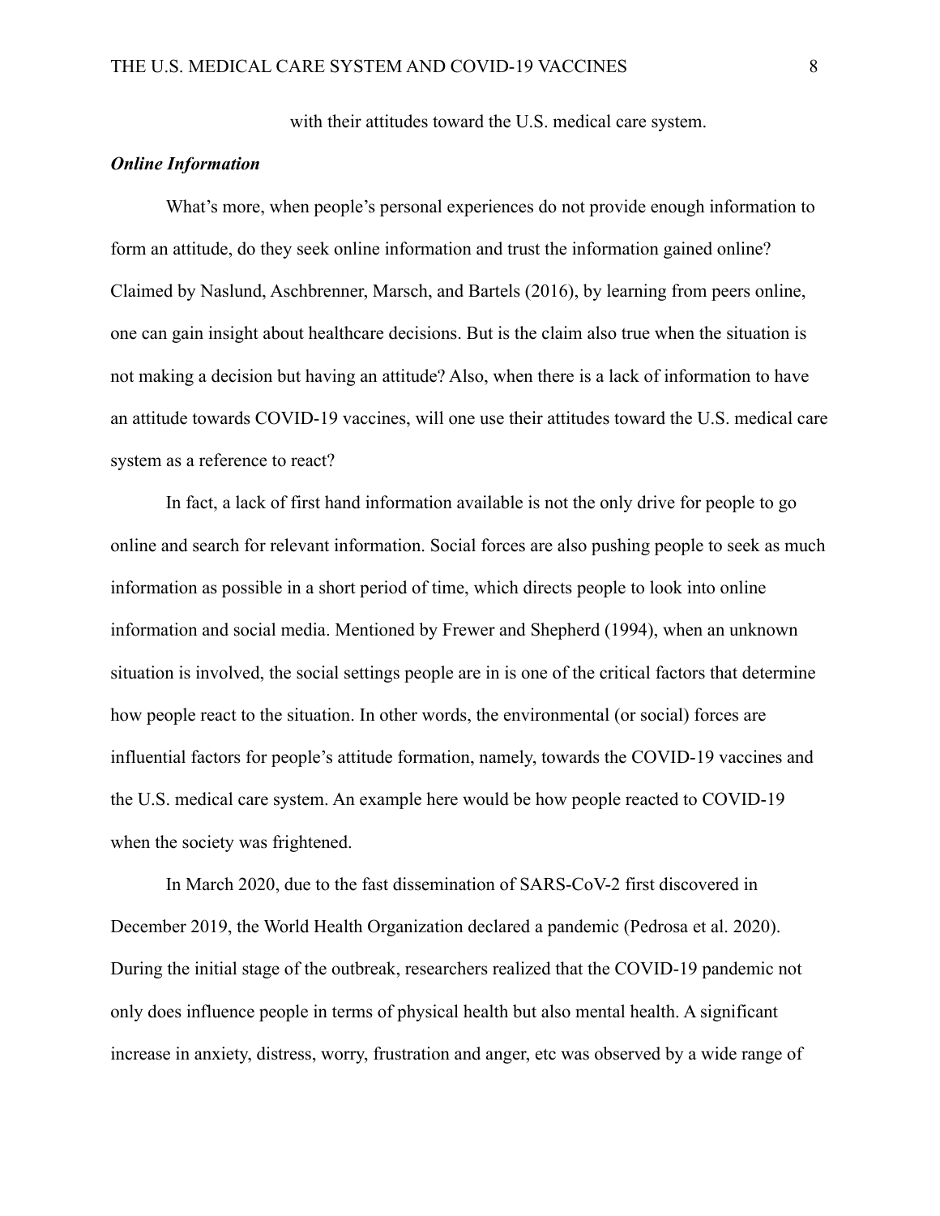with their attitudes toward the U.S. medical care system.

### *Online Information*

What's more, when people's personal experiences do not provide enough information to form an attitude, do they seek online information and trust the information gained online? Claimed by Naslund, Aschbrenner, Marsch, and Bartels (2016), by learning from peers online, one can gain insight about healthcare decisions. But is the claim also true when the situation is not making a decision but having an attitude? Also, when there is a lack of information to have an attitude towards COVID-19 vaccines, will one use their attitudes toward the U.S. medical care system as a reference to react?

In fact, a lack of first hand information available is not the only drive for people to go online and search for relevant information. Social forces are also pushing people to seek as much information as possible in a short period of time, which directs people to look into online information and social media. Mentioned by Frewer and Shepherd (1994), when an unknown situation is involved, the social settings people are in is one of the critical factors that determine how people react to the situation. In other words, the environmental (or social) forces are influential factors for people's attitude formation, namely, towards the COVID-19 vaccines and the U.S. medical care system. An example here would be how people reacted to COVID-19 when the society was frightened.

In March 2020, due to the fast dissemination of SARS-CoV-2 first discovered in December 2019, the World Health Organization declared a pandemic (Pedrosa et al. 2020). During the initial stage of the outbreak, researchers realized that the COVID-19 pandemic not only does influence people in terms of physical health but also mental health. A significant increase in anxiety, distress, worry, frustration and anger, etc was observed by a wide range of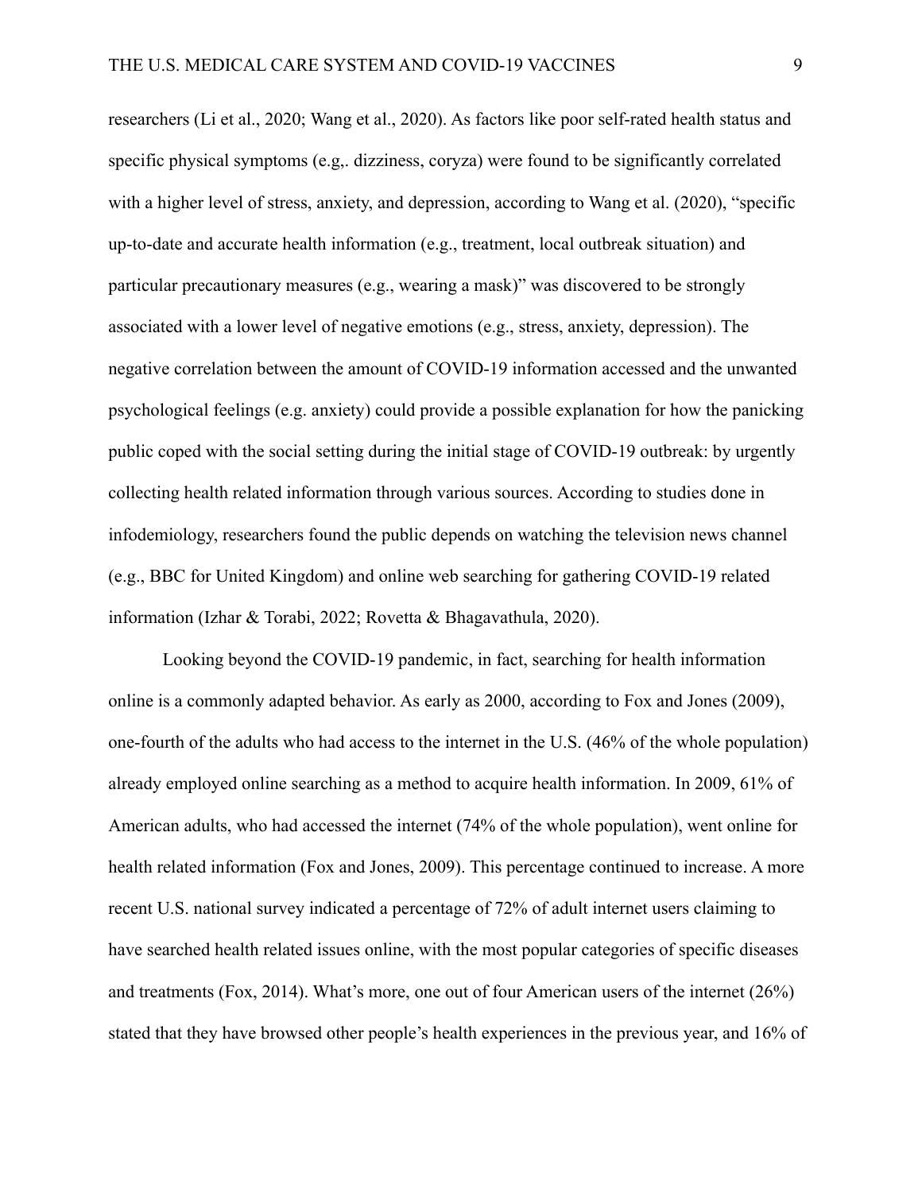researchers (Li et al., 2020; Wang et al., 2020). As factors like poor self-rated health status and specific physical symptoms (e.g,. dizziness, coryza) were found to be significantly correlated with a higher level of stress, anxiety, and depression, according to Wang et al. (2020), "specific up-to-date and accurate health information (e.g., treatment, local outbreak situation) and particular precautionary measures (e.g., wearing a mask)" was discovered to be strongly associated with a lower level of negative emotions (e.g., stress, anxiety, depression). The negative correlation between the amount of COVID-19 information accessed and the unwanted psychological feelings (e.g. anxiety) could provide a possible explanation for how the panicking public coped with the social setting during the initial stage of COVID-19 outbreak: by urgently collecting health related information through various sources. According to studies done in infodemiology, researchers found the public depends on watching the television news channel (e.g., BBC for United Kingdom) and online web searching for gathering COVID-19 related information (Izhar & Torabi, 2022; Rovetta & Bhagavathula, 2020).

Looking beyond the COVID-19 pandemic, in fact, searching for health information online is a commonly adapted behavior. As early as 2000, according to Fox and Jones (2009), one-fourth of the adults who had access to the internet in the U.S. (46% of the whole population) already employed online searching as a method to acquire health information. In 2009, 61% of American adults, who had accessed the internet (74% of the whole population), went online for health related information (Fox and Jones, 2009). This percentage continued to increase. A more recent U.S. national survey indicated a percentage of 72% of adult internet users claiming to have searched health related issues online, with the most popular categories of specific diseases and treatments (Fox, 2014). What's more, one out of four American users of the internet (26%) stated that they have browsed other people's health experiences in the previous year, and 16% of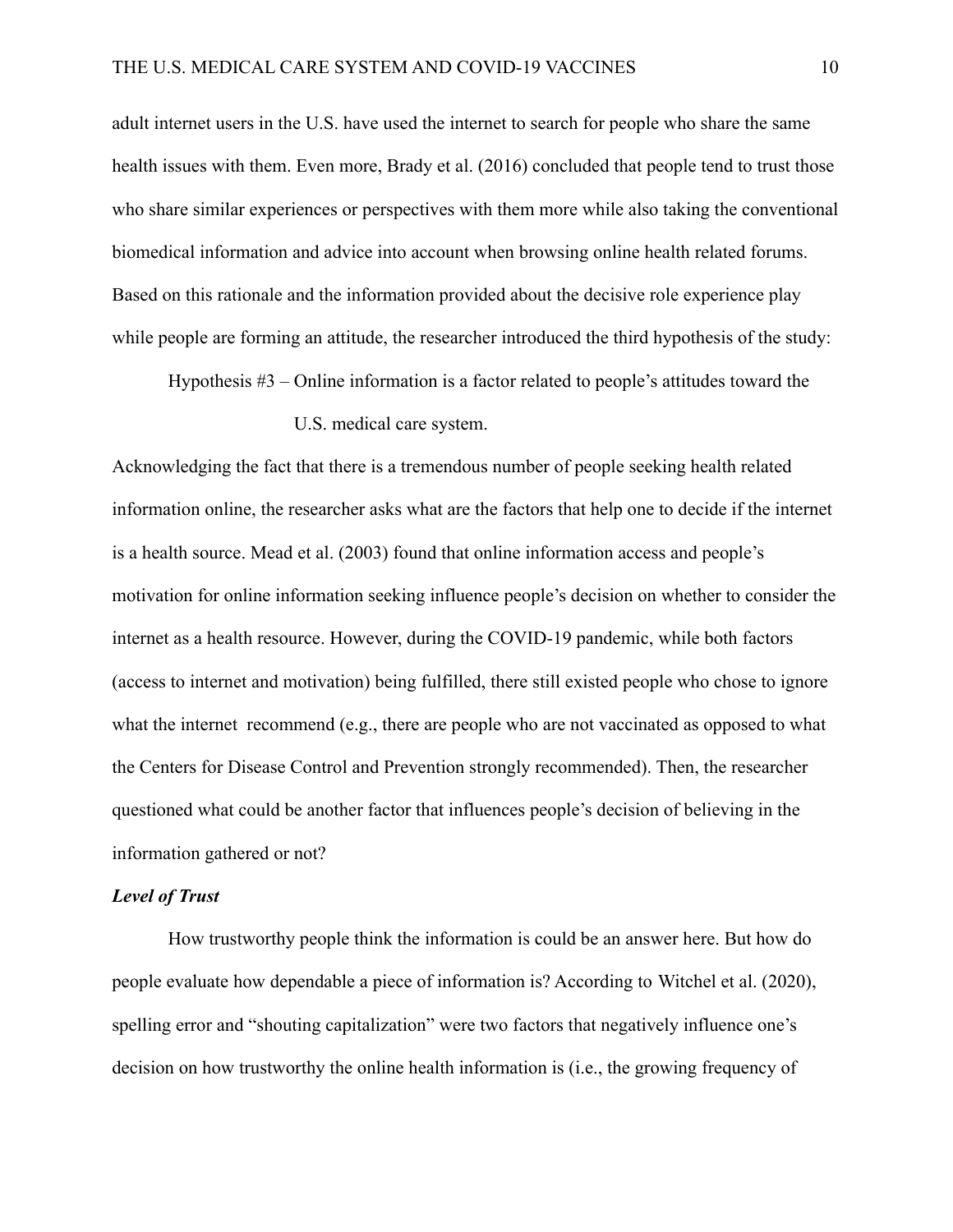adult internet users in the U.S. have used the internet to search for people who share the same health issues with them. Even more, Brady et al. (2016) concluded that people tend to trust those who share similar experiences or perspectives with them more while also taking the conventional biomedical information and advice into account when browsing online health related forums. Based on this rationale and the information provided about the decisive role experience play while people are forming an attitude, the researcher introduced the third hypothesis of the study:

> Hypothesis #3 – Online information is a factor related to people's attitudes toward the U.S. medical care system.

Acknowledging the fact that there is a tremendous number of people seeking health related information online, the researcher asks what are the factors that help one to decide if the internet is a health source. Mead et al. (2003) found that online information access and people's motivation for online information seeking influence people's decision on whether to consider the internet as a health resource. However, during the COVID-19 pandemic, while both factors (access to internet and motivation) being fulfilled, there still existed people who chose to ignore what the internet recommend (e.g., there are people who are not vaccinated as opposed to what the Centers for Disease Control and Prevention strongly recommended). Then, the researcher questioned what could be another factor that influences people's decision of believing in the information gathered or not?

### *Level of Trust*

How trustworthy people think the information is could be an answer here. But how do people evaluate how dependable a piece of information is? According to Witchel et al. (2020), spelling error and "shouting capitalization" were two factors that negatively influence one's decision on how trustworthy the online health information is (i.e., the growing frequency of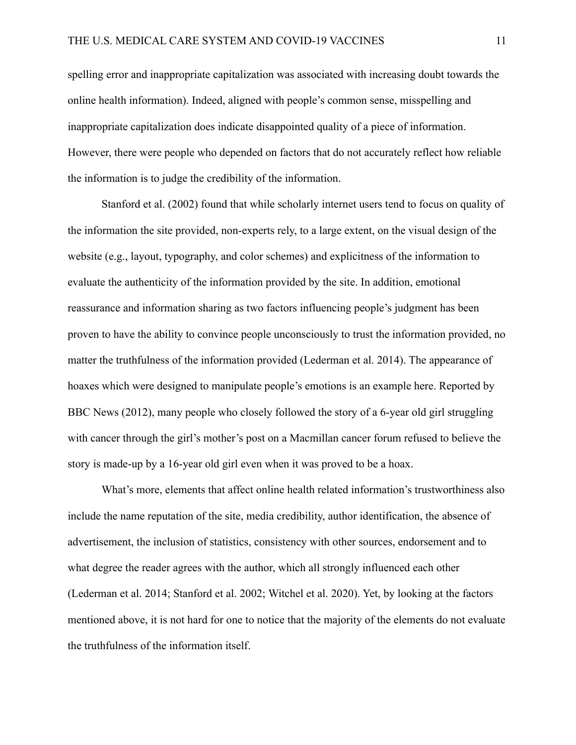spelling error and inappropriate capitalization was associated with increasing doubt towards the online health information). Indeed, aligned with people's common sense, misspelling and inappropriate capitalization does indicate disappointed quality of a piece of information. However, there were people who depended on factors that do not accurately reflect how reliable the information is to judge the credibility of the information.

Stanford et al. (2002) found that while scholarly internet users tend to focus on quality of the information the site provided, non-experts rely, to a large extent, on the visual design of the website (e.g., layout, typography, and color schemes) and explicitness of the information to evaluate the authenticity of the information provided by the site. In addition, emotional reassurance and information sharing as two factors influencing people's judgment has been proven to have the ability to convince people unconsciously to trust the information provided, no matter the truthfulness of the information provided (Lederman et al. 2014). The appearance of hoaxes which were designed to manipulate people's emotions is an example here. Reported by BBC News (2012), many people who closely followed the story of a 6-year old girl struggling with cancer through the girl's mother's post on a Macmillan cancer forum refused to believe the story is made-up by a 16-year old girl even when it was proved to be a hoax.

What's more, elements that affect online health related information's trustworthiness also include the name reputation of the site, media credibility, author identification, the absence of advertisement, the inclusion of statistics, consistency with other sources, endorsement and to what degree the reader agrees with the author, which all strongly influenced each other (Lederman et al. 2014; Stanford et al. 2002; Witchel et al. 2020). Yet, by looking at the factors mentioned above, it is not hard for one to notice that the majority of the elements do not evaluate the truthfulness of the information itself.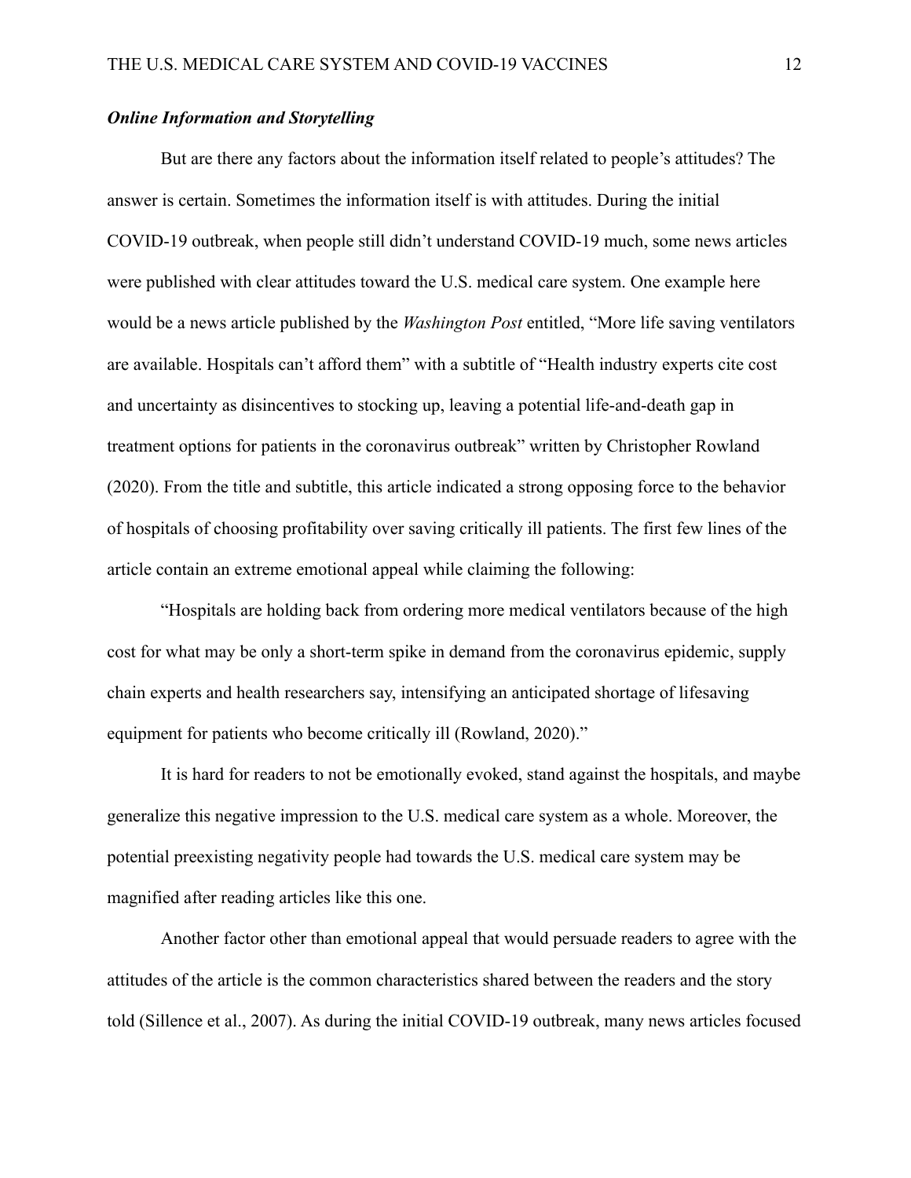### *Online Information and Storytelling*

But are there any factors about the information itself related to people's attitudes? The answer is certain. Sometimes the information itself is with attitudes. During the initial COVID-19 outbreak, when people still didn't understand COVID-19 much, some news articles were published with clear attitudes toward the U.S. medical care system. One example here would be a news article published by the *Washington Post* entitled, "More life saving ventilators are available. Hospitals can't afford them" with a subtitle of "Health industry experts cite cost and uncertainty as disincentives to stocking up, leaving a potential life-and-death gap in treatment options for patients in the coronavirus outbreak" written by Christopher Rowland (2020). From the title and subtitle, this article indicated a strong opposing force to the behavior of hospitals of choosing profitability over saving critically ill patients. The first few lines of the article contain an extreme emotional appeal while claiming the following:

"Hospitals are holding back from ordering more medical ventilators because of the high cost for what may be only a short-term spike in demand from the coronavirus epidemic, supply chain experts and health researchers say, intensifying an anticipated shortage of lifesaving equipment for patients who become critically ill (Rowland, 2020)."

It is hard for readers to not be emotionally evoked, stand against the hospitals, and maybe generalize this negative impression to the U.S. medical care system as a whole. Moreover, the potential preexisting negativity people had towards the U.S. medical care system may be magnified after reading articles like this one.

Another factor other than emotional appeal that would persuade readers to agree with the attitudes of the article is the common characteristics shared between the readers and the story told (Sillence et al., 2007). As during the initial COVID-19 outbreak, many news articles focused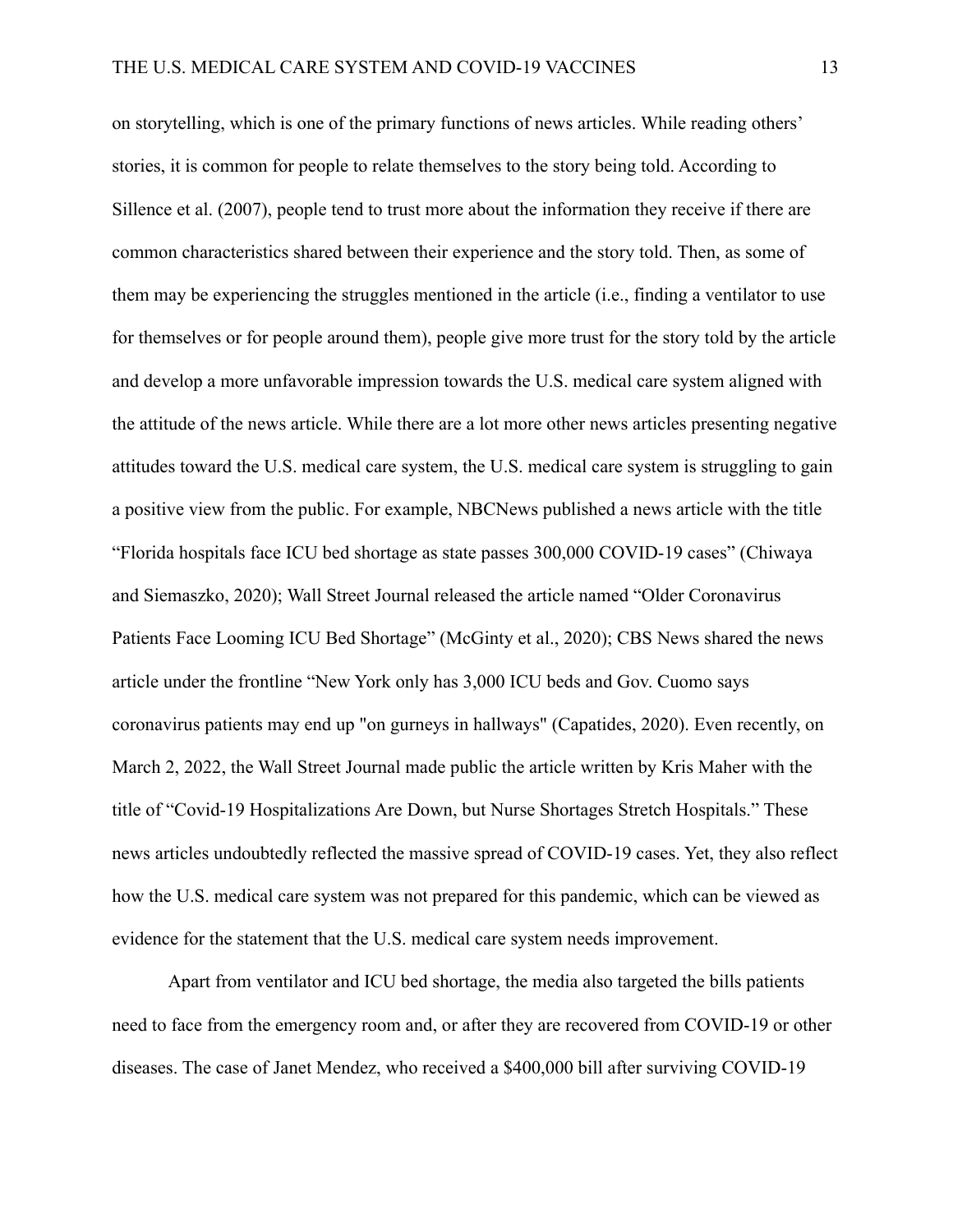on storytelling, which is one of the primary functions of news articles. While reading others' stories, it is common for people to relate themselves to the story being told. According to Sillence et al. (2007), people tend to trust more about the information they receive if there are common characteristics shared between their experience and the story told. Then, as some of them may be experiencing the struggles mentioned in the article (i.e., finding a ventilator to use for themselves or for people around them), people give more trust for the story told by the article and develop a more unfavorable impression towards the U.S. medical care system aligned with the attitude of the news article. While there are a lot more other news articles presenting negative attitudes toward the U.S. medical care system, the U.S. medical care system is struggling to gain a positive view from the public. For example, NBCNews published a news article with the title "Florida hospitals face ICU bed shortage as state passes 300,000 COVID-19 cases" (Chiwaya and Siemaszko, 2020); Wall Street Journal released the article named "Older Coronavirus Patients Face Looming ICU Bed Shortage" (McGinty et al., 2020); CBS News shared the news article under the frontline "New York only has 3,000 ICU beds and Gov. Cuomo says coronavirus patients may end up "on gurneys in hallways" (Capatides, 2020). Even recently, on March 2, 2022, the Wall Street Journal made public the article written by Kris Maher with the title of "Covid-19 Hospitalizations Are Down, but Nurse Shortages Stretch Hospitals." These news articles undoubtedly reflected the massive spread of COVID-19 cases. Yet, they also reflect how the U.S. medical care system was not prepared for this pandemic, which can be viewed as evidence for the statement that the U.S. medical care system needs improvement.

Apart from ventilator and ICU bed shortage, the media also targeted the bills patients need to face from the emergency room and, or after they are recovered from COVID-19 or other diseases. The case of Janet Mendez, who received a $400,000 bill after surviving COVID-19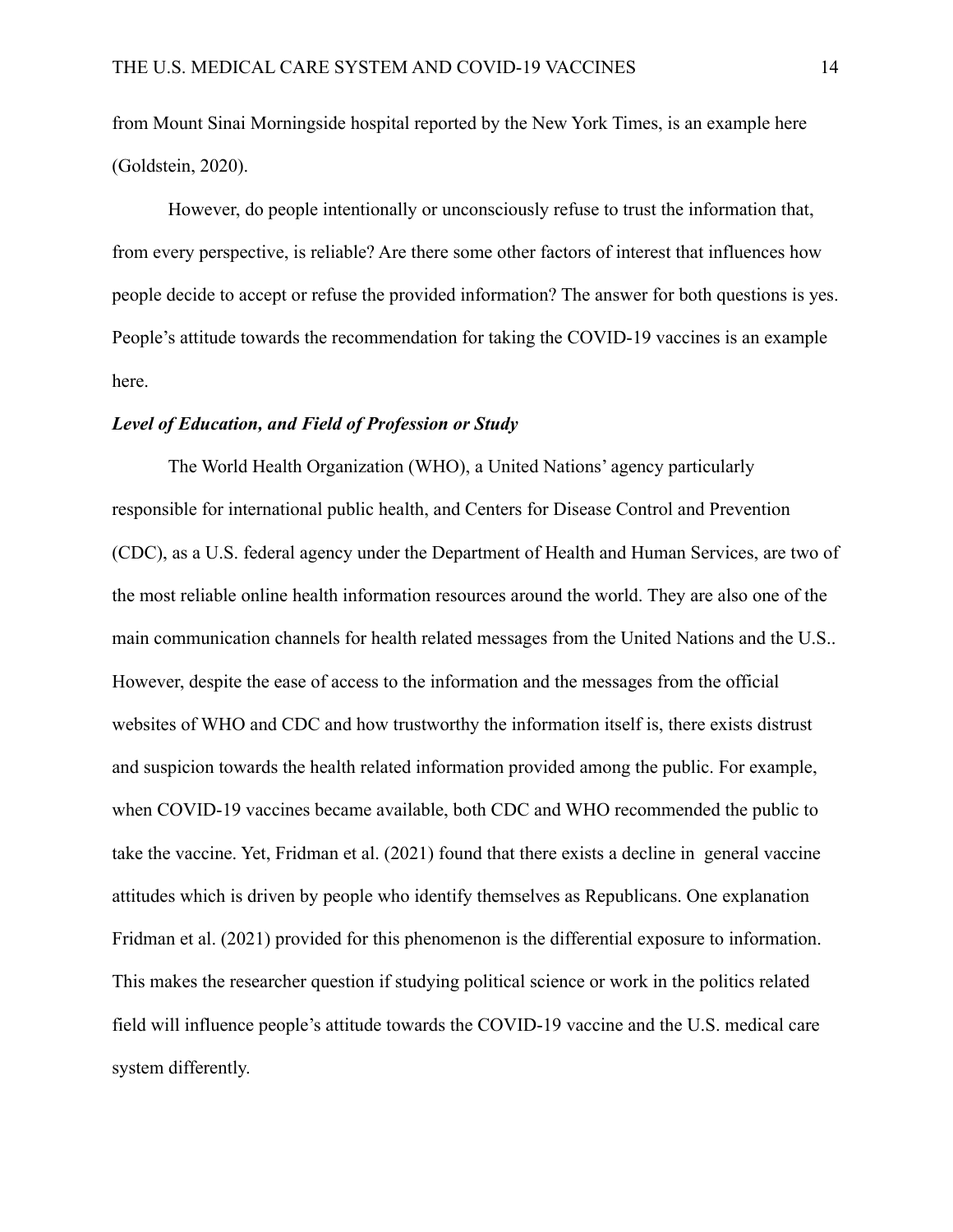from Mount Sinai Morningside hospital reported by the New York Times, is an example here (Goldstein, 2020).

However, do people intentionally or unconsciously refuse to trust the information that, from every perspective, is reliable? Are there some other factors of interest that influences how people decide to accept or refuse the provided information? The answer for both questions is yes. People's attitude towards the recommendation for taking the COVID-19 vaccines is an example here.

### *Level of Education, and Field of Profession or Study*

The World Health Organization (WHO), a United Nations' agency particularly responsible for international public health, and Centers for Disease Control and Prevention (CDC), as a U.S. federal agency under the Department of Health and Human Services, are two of the most reliable online health information resources around the world. They are also one of the main communication channels for health related messages from the United Nations and the U.S.. However, despite the ease of access to the information and the messages from the official websites of WHO and CDC and how trustworthy the information itself is, there exists distrust and suspicion towards the health related information provided among the public. For example, when COVID-19 vaccines became available, both CDC and WHO recommended the public to take the vaccine. Yet, Fridman et al. (2021) found that there exists a decline in general vaccine attitudes which is driven by people who identify themselves as Republicans. One explanation Fridman et al. (2021) provided for this phenomenon is the differential exposure to information. This makes the researcher question if studying political science or work in the politics related field will influence people's attitude towards the COVID-19 vaccine and the U.S. medical care system differently.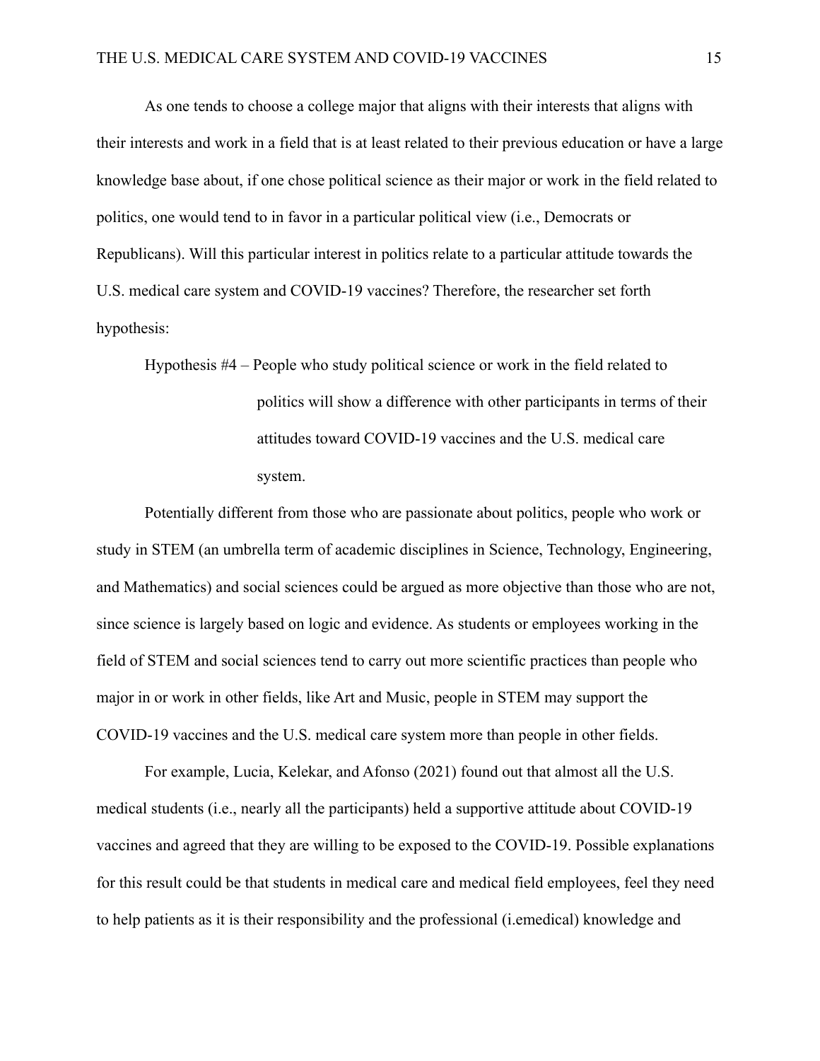As one tends to choose a college major that aligns with their interests that aligns with their interests and work in a field that is at least related to their previous education or have a large knowledge base about, if one chose political science as their major or work in the field related to politics, one would tend to in favor in a particular political view (i.e., Democrats or Republicans). Will this particular interest in politics relate to a particular attitude towards the U.S. medical care system and COVID-19 vaccines? Therefore, the researcher set forth hypothesis:

> Hypothesis #4 – People who study political science or work in the field related to politics will show a difference with other participants in terms of their attitudes toward COVID-19 vaccines and the U.S. medical care system.

Potentially different from those who are passionate about politics, people who work or study in STEM (an umbrella term of academic disciplines in Science, Technology, Engineering, and Mathematics) and social sciences could be argued as more objective than those who are not, since science is largely based on logic and evidence. As students or employees working in the field of STEM and social sciences tend to carry out more scientific practices than people who major in or work in other fields, like Art and Music, people in STEM may support the COVID-19 vaccines and the U.S. medical care system more than people in other fields.

For example, Lucia, Kelekar, and Afonso (2021) found out that almost all the U.S. medical students (i.e., nearly all the participants) held a supportive attitude about COVID-19 vaccines and agreed that they are willing to be exposed to the COVID-19. Possible explanations for this result could be that students in medical care and medical field employees, feel they need to help patients as it is their responsibility and the professional (i.emedical) knowledge and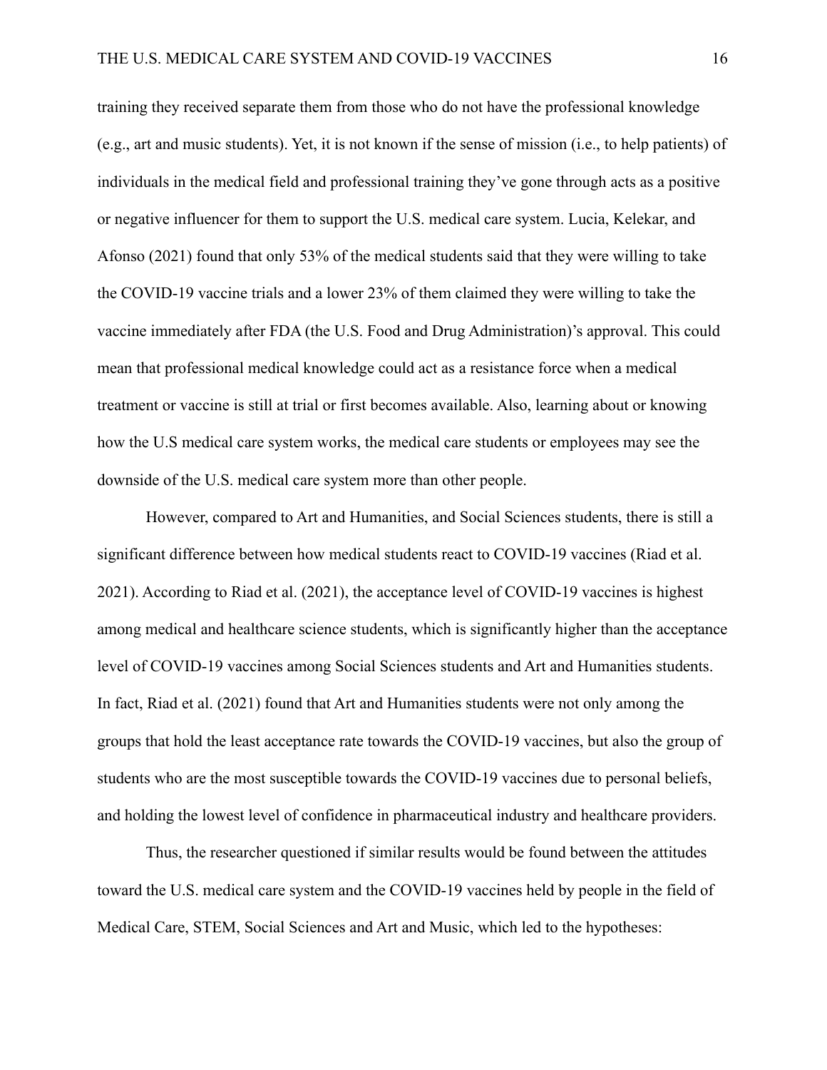training they received separate them from those who do not have the professional knowledge (e.g., art and music students). Yet, it is not known if the sense of mission (i.e., to help patients) of individuals in the medical field and professional training they've gone through acts as a positive or negative influencer for them to support the U.S. medical care system. Lucia, Kelekar, and Afonso (2021) found that only 53% of the medical students said that they were willing to take the COVID-19 vaccine trials and a lower 23% of them claimed they were willing to take the vaccine immediately after FDA (the U.S. Food and Drug Administration)'s approval. This could mean that professional medical knowledge could act as a resistance force when a medical treatment or vaccine is still at trial or first becomes available. Also, learning about or knowing how the U.S medical care system works, the medical care students or employees may see the downside of the U.S. medical care system more than other people.

However, compared to Art and Humanities, and Social Sciences students, there is still a significant difference between how medical students react to COVID-19 vaccines (Riad et al. 2021). According to Riad et al. (2021), the acceptance level of COVID-19 vaccines is highest among medical and healthcare science students, which is significantly higher than the acceptance level of COVID-19 vaccines among Social Sciences students and Art and Humanities students. In fact, Riad et al. (2021) found that Art and Humanities students were not only among the groups that hold the least acceptance rate towards the COVID-19 vaccines, but also the group of students who are the most susceptible towards the COVID-19 vaccines due to personal beliefs, and holding the lowest level of confidence in pharmaceutical industry and healthcare providers.

Thus, the researcher questioned if similar results would be found between the attitudes toward the U.S. medical care system and the COVID-19 vaccines held by people in the field of Medical Care, STEM, Social Sciences and Art and Music, which led to the hypotheses: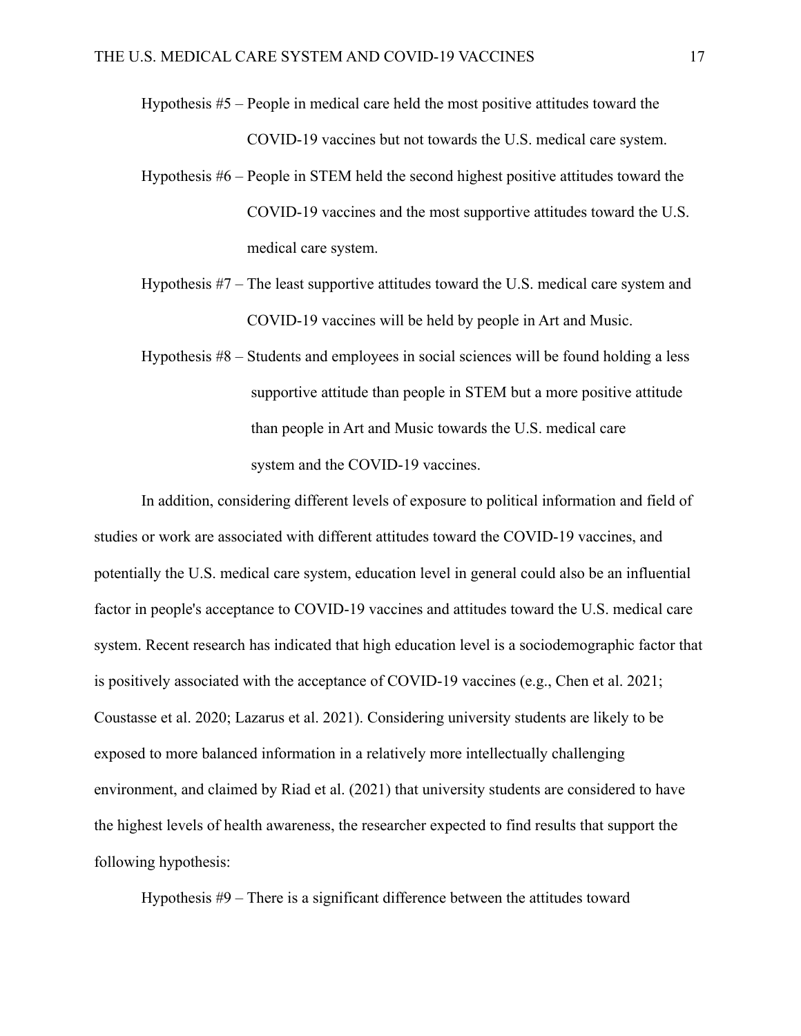Hypothesis #5 – People in medical care held the most positive attitudes toward the COVID-19 vaccines but not towards the U.S. medical care system.

Hypothesis #6 – People in STEM held the second highest positive attitudes toward the COVID-19 vaccines and the most supportive attitudes toward the U.S. medical care system.

Hypothesis #7 – The least supportive attitudes toward the U.S. medical care system and COVID-19 vaccines will be held by people in Art and Music.

Hypothesis #8 – Students and employees in social sciences will be found holding a less supportive attitude than people in STEM but a more positive attitude than people in Art and Music towards the U.S. medical care system and the COVID-19 vaccines.

In addition, considering different levels of exposure to political information and field of studies or work are associated with different attitudes toward the COVID-19 vaccines, and potentially the U.S. medical care system, education level in general could also be an influential factor in people's acceptance to COVID-19 vaccines and attitudes toward the U.S. medical care system. Recent research has indicated that high education level is a sociodemographic factor that is positively associated with the acceptance of COVID-19 vaccines (e.g., Chen et al. 2021; Coustasse et al. 2020; Lazarus et al. 2021). Considering university students are likely to be exposed to more balanced information in a relatively more intellectually challenging environment, and claimed by Riad et al. (2021) that university students are considered to have the highest levels of health awareness, the researcher expected to find results that support the following hypothesis:

Hypothesis #9 – There is a significant difference between the attitudes toward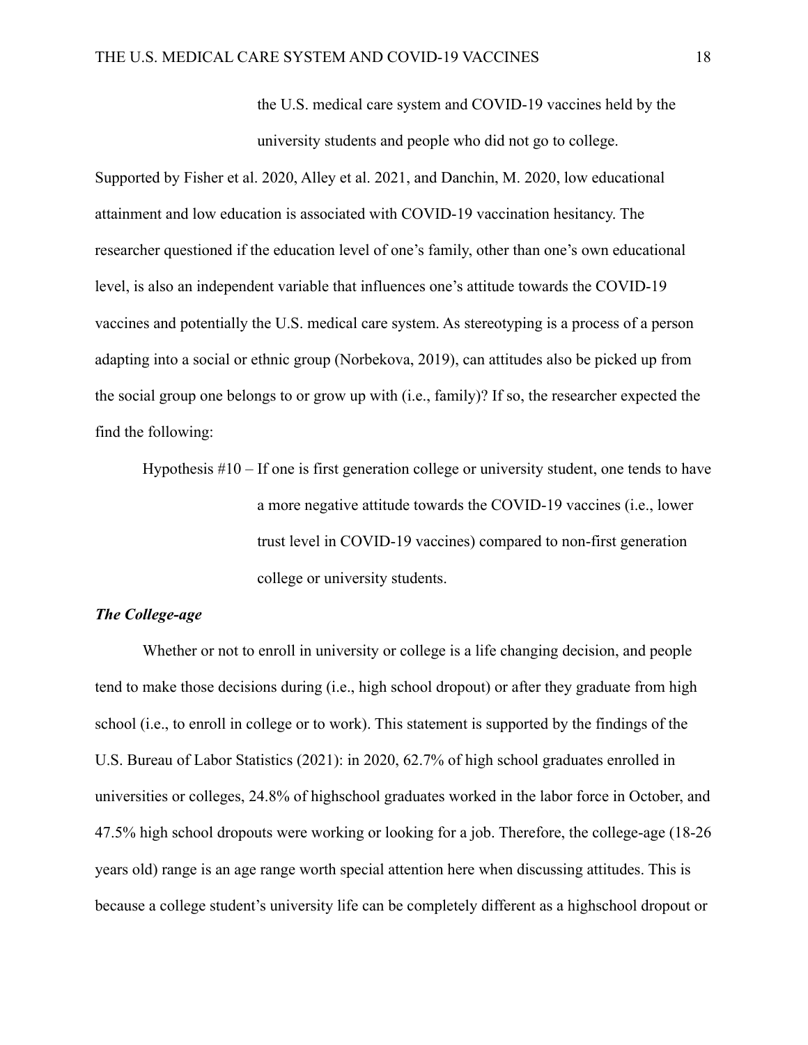the U.S. medical care system and COVID-19 vaccines held by the university students and people who did not go to college.

Supported by Fisher et al. 2020, Alley et al. 2021, and Danchin, M. 2020, low educational attainment and low education is associated with COVID-19 vaccination hesitancy. The researcher questioned if the education level of one's family, other than one's own educational level, is also an independent variable that influences one's attitude towards the COVID-19 vaccines and potentially the U.S. medical care system. As stereotyping is a process of a person adapting into a social or ethnic group (Norbekova, 2019), can attitudes also be picked up from the social group one belongs to or grow up with (i.e., family)? If so, the researcher expected the find the following:

Hypothesis #10 – If one is first generation college or university student, one tends to have a more negative attitude towards the COVID-19 vaccines (i.e., lower trust level in COVID-19 vaccines) compared to non-first generation college or university students.

***The College-age***

Whether or not to enroll in university or college is a life changing decision, and people tend to make those decisions during (i.e., high school dropout) or after they graduate from high school (i.e., to enroll in college or to work). This statement is supported by the findings of the U.S. Bureau of Labor Statistics (2021): in 2020, 62.7% of high school graduates enrolled in universities or colleges, 24.8% of highschool graduates worked in the labor force in October, and 47.5% high school dropouts were working or looking for a job. Therefore, the college-age (18-26 years old) range is an age range worth special attention here when discussing attitudes. This is because a college student's university life can be completely different as a highschool dropout or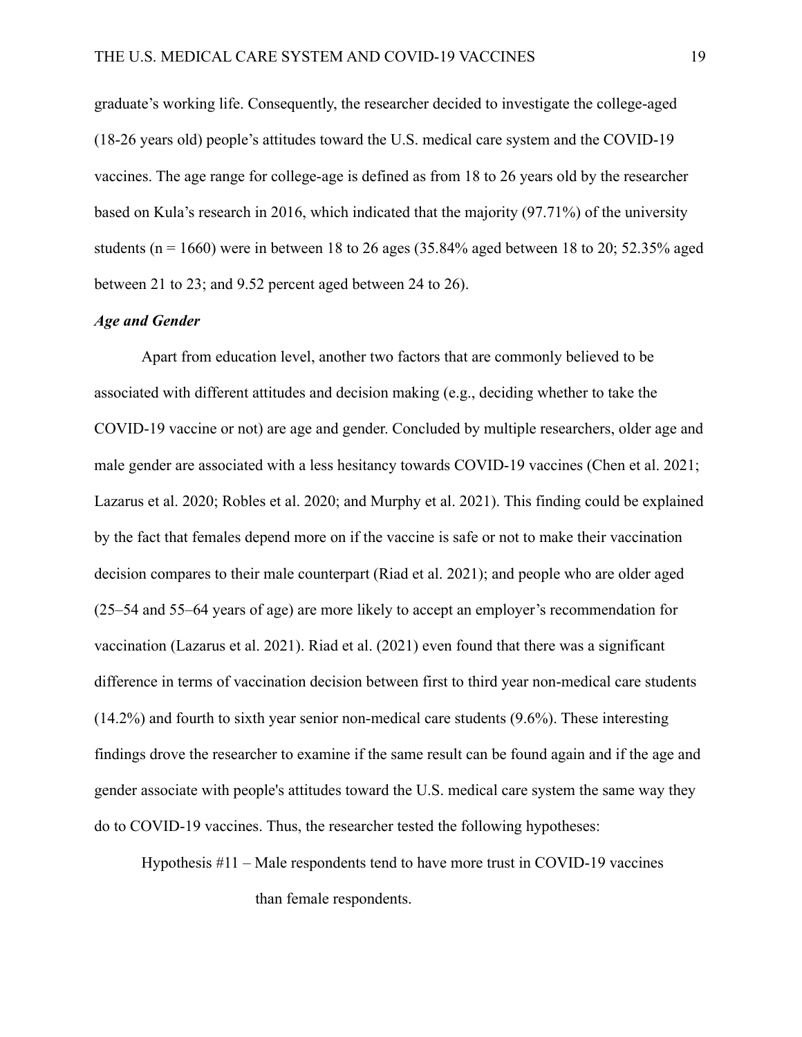graduate's working life. Consequently, the researcher decided to investigate the college-aged (18-26 years old) people's attitudes toward the U.S. medical care system and the COVID-19 vaccines. The age range for college-age is defined as from 18 to 26 years old by the researcher based on Kula's research in 2016, which indicated that the majority (97.71%) of the university students ($n = 1660$) were in between 18 to 26 ages (35.84% aged between 18 to 20; 52.35% aged between 21 to 23; and 9.52 percent aged between 24 to 26).

### *Age and Gender*

Apart from education level, another two factors that are commonly believed to be associated with different attitudes and decision making (e.g., deciding whether to take the COVID-19 vaccine or not) are age and gender. Concluded by multiple researchers, older age and male gender are associated with a less hesitancy towards COVID-19 vaccines (Chen et al. 2021; Lazarus et al. 2020; Robles et al. 2020; and Murphy et al. 2021). This finding could be explained by the fact that females depend more on if the vaccine is safe or not to make their vaccination decision compares to their male counterpart (Riad et al. 2021); and people who are older aged (25–54 and 55–64 years of age) are more likely to accept an employer's recommendation for vaccination (Lazarus et al. 2021). Riad et al. (2021) even found that there was a significant difference in terms of vaccination decision between first to third year non-medical care students (14.2%) and fourth to sixth year senior non-medical care students (9.6%). These interesting findings drove the researcher to examine if the same result can be found again and if the age and gender associate with people's attitudes toward the U.S. medical care system the same way they do to COVID-19 vaccines. Thus, the researcher tested the following hypotheses:

Hypothesis #11 – Male respondents tend to have more trust in COVID-19 vaccines than female respondents.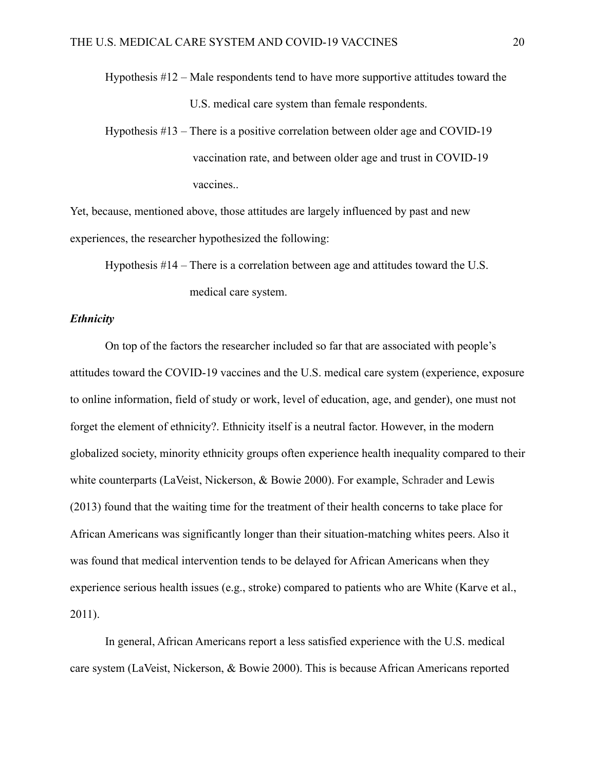Hypothesis #12 – Male respondents tend to have more supportive attitudes toward the U.S. medical care system than female respondents.

Hypothesis #13 – There is a positive correlation between older age and COVID-19 vaccination rate, and between older age and trust in COVID-19 vaccines..

Yet, because, mentioned above, those attitudes are largely influenced by past and new experiences, the researcher hypothesized the following:

Hypothesis #14 – There is a correlation between age and attitudes toward the U.S. medical care system.

### *Ethnicity*

On top of the factors the researcher included so far that are associated with people's attitudes toward the COVID-19 vaccines and the U.S. medical care system (experience, exposure to online information, field of study or work, level of education, age, and gender), one must not forget the element of ethnicity?. Ethnicity itself is a neutral factor. However, in the modern globalized society, minority ethnicity groups often experience health inequality compared to their white counterparts (LaVeist, Nickerson, & Bowie 2000). For example, Schrader and Lewis (2013) found that the waiting time for the treatment of their health concerns to take place for African Americans was significantly longer than their situation-matching whites peers. Also it was found that medical intervention tends to be delayed for African Americans when they experience serious health issues (e.g., stroke) compared to patients who are White (Karve et al., 2011).

In general, African Americans report a less satisfied experience with the U.S. medical care system (LaVeist, Nickerson, & Bowie 2000). This is because African Americans reported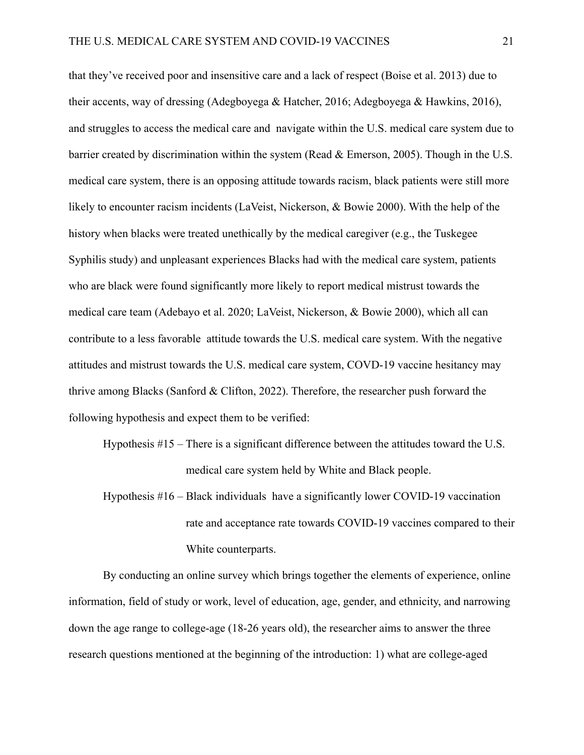that they've received poor and insensitive care and a lack of respect (Boise et al. 2013) due to their accents, way of dressing (Adegboyega & Hatcher, 2016; Adegboyega & Hawkins, 2016), and struggles to access the medical care and navigate within the U.S. medical care system due to barrier created by discrimination within the system (Read & Emerson, 2005). Though in the U.S. medical care system, there is an opposing attitude towards racism, black patients were still more likely to encounter racism incidents (LaVeist, Nickerson, & Bowie 2000). With the help of the history when blacks were treated unethically by the medical caregiver (e.g., the Tuskegee Syphilis study) and unpleasant experiences Blacks had with the medical care system, patients who are black were found significantly more likely to report medical mistrust towards the medical care team (Adebayo et al. 2020; LaVeist, Nickerson, & Bowie 2000), which all can contribute to a less favorable attitude towards the U.S. medical care system. With the negative attitudes and mistrust towards the U.S. medical care system, COVD-19 vaccine hesitancy may thrive among Blacks (Sanford & Clifton, 2022). Therefore, the researcher push forward the following hypothesis and expect them to be verified:

Hypothesis #15 – There is a significant difference between the attitudes toward the U.S. medical care system held by White and Black people.

Hypothesis #16 – Black individuals have a significantly lower COVID-19 vaccination rate and acceptance rate towards COVID-19 vaccines compared to their White counterparts.

By conducting an online survey which brings together the elements of experience, online information, field of study or work, level of education, age, gender, and ethnicity, and narrowing down the age range to college-age (18-26 years old), the researcher aims to answer the three research questions mentioned at the beginning of the introduction: 1) what are college-aged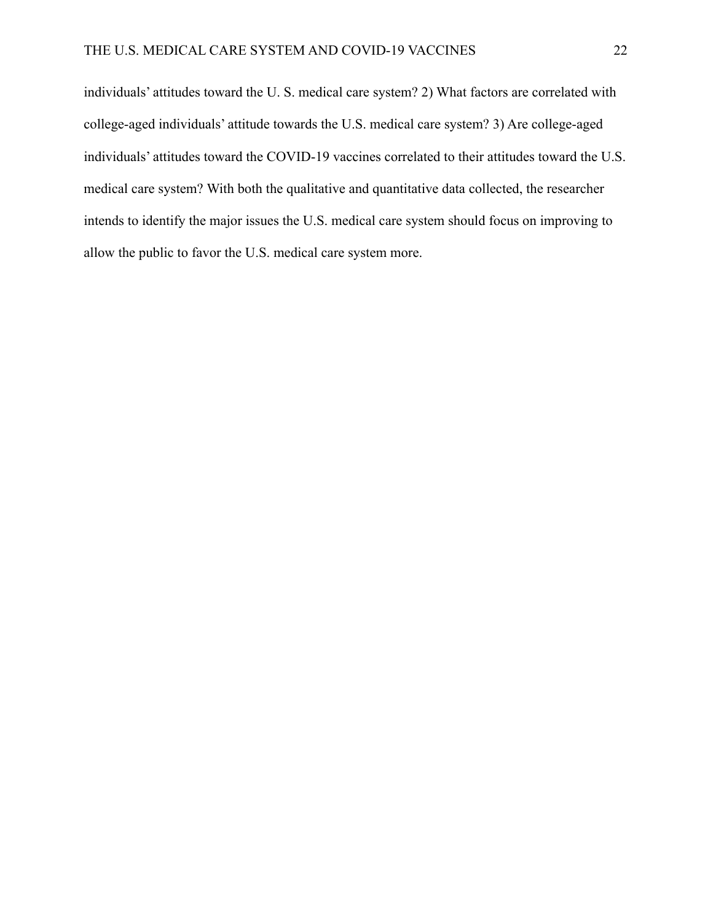individuals' attitudes toward the U. S. medical care system? 2) What factors are correlated with college-aged individuals' attitude towards the U.S. medical care system? 3) Are college-aged individuals' attitudes toward the COVID-19 vaccines correlated to their attitudes toward the U.S. medical care system? With both the qualitative and quantitative data collected, the researcher intends to identify the major issues the U.S. medical care system should focus on improving to allow the public to favor the U.S. medical care system more.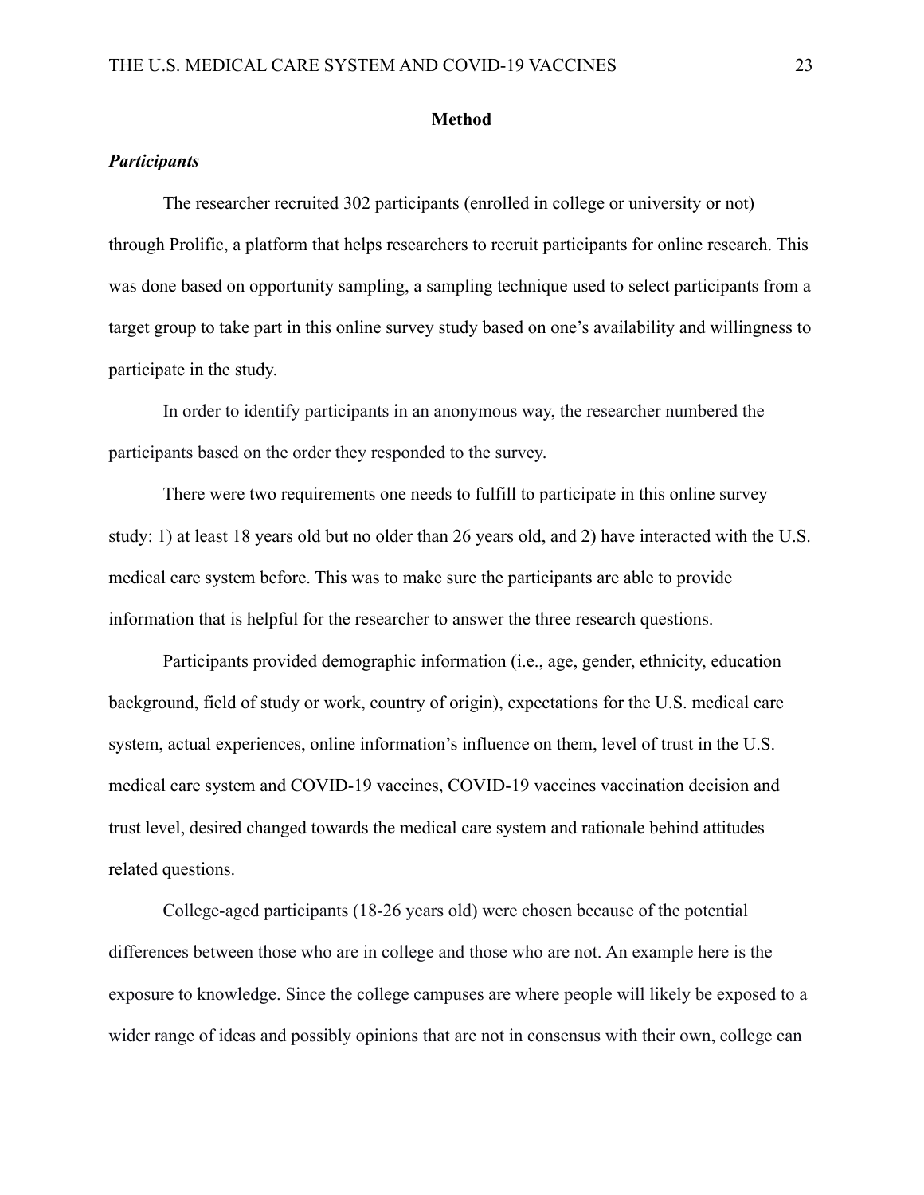## Method

### *Participants*

The researcher recruited 302 participants (enrolled in college or university or not) through Prolific, a platform that helps researchers to recruit participants for online research. This was done based on opportunity sampling, a sampling technique used to select participants from a target group to take part in this online survey study based on one's availability and willingness to participate in the study.

In order to identify participants in an anonymous way, the researcher numbered the participants based on the order they responded to the survey.

There were two requirements one needs to fulfill to participate in this online survey study: 1) at least 18 years old but no older than 26 years old, and 2) have interacted with the U.S. medical care system before. This was to make sure the participants are able to provide information that is helpful for the researcher to answer the three research questions.

Participants provided demographic information (i.e., age, gender, ethnicity, education background, field of study or work, country of origin), expectations for the U.S. medical care system, actual experiences, online information's influence on them, level of trust in the U.S. medical care system and COVID-19 vaccines, COVID-19 vaccines vaccination decision and trust level, desired changed towards the medical care system and rationale behind attitudes related questions.

College-aged participants (18-26 years old) were chosen because of the potential differences between those who are in college and those who are not. An example here is the exposure to knowledge. Since the college campuses are where people will likely be exposed to a wider range of ideas and possibly opinions that are not in consensus with their own, college can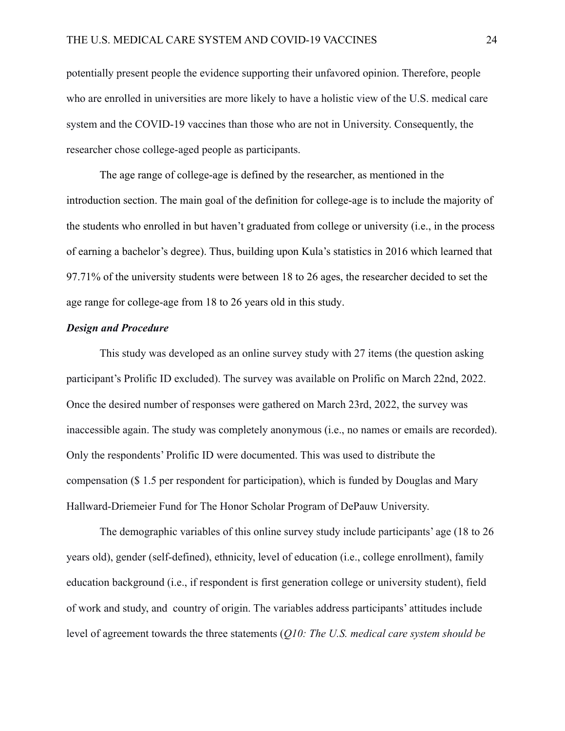potentially present people the evidence supporting their unfavored opinion. Therefore, people who are enrolled in universities are more likely to have a holistic view of the U.S. medical care system and the COVID-19 vaccines than those who are not in University. Consequently, the researcher chose college-aged people as participants.

The age range of college-age is defined by the researcher, as mentioned in the introduction section. The main goal of the definition for college-age is to include the majority of the students who enrolled in but haven't graduated from college or university (i.e., in the process of earning a bachelor's degree). Thus, building upon Kula's statistics in 2016 which learned that 97.71% of the university students were between 18 to 26 ages, the researcher decided to set the age range for college-age from 18 to 26 years old in this study.

***Design and Procedure***

This study was developed as an online survey study with 27 items (the question asking participant's Prolific ID excluded). The survey was available on Prolific on March 22nd, 2022. Once the desired number of responses were gathered on March 23rd, 2022, the survey was inaccessible again. The study was completely anonymous (i.e., no names or emails are recorded). Only the respondents' Prolific ID were documented. This was used to distribute the compensation ($ 1.5 per respondent for participation), which is funded by Douglas and Mary Hallward-Driemeier Fund for The Honor Scholar Program of DePauw University.

The demographic variables of this online survey study include participants' age (18 to 26 years old), gender (self-defined), ethnicity, level of education (i.e., college enrollment), family education background (i.e., if respondent is first generation college or university student), field of work and study, and country of origin. The variables address participants' attitudes include level of agreement towards the three statements (*Q10: The U.S. medical care system should be*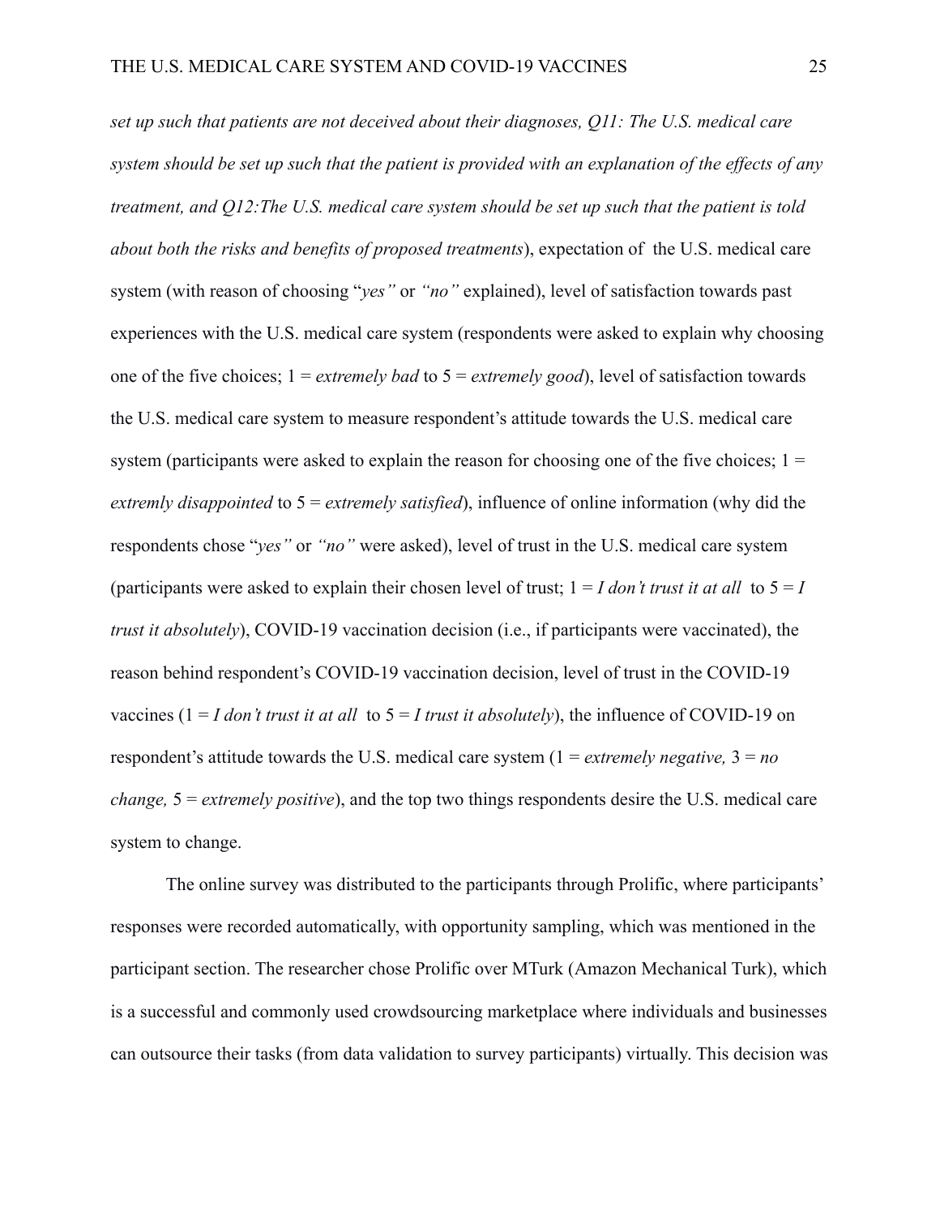*set up such that patients are not deceived about their diagnoses, Q11: The U.S. medical care system should be set up such that the patient is provided with an explanation of the effects of any treatment, and Q12:The U.S. medical care system should be set up such that the patient is told about both the risks and benefits of proposed treatments*), expectation of the U.S. medical care system (with reason of choosing "*yes"* or *"no"* explained), level of satisfaction towards past experiences with the U.S. medical care system (respondents were asked to explain why choosing one of the five choices; 1 = *extremely bad* to 5 = *extremely good*), level of satisfaction towards the U.S. medical care system to measure respondent's attitude towards the U.S. medical care system (participants were asked to explain the reason for choosing one of the five choices; 1 = *extremly disappointed* to 5 = *extremely satisfied*), influence of online information (why did the respondents chose "*yes"* or *"no"* were asked), level of trust in the U.S. medical care system (participants were asked to explain their chosen level of trust; 1 = *I don't trust it at all* to 5 = *I trust it absolutely*), COVID-19 vaccination decision (i.e., if participants were vaccinated), the reason behind respondent's COVID-19 vaccination decision, level of trust in the COVID-19 vaccines (1 = *I don't trust it at all* to 5 = *I trust it absolutely*), the influence of COVID-19 on respondent's attitude towards the U.S. medical care system (1 = *extremely negative,* 3 = *no change,* 5 = *extremely positive*), and the top two things respondents desire the U.S. medical care system to change.

The online survey was distributed to the participants through Prolific, where participants' responses were recorded automatically, with opportunity sampling, which was mentioned in the participant section. The researcher chose Prolific over MTurk (Amazon Mechanical Turk), which is a successful and commonly used crowdsourcing marketplace where individuals and businesses can outsource their tasks (from data validation to survey participants) virtually. This decision was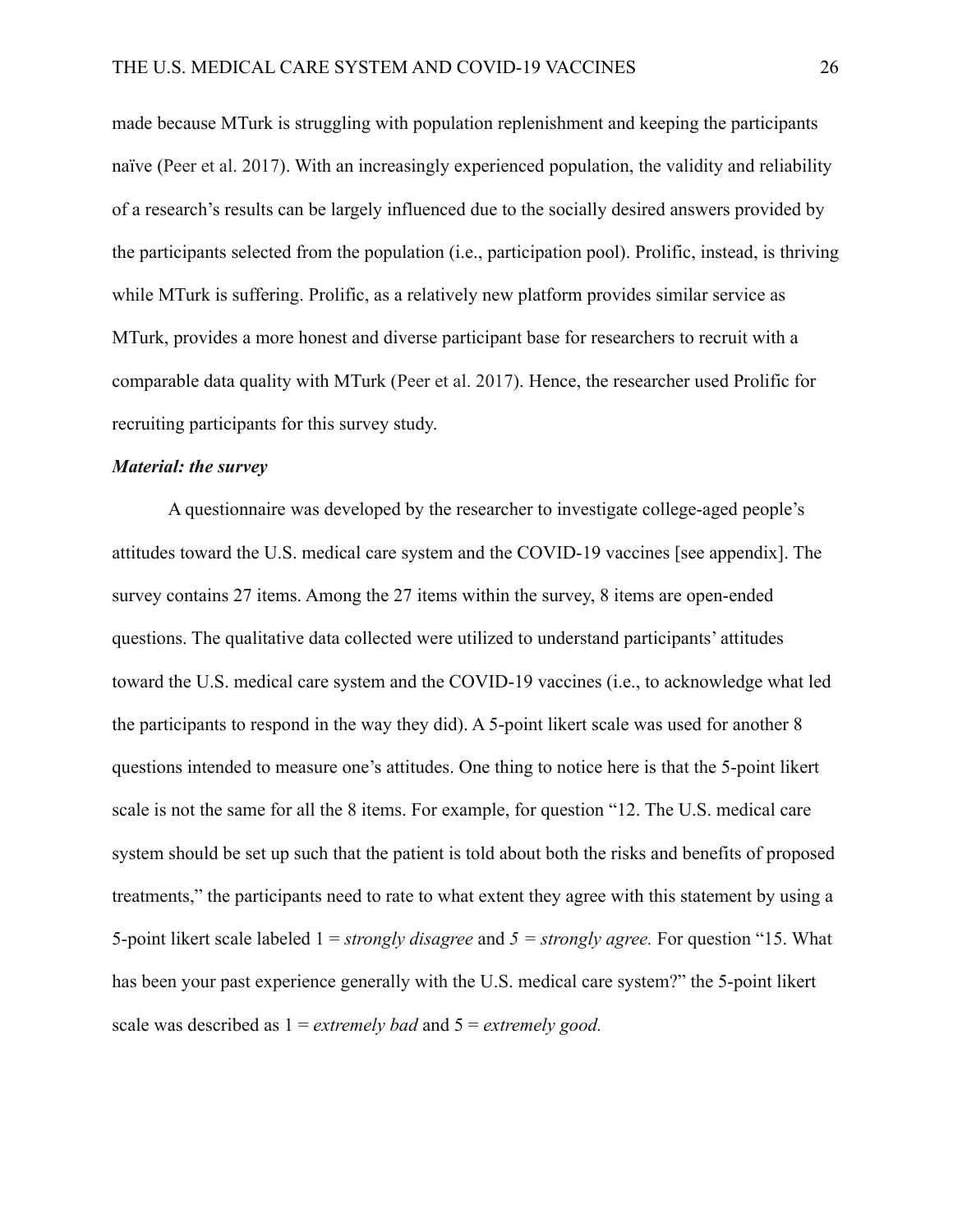made because MTurk is struggling with population replenishment and keeping the participants naïve (Peer et al. 2017). With an increasingly experienced population, the validity and reliability of a research's results can be largely influenced due to the socially desired answers provided by the participants selected from the population (i.e., participation pool). Prolific, instead, is thriving while MTurk is suffering. Prolific, as a relatively new platform provides similar service as MTurk, provides a more honest and diverse participant base for researchers to recruit with a comparable data quality with MTurk (Peer et al. 2017). Hence, the researcher used Prolific for recruiting participants for this survey study.

***Material: the survey***

A questionnaire was developed by the researcher to investigate college-aged people's attitudes toward the U.S. medical care system and the COVID-19 vaccines [see appendix]. The survey contains 27 items. Among the 27 items within the survey, 8 items are open-ended questions. The qualitative data collected were utilized to understand participants' attitudes toward the U.S. medical care system and the COVID-19 vaccines (i.e., to acknowledge what led the participants to respond in the way they did). A 5-point likert scale was used for another 8 questions intended to measure one's attitudes. One thing to notice here is that the 5-point likert scale is not the same for all the 8 items. For example, for question "12. The U.S. medical care system should be set up such that the patient is told about both the risks and benefits of proposed treatments," the participants need to rate to what extent they agree with this statement by using a 5-point likert scale labeled 1 = *strongly disagree* and *5 = strongly agree.* For question "15. What has been your past experience generally with the U.S. medical care system?" the 5-point likert scale was described as 1 = *extremely bad* and 5 = *extremely good.*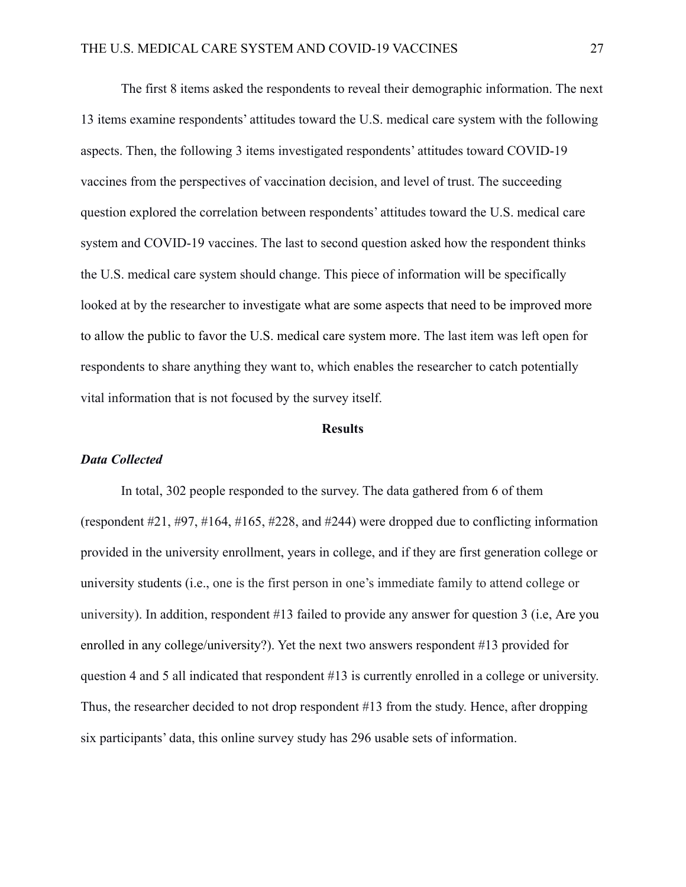The first 8 items asked the respondents to reveal their demographic information. The next 13 items examine respondents' attitudes toward the U.S. medical care system with the following aspects. Then, the following 3 items investigated respondents' attitudes toward COVID-19 vaccines from the perspectives of vaccination decision, and level of trust. The succeeding question explored the correlation between respondents' attitudes toward the U.S. medical care system and COVID-19 vaccines. The last to second question asked how the respondent thinks the U.S. medical care system should change. This piece of information will be specifically looked at by the researcher to investigate what are some aspects that need to be improved more to allow the public to favor the U.S. medical care system more. The last item was left open for respondents to share anything they want to, which enables the researcher to catch potentially vital information that is not focused by the survey itself.

## Results

### *Data Collected*

In total, 302 people responded to the survey. The data gathered from 6 of them (respondent #21, #97, #164, #165, #228, and #244) were dropped due to conflicting information provided in the university enrollment, years in college, and if they are first generation college or university students (i.e., one is the first person in one's immediate family to attend college or university). In addition, respondent #13 failed to provide any answer for question 3 (i.e, Are you enrolled in any college/university?). Yet the next two answers respondent #13 provided for question 4 and 5 all indicated that respondent #13 is currently enrolled in a college or university. Thus, the researcher decided to not drop respondent #13 from the study. Hence, after dropping six participants' data, this online survey study has 296 usable sets of information.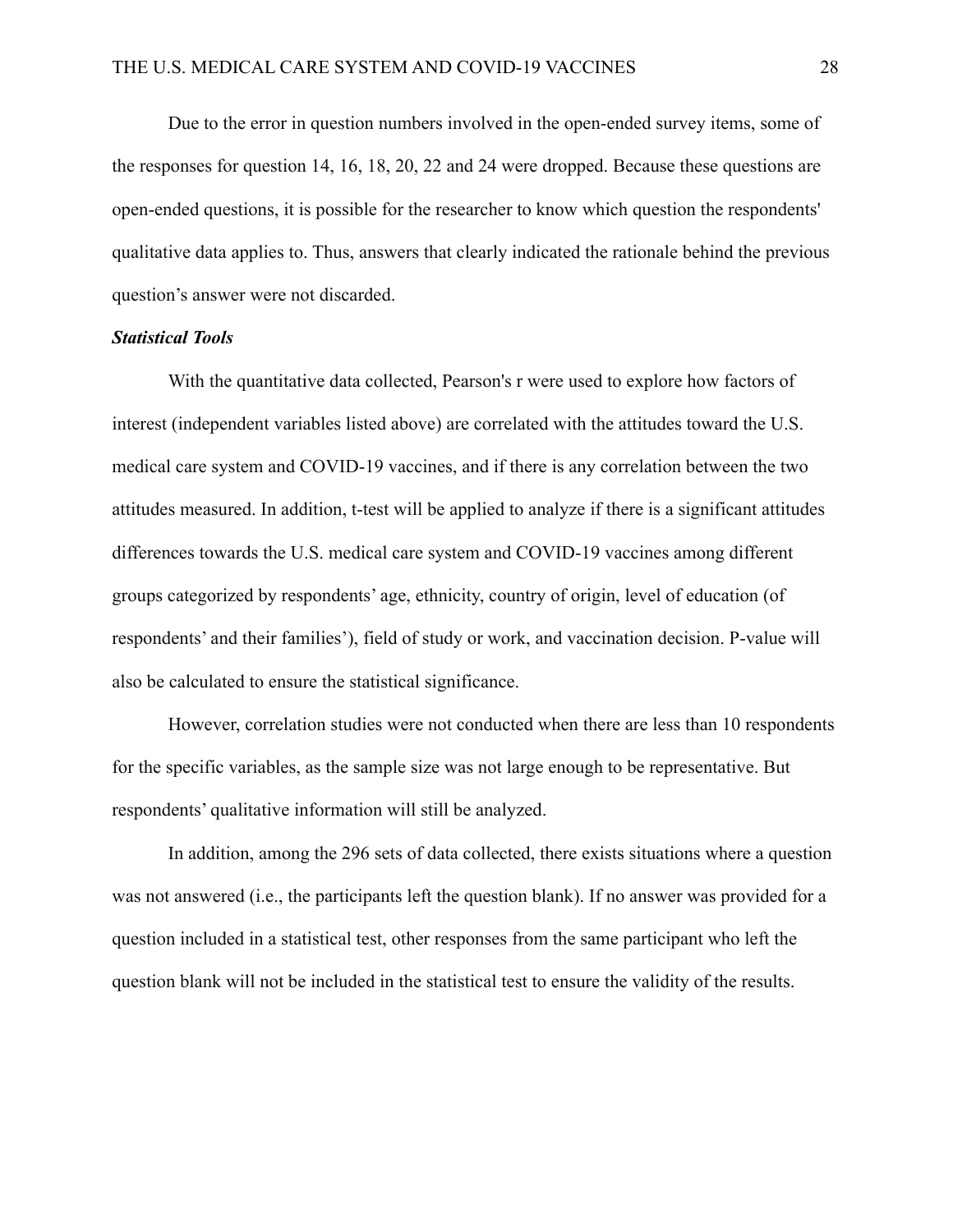Due to the error in question numbers involved in the open-ended survey items, some of the responses for question 14, 16, 18, 20, 22 and 24 were dropped. Because these questions are open-ended questions, it is possible for the researcher to know which question the respondents' qualitative data applies to. Thus, answers that clearly indicated the rationale behind the previous question's answer were not discarded.

***Statistical Tools***

With the quantitative data collected, Pearson's r were used to explore how factors of interest (independent variables listed above) are correlated with the attitudes toward the U.S. medical care system and COVID-19 vaccines, and if there is any correlation between the two attitudes measured. In addition, t-test will be applied to analyze if there is a significant attitudes differences towards the U.S. medical care system and COVID-19 vaccines among different groups categorized by respondents' age, ethnicity, country of origin, level of education (of respondents' and their families'), field of study or work, and vaccination decision. P-value will also be calculated to ensure the statistical significance.

However, correlation studies were not conducted when there are less than 10 respondents for the specific variables, as the sample size was not large enough to be representative. But respondents' qualitative information will still be analyzed.

In addition, among the 296 sets of data collected, there exists situations where a question was not answered (i.e., the participants left the question blank). If no answer was provided for a question included in a statistical test, other responses from the same participant who left the question blank will not be included in the statistical test to ensure the validity of the results.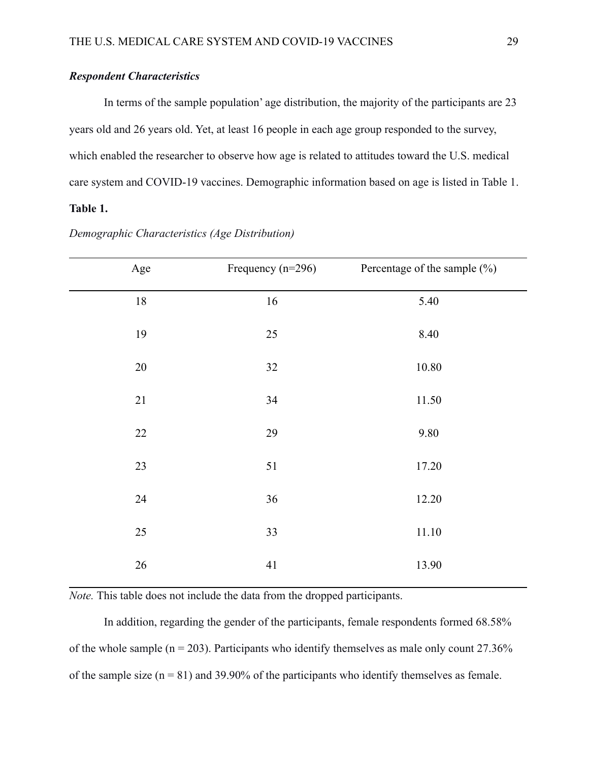***Respondent Characteristics***

In terms of the sample population' age distribution, the majority of the participants are 23 years old and 26 years old. Yet, at least 16 people in each age group responded to the survey, which enabled the researcher to observe how age is related to attitudes toward the U.S. medical care system and COVID-19 vaccines. Demographic information based on age is listed in Table 1.

**Table 1.**

*Demographic Characteristics (Age Distribution)*

| Age | Frequency (n=296) | Percentage of the sample (%) |
|---|---|---|
| 18 | 16 | 5.40 |
| 19 | 25 | 8.40 |
| 20 | 32 | 10.80 |
| 21 | 34 | 11.50 |
| 22 | 29 | 9.80 |
| 23 | 51 | 17.20 |
| 24 | 36 | 12.20 |
| 25 | 33 | 11.10 |
| 26 | 41 | 13.90 |

*Note.* This table does not include the data from the dropped participants.

In addition, regarding the gender of the participants, female respondents formed 68.58% of the whole sample (n = 203). Participants who identify themselves as male only count 27.36% of the sample size (n = 81) and 39.90% of the participants who identify themselves as female.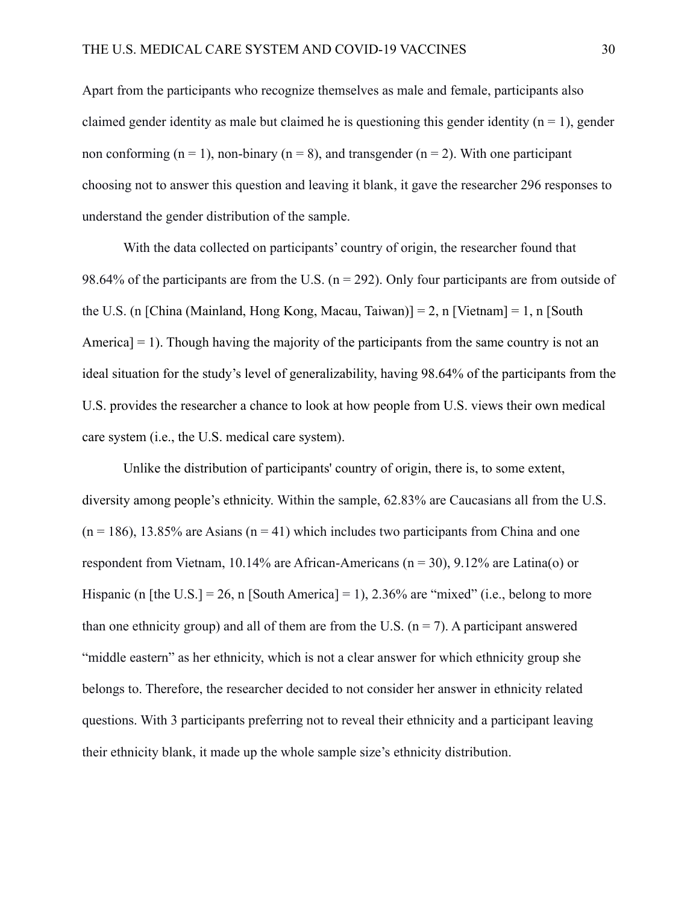Apart from the participants who recognize themselves as male and female, participants also claimed gender identity as male but claimed he is questioning this gender identity (n = 1), gender non conforming (n = 1), non-binary (n = 8), and transgender (n = 2). With one participant choosing not to answer this question and leaving it blank, it gave the researcher 296 responses to understand the gender distribution of the sample.

With the data collected on participants' country of origin, the researcher found that 98.64% of the participants are from the U.S. (n = 292). Only four participants are from outside of the U.S. (n [China (Mainland, Hong Kong, Macau, Taiwan)] = 2, n [Vietnam] = 1, n [South America] = 1). Though having the majority of the participants from the same country is not an ideal situation for the study's level of generalizability, having 98.64% of the participants from the U.S. provides the researcher a chance to look at how people from U.S. views their own medical care system (i.e., the U.S. medical care system).

Unlike the distribution of participants' country of origin, there is, to some extent, diversity among people's ethnicity. Within the sample, 62.83% are Caucasians all from the U.S. (n = 186), 13.85% are Asians (n = 41) which includes two participants from China and one respondent from Vietnam, 10.14% are African-Americans (n = 30), 9.12% are Latina(o) or Hispanic (n [the U.S.] = 26, n [South America] = 1), 2.36% are "mixed" (i.e., belong to more than one ethnicity group) and all of them are from the U.S. (n = 7). A participant answered "middle eastern" as her ethnicity, which is not a clear answer for which ethnicity group she belongs to. Therefore, the researcher decided to not consider her answer in ethnicity related questions. With 3 participants preferring not to reveal their ethnicity and a participant leaving their ethnicity blank, it made up the whole sample size's ethnicity distribution.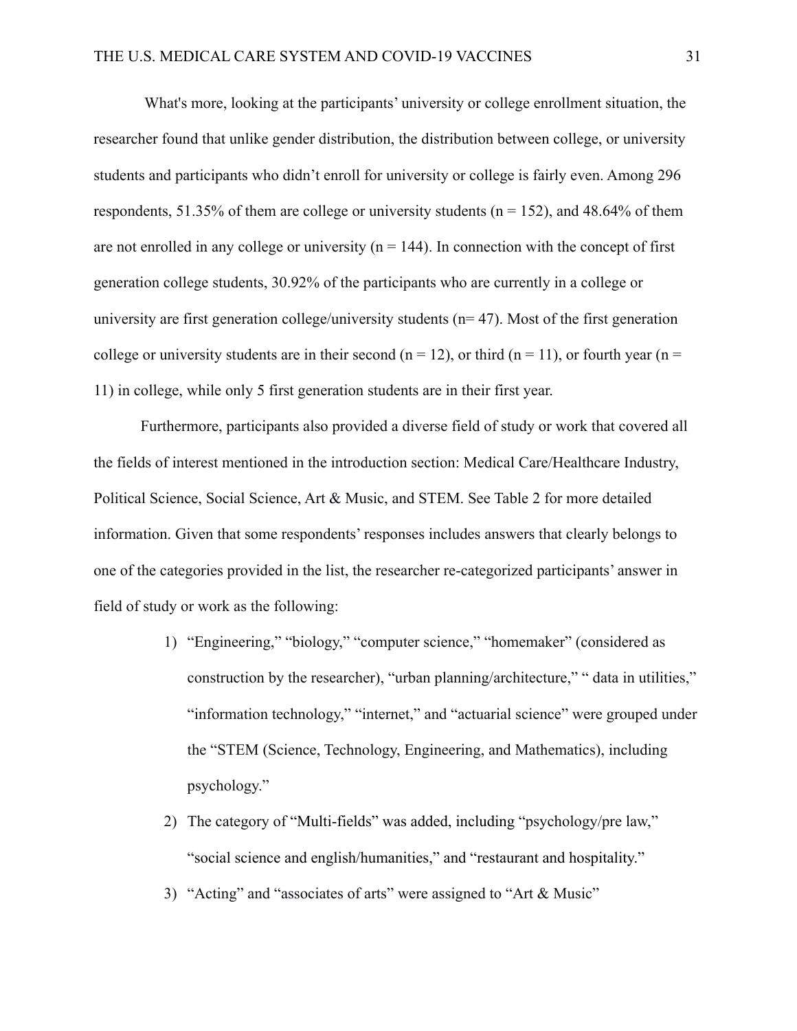What's more, looking at the participants' university or college enrollment situation, the researcher found that unlike gender distribution, the distribution between college, or university students and participants who didn't enroll for university or college is fairly even. Among 296 respondents, 51.35% of them are college or university students (n = 152), and 48.64% of them are not enrolled in any college or university (n = 144). In connection with the concept of first generation college students, 30.92% of the participants who are currently in a college or university are first generation college/university students (n= 47). Most of the first generation college or university students are in their second (n = 12), or third (n = 11), or fourth year (n = 11) in college, while only 5 first generation students are in their first year.

Furthermore, participants also provided a diverse field of study or work that covered all the fields of interest mentioned in the introduction section: Medical Care/Healthcare Industry, Political Science, Social Science, Art & Music, and STEM. See Table 2 for more detailed information. Given that some respondents' responses includes answers that clearly belongs to one of the categories provided in the list, the researcher re-categorized participants' answer in field of study or work as the following:

1) "Engineering," "biology," "computer science," "homemaker" (considered as construction by the researcher), "urban planning/architecture," " data in utilities," "information technology," "internet," and "actuarial science" were grouped under the "STEM (Science, Technology, Engineering, and Mathematics), including psychology."
2) The category of "Multi-fields" was added, including "psychology/pre law," "social science and english/humanities," and "restaurant and hospitality."
3) "Acting" and "associates of arts" were assigned to "Art & Music"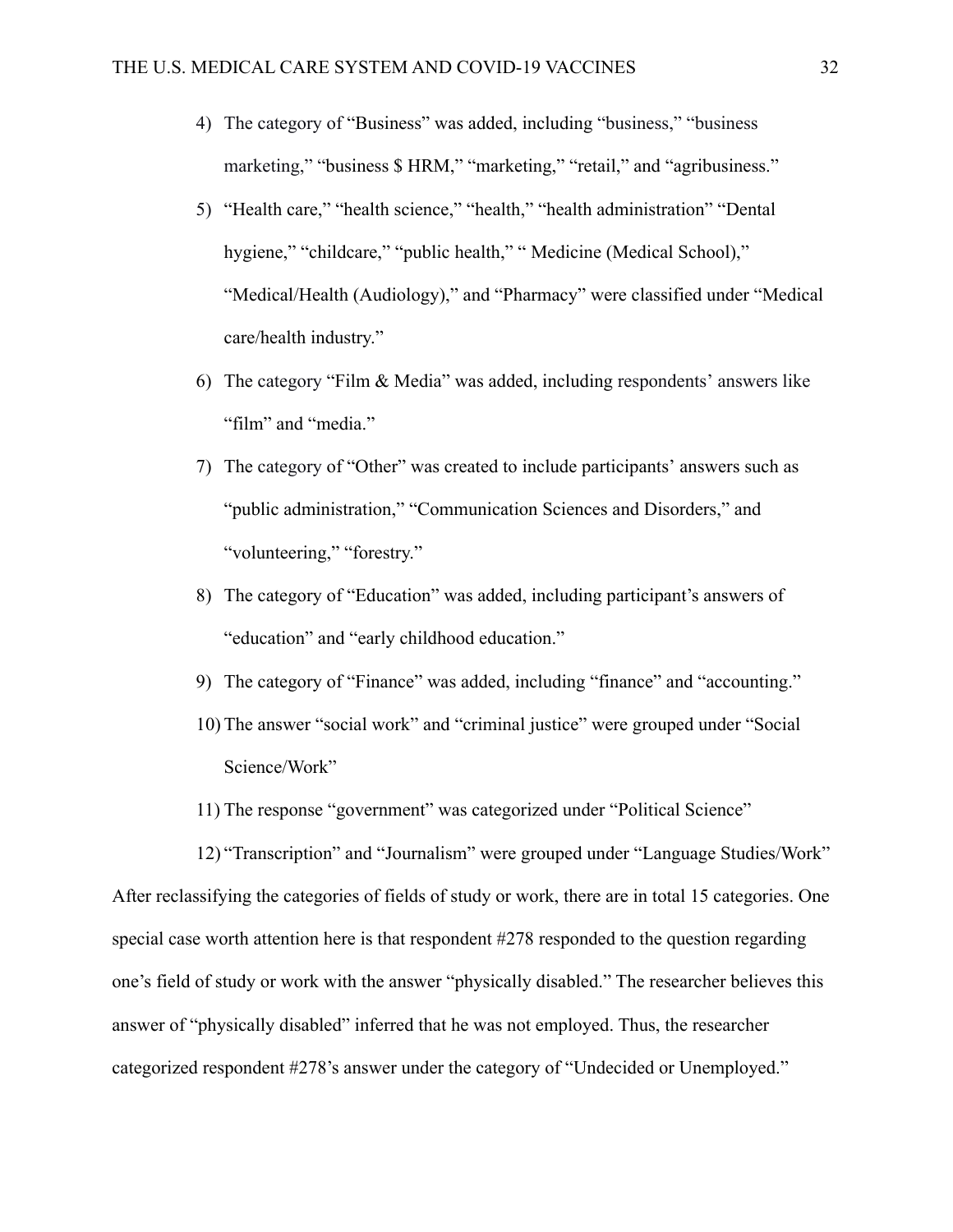4) The category of “Business” was added, including “business,” “business marketing,” “business $ HRM,” “marketing,” “retail,” and “agribusiness.”
5) “Health care,” “health science,” “health,” “health administration” “Dental hygiene,” “childcare,” “public health,” “ Medicine (Medical School),” “Medical/Health (Audiology),” and “Pharmacy” were classified under “Medical care/health industry.”
6) The category “Film & Media” was added, including respondents’ answers like “film” and “media.”
7) The category of “Other” was created to include participants’ answers such as “public administration,” “Communication Sciences and Disorders,” and “volunteering,” “forestry.”
8) The category of “Education” was added, including participant’s answers of “education” and “early childhood education.”
9) The category of “Finance” was added, including “finance” and “accounting.”
10) The answer “social work” and “criminal justice” were grouped under “Social Science/Work”
11) The response “government” was categorized under “Political Science”
12) “Transcription” and “Journalism” were grouped under “Language Studies/Work”

After reclassifying the categories of fields of study or work, there are in total 15 categories. One special case worth attention here is that respondent #278 responded to the question regarding one’s field of study or work with the answer “physically disabled.” The researcher believes this answer of “physically disabled” inferred that he was not employed. Thus, the researcher categorized respondent #278’s answer under the category of “Undecided or Unemployed.”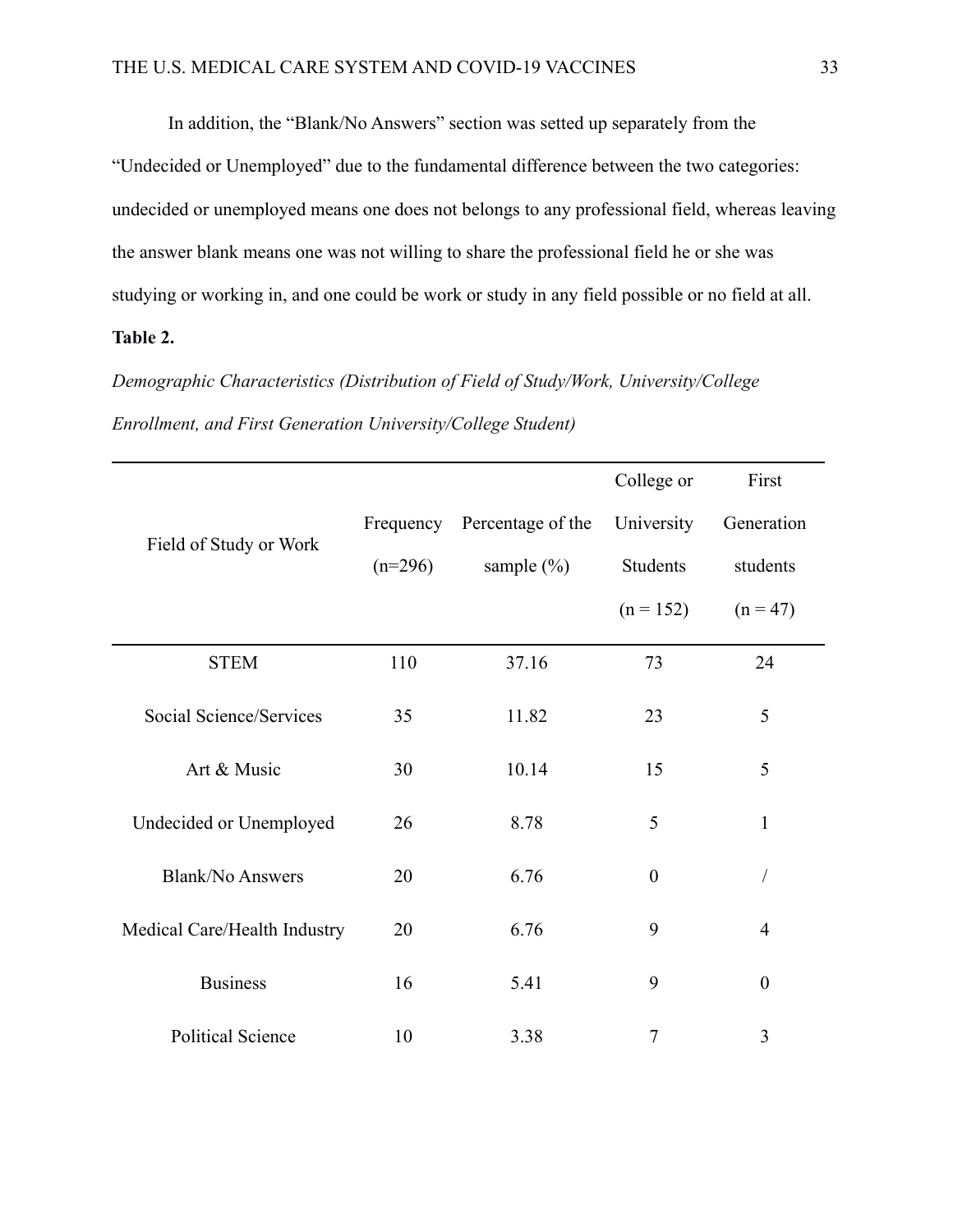In addition, the “Blank/No Answers” section was setted up separately from the “Undecided or Unemployed” due to the fundamental difference between the two categories: undecided or unemployed means one does not belongs to any professional field, whereas leaving the answer blank means one was not willing to share the professional field he or she was studying or working in, and one could be work or study in any field possible or no field at all.

**Table 2.**

*Demographic Characteristics (Distribution of Field of Study/Work, University/College Enrollment, and First Generation University/College Student)*

| Field of Study or Work | Frequency (n=296) | Percentage of the sample (%) | College or University Students (n = 152) | First Generation students (n = 47) |
|---|---|---|---|---|
| STEM | 110 | 37.16 | 73 | 24 |
| Social Science/Services | 35 | 11.82 | 23 | 5 |
| Art & Music | 30 | 10.14 | 15 | 5 |
| Undecided or Unemployed | 26 | 8.78 | 5 | 1 |
| Blank/No Answers | 20 | 6.76 | 0 | / |
| Medical Care/Health Industry | 20 | 6.76 | 9 | 4 |
| Business | 16 | 5.41 | 9 | 0 |
| Political Science | 10 | 3.38 | 7 | 3 |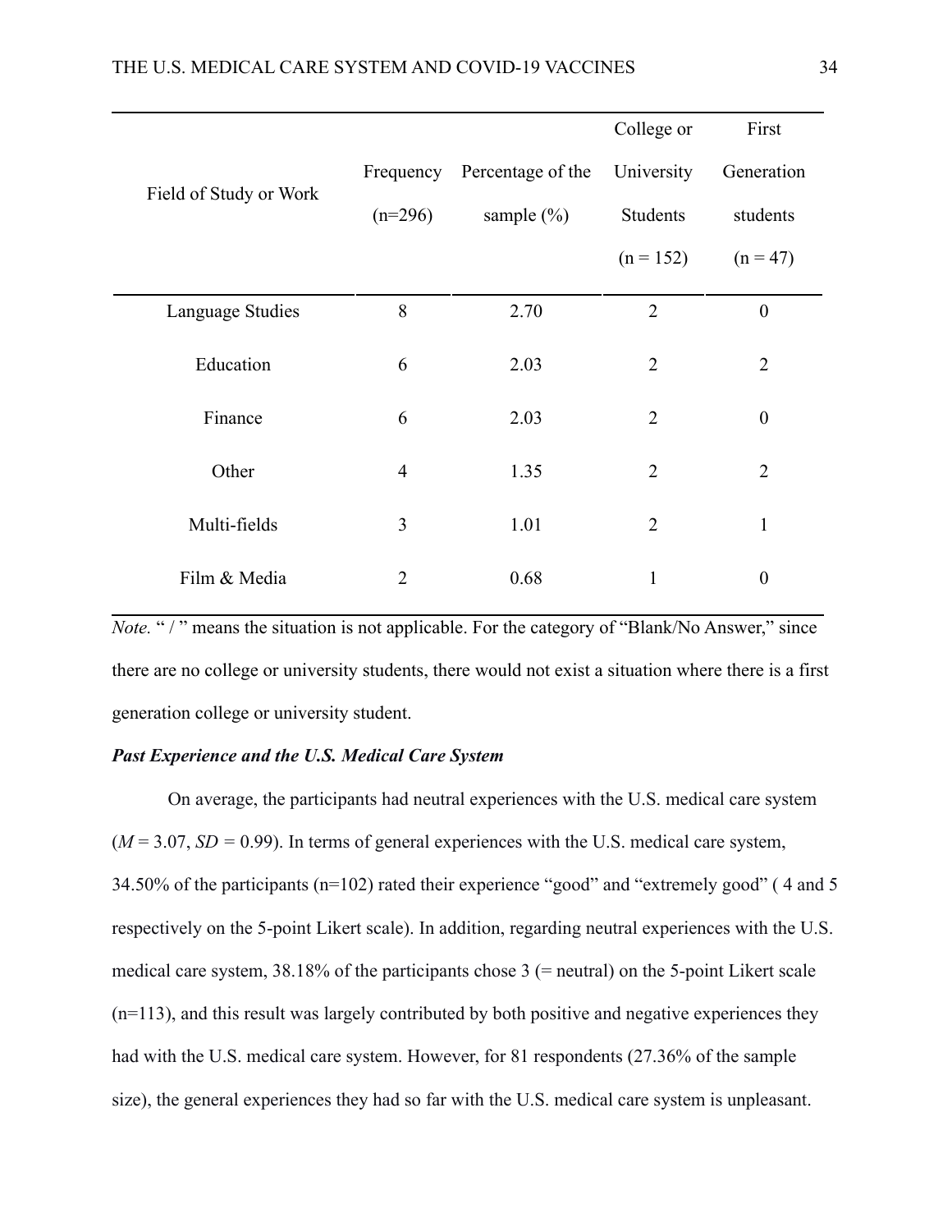| Field of Study or Work | Frequency (n=296) | Percentage of the sample (%) | College or University Students (n = 152) | First Generation students (n = 47) |
|---|---|---|---|---|
| Language Studies | 8 | 2.70 | 2 | 0 |
| Education | 6 | 2.03 | 2 | 2 |
| Finance | 6 | 2.03 | 2 | 0 |
| Other | 4 | 1.35 | 2 | 2 |
| Multi-fields | 3 | 1.01 | 2 | 1 |
| Film & Media | 2 | 0.68 | 1 | 0 |

*Note.* " / " means the situation is not applicable. For the category of "Blank/No Answer," since there are no college or university students, there would not exist a situation where there is a first generation college or university student.

### ***Past Experience and the U.S. Medical Care System***

On average, the participants had neutral experiences with the U.S. medical care system ($M$ = 3.07, $SD$ = 0.99). In terms of general experiences with the U.S. medical care system, 34.50% of the participants (n=102) rated their experience "good" and "extremely good" ( 4 and 5 respectively on the 5-point Likert scale). In addition, regarding neutral experiences with the U.S. medical care system, 38.18% of the participants chose 3 (= neutral) on the 5-point Likert scale (n=113), and this result was largely contributed by both positive and negative experiences they had with the U.S. medical care system. However, for 81 respondents (27.36% of the sample size), the general experiences they had so far with the U.S. medical care system is unpleasant.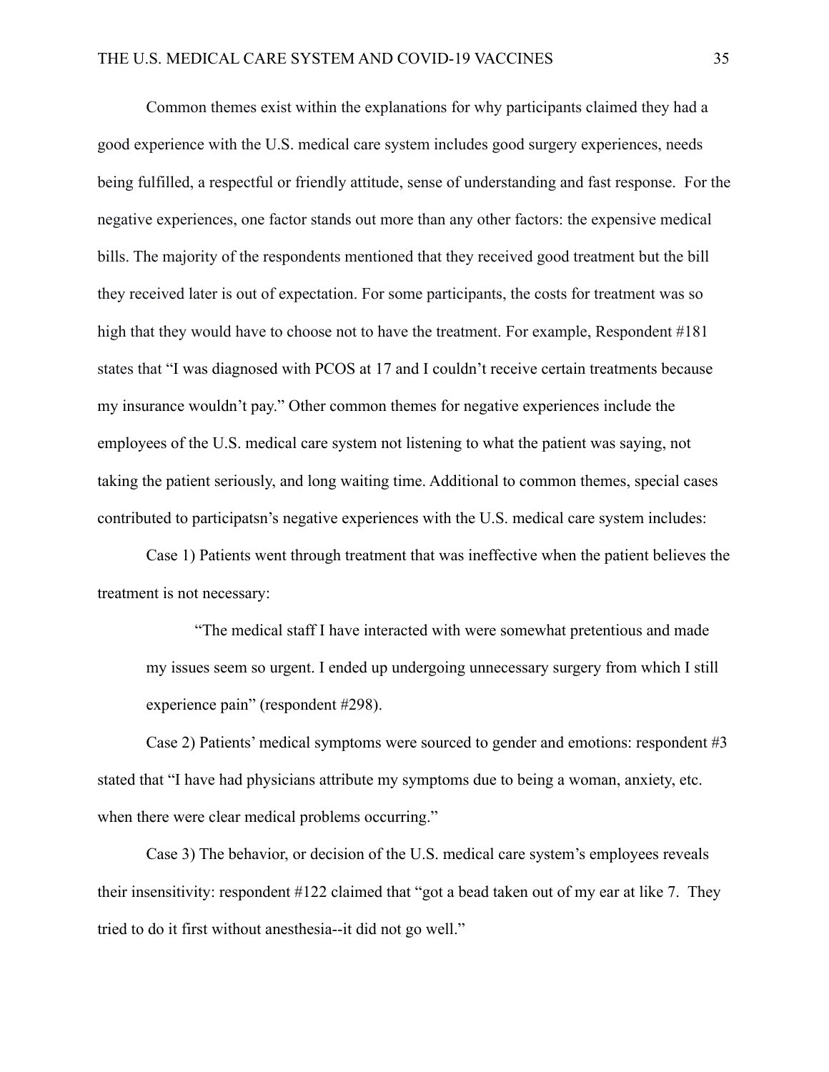Common themes exist within the explanations for why participants claimed they had a good experience with the U.S. medical care system includes good surgery experiences, needs being fulfilled, a respectful or friendly attitude, sense of understanding and fast response. For the negative experiences, one factor stands out more than any other factors: the expensive medical bills. The majority of the respondents mentioned that they received good treatment but the bill they received later is out of expectation. For some participants, the costs for treatment was so high that they would have to choose not to have the treatment. For example, Respondent #181 states that "I was diagnosed with PCOS at 17 and I couldn't receive certain treatments because my insurance wouldn't pay." Other common themes for negative experiences include the employees of the U.S. medical care system not listening to what the patient was saying, not taking the patient seriously, and long waiting time. Additional to common themes, special cases contributed to participatsn's negative experiences with the U.S. medical care system includes:

Case 1) Patients went through treatment that was ineffective when the patient believes the treatment is not necessary:

> "The medical staff I have interacted with were somewhat pretentious and made my issues seem so urgent. I ended up undergoing unnecessary surgery from which I still experience pain" (respondent #298).

Case 2) Patients' medical symptoms were sourced to gender and emotions: respondent #3 stated that "I have had physicians attribute my symptoms due to being a woman, anxiety, etc. when there were clear medical problems occurring."

Case 3) The behavior, or decision of the U.S. medical care system's employees reveals their insensitivity: respondent #122 claimed that "got a bead taken out of my ear at like 7. They tried to do it first without anesthesia--it did not go well."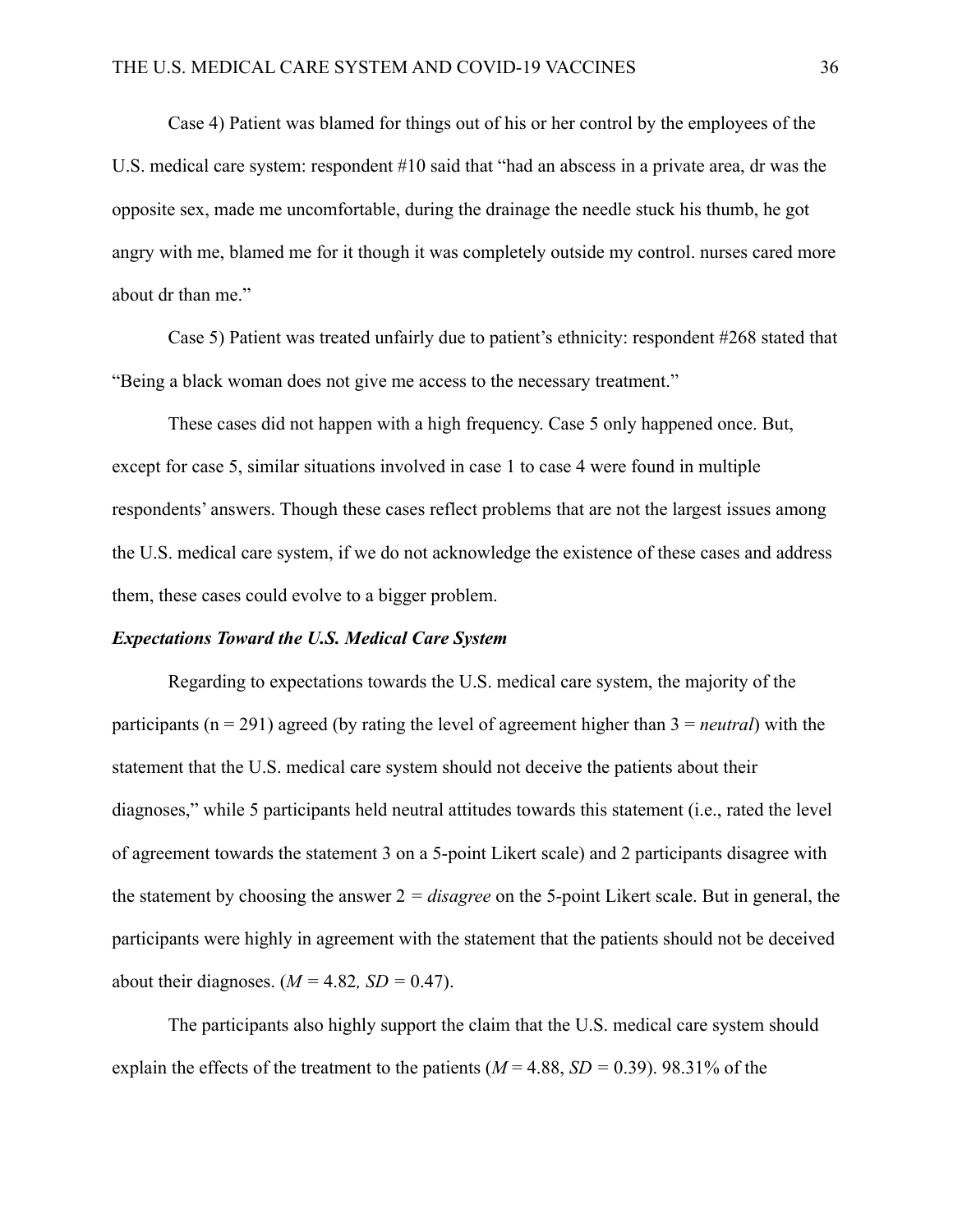Case 4) Patient was blamed for things out of his or her control by the employees of the U.S. medical care system: respondent #10 said that "had an abscess in a private area, dr was the opposite sex, made me uncomfortable, during the drainage the needle stuck his thumb, he got angry with me, blamed me for it though it was completely outside my control. nurses cared more about dr than me."

Case 5) Patient was treated unfairly due to patient's ethnicity: respondent #268 stated that "Being a black woman does not give me access to the necessary treatment."

These cases did not happen with a high frequency. Case 5 only happened once. But, except for case 5, similar situations involved in case 1 to case 4 were found in multiple respondents' answers. Though these cases reflect problems that are not the largest issues among the U.S. medical care system, if we do not acknowledge the existence of these cases and address them, these cases could evolve to a bigger problem.

***Expectations Toward the U.S. Medical Care System***

Regarding to expectations towards the U.S. medical care system, the majority of the participants (n = 291) agreed (by rating the level of agreement higher than 3 = *neutral*) with the statement that the U.S. medical care system should not deceive the patients about their diagnoses," while 5 participants held neutral attitudes towards this statement (i.e., rated the level of agreement towards the statement 3 on a 5-point Likert scale) and 2 participants disagree with the statement by choosing the answer 2 = *disagree* on the 5-point Likert scale. But in general, the participants were highly in agreement with the statement that the patients should not be deceived about their diagnoses. ($M$ = 4.82, $SD$ = 0.47).

The participants also highly support the claim that the U.S. medical care system should explain the effects of the treatment to the patients ($M$ = 4.88, $SD$ = 0.39). 98.31% of the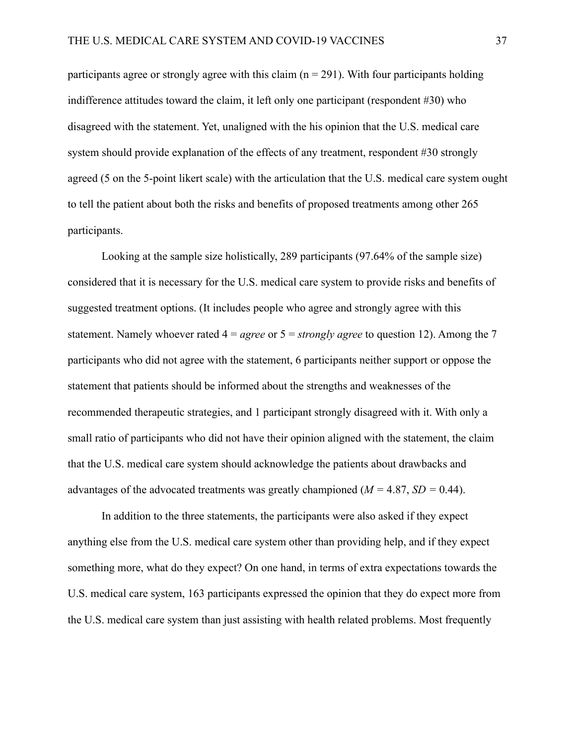participants agree or strongly agree with this claim (n = 291). With four participants holding indifference attitudes toward the claim, it left only one participant (respondent #30) who disagreed with the statement. Yet, unaligned with the his opinion that the U.S. medical care system should provide explanation of the effects of any treatment, respondent #30 strongly agreed (5 on the 5-point likert scale) with the articulation that the U.S. medical care system ought to tell the patient about both the risks and benefits of proposed treatments among other 265 participants.

Looking at the sample size holistically, 289 participants (97.64% of the sample size) considered that it is necessary for the U.S. medical care system to provide risks and benefits of suggested treatment options. (It includes people who agree and strongly agree with this statement. Namely whoever rated 4 = *agree* or 5 = *strongly agree* to question 12). Among the 7 participants who did not agree with the statement, 6 participants neither support or oppose the statement that patients should be informed about the strengths and weaknesses of the recommended therapeutic strategies, and 1 participant strongly disagreed with it. With only a small ratio of participants who did not have their opinion aligned with the statement, the claim that the U.S. medical care system should acknowledge the patients about drawbacks and advantages of the advocated treatments was greatly championed ($M$ = 4.87, $SD$ = 0.44).

In addition to the three statements, the participants were also asked if they expect anything else from the U.S. medical care system other than providing help, and if they expect something more, what do they expect? On one hand, in terms of extra expectations towards the U.S. medical care system, 163 participants expressed the opinion that they do expect more from the U.S. medical care system than just assisting with health related problems. Most frequently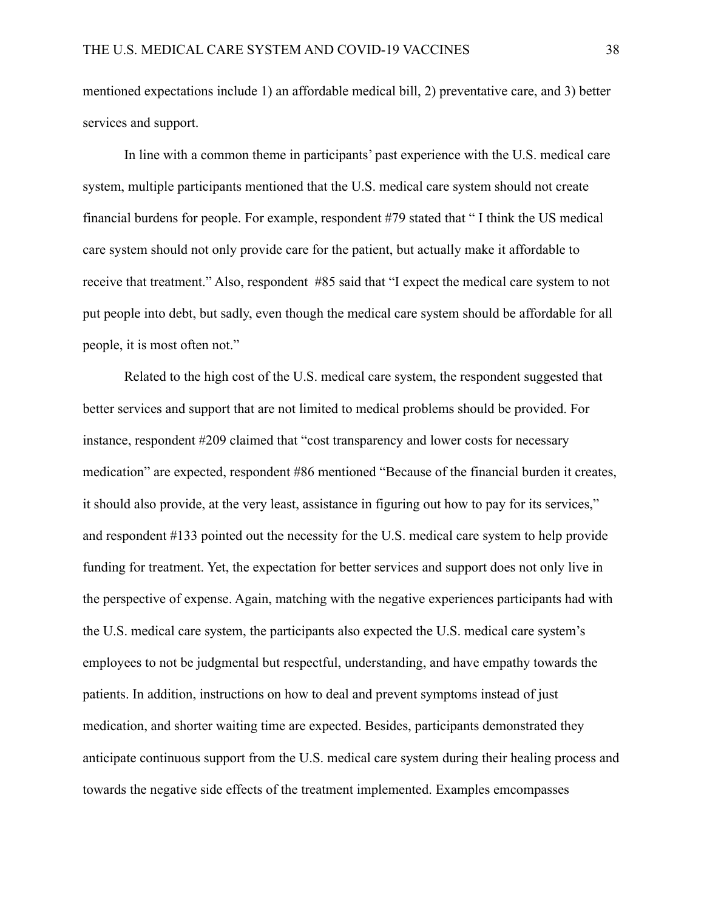mentioned expectations include 1) an affordable medical bill, 2) preventative care, and 3) better services and support.

In line with a common theme in participants' past experience with the U.S. medical care system, multiple participants mentioned that the U.S. medical care system should not create financial burdens for people. For example, respondent #79 stated that " I think the US medical care system should not only provide care for the patient, but actually make it affordable to receive that treatment." Also, respondent #85 said that "I expect the medical care system to not put people into debt, but sadly, even though the medical care system should be affordable for all people, it is most often not."

Related to the high cost of the U.S. medical care system, the respondent suggested that better services and support that are not limited to medical problems should be provided. For instance, respondent #209 claimed that "cost transparency and lower costs for necessary medication" are expected, respondent #86 mentioned "Because of the financial burden it creates, it should also provide, at the very least, assistance in figuring out how to pay for its services," and respondent #133 pointed out the necessity for the U.S. medical care system to help provide funding for treatment. Yet, the expectation for better services and support does not only live in the perspective of expense. Again, matching with the negative experiences participants had with the U.S. medical care system, the participants also expected the U.S. medical care system's employees to not be judgmental but respectful, understanding, and have empathy towards the patients. In addition, instructions on how to deal and prevent symptoms instead of just medication, and shorter waiting time are expected. Besides, participants demonstrated they anticipate continuous support from the U.S. medical care system during their healing process and towards the negative side effects of the treatment implemented. Examples emcompasses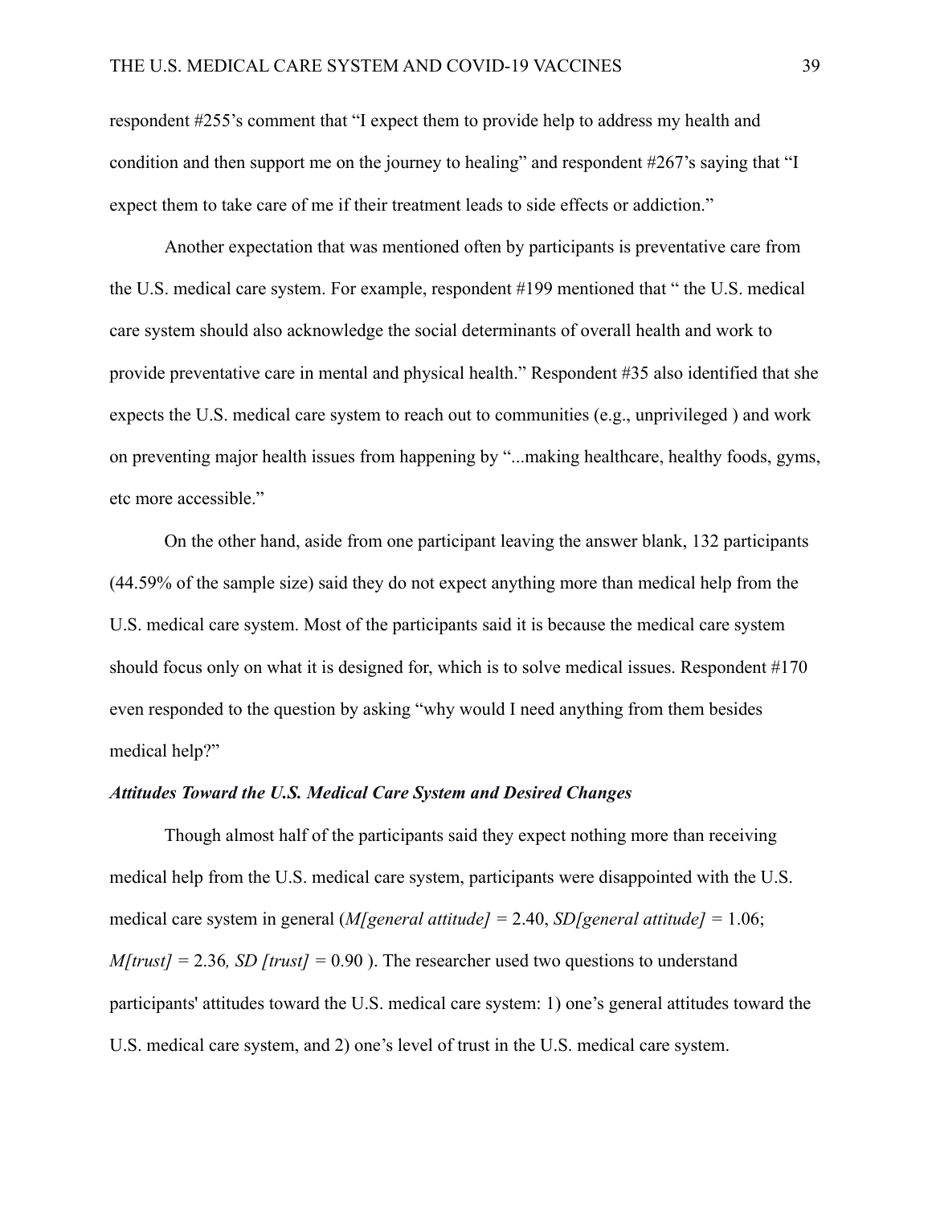respondent #255's comment that "I expect them to provide help to address my health and condition and then support me on the journey to healing" and respondent #267's saying that "I expect them to take care of me if their treatment leads to side effects or addiction."

Another expectation that was mentioned often by participants is preventative care from the U.S. medical care system. For example, respondent #199 mentioned that " the U.S. medical care system should also acknowledge the social determinants of overall health and work to provide preventative care in mental and physical health." Respondent #35 also identified that she expects the U.S. medical care system to reach out to communities (e.g., unprivileged ) and work on preventing major health issues from happening by "...making healthcare, healthy foods, gyms, etc more accessible."

On the other hand, aside from one participant leaving the answer blank, 132 participants (44.59% of the sample size) said they do not expect anything more than medical help from the U.S. medical care system. Most of the participants said it is because the medical care system should focus only on what it is designed for, which is to solve medical issues. Respondent #170 even responded to the question by asking "why would I need anything from them besides medical help?"

***Attitudes Toward the U.S. Medical Care System and Desired Changes***

Though almost half of the participants said they expect nothing more than receiving medical help from the U.S. medical care system, participants were disappointed with the U.S. medical care system in general (*M[general attitude]* = 2.40, *SD[general attitude]* = 1.06; *M[trust]* = 2.36*, SD [trust]* = 0.90 ). The researcher used two questions to understand participants' attitudes toward the U.S. medical care system: 1) one's general attitudes toward the U.S. medical care system, and 2) one's level of trust in the U.S. medical care system.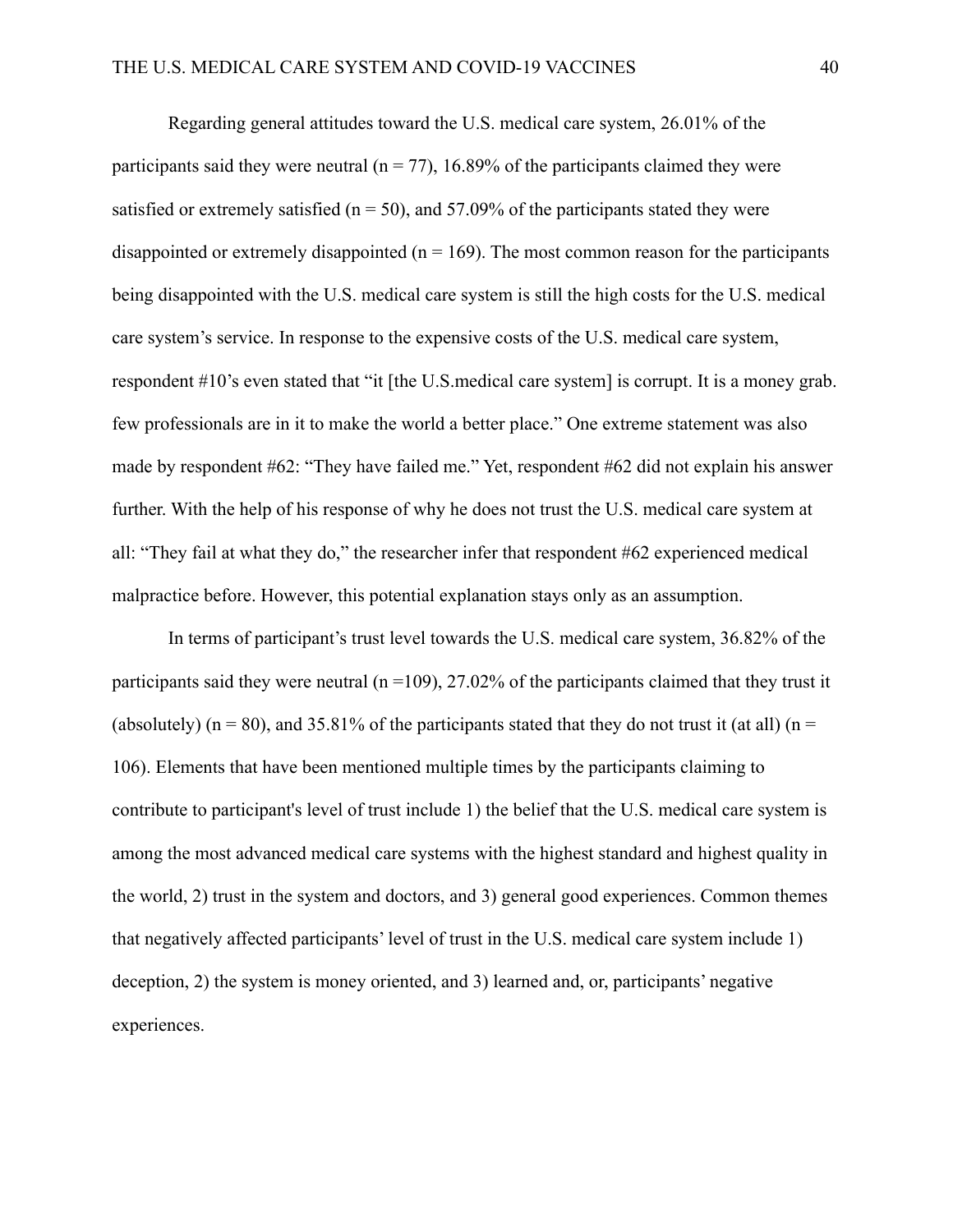Regarding general attitudes toward the U.S. medical care system, 26.01% of the participants said they were neutral (n = 77), 16.89% of the participants claimed they were satisfied or extremely satisfied (n = 50), and 57.09% of the participants stated they were disappointed or extremely disappointed (n = 169). The most common reason for the participants being disappointed with the U.S. medical care system is still the high costs for the U.S. medical care system's service. In response to the expensive costs of the U.S. medical care system, respondent #10's even stated that "it [the U.S.medical care system] is corrupt. It is a money grab. few professionals are in it to make the world a better place." One extreme statement was also made by respondent #62: "They have failed me." Yet, respondent #62 did not explain his answer further. With the help of his response of why he does not trust the U.S. medical care system at all: "They fail at what they do," the researcher infer that respondent #62 experienced medical malpractice before. However, this potential explanation stays only as an assumption.

In terms of participant's trust level towards the U.S. medical care system, 36.82% of the participants said they were neutral (n =109), 27.02% of the participants claimed that they trust it (absolutely) (n = 80), and 35.81% of the participants stated that they do not trust it (at all) (n = 106). Elements that have been mentioned multiple times by the participants claiming to contribute to participant's level of trust include 1) the belief that the U.S. medical care system is among the most advanced medical care systems with the highest standard and highest quality in the world, 2) trust in the system and doctors, and 3) general good experiences. Common themes that negatively affected participants' level of trust in the U.S. medical care system include 1) deception, 2) the system is money oriented, and 3) learned and, or, participants' negative experiences.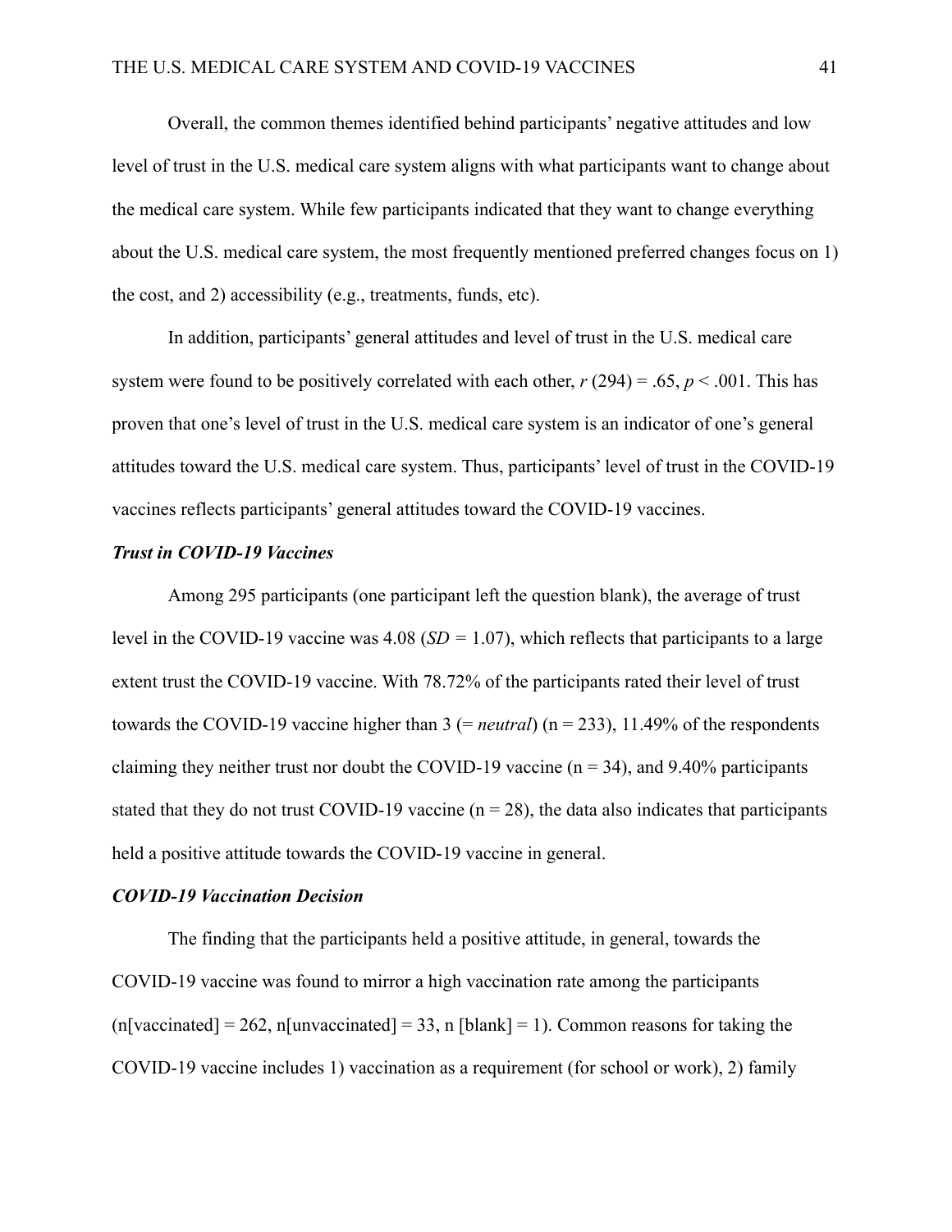Overall, the common themes identified behind participants' negative attitudes and low level of trust in the U.S. medical care system aligns with what participants want to change about the medical care system. While few participants indicated that they want to change everything about the U.S. medical care system, the most frequently mentioned preferred changes focus on 1) the cost, and 2) accessibility (e.g., treatments, funds, etc).

In addition, participants' general attitudes and level of trust in the U.S. medical care system were found to be positively correlated with each other, $r$ (294) = .65, $p$ < .001. This has proven that one's level of trust in the U.S. medical care system is an indicator of one's general attitudes toward the U.S. medical care system. Thus, participants' level of trust in the COVID-19 vaccines reflects participants' general attitudes toward the COVID-19 vaccines.

### *Trust in COVID-19 Vaccines*

Among 295 participants (one participant left the question blank), the average of trust level in the COVID-19 vaccine was 4.08 ($SD$ = 1.07), which reflects that participants to a large extent trust the COVID-19 vaccine. With 78.72% of the participants rated their level of trust towards the COVID-19 vaccine higher than 3 (= *neutral*) (n = 233), 11.49% of the respondents claiming they neither trust nor doubt the COVID-19 vaccine (n = 34), and 9.40% participants stated that they do not trust COVID-19 vaccine (n = 28), the data also indicates that participants held a positive attitude towards the COVID-19 vaccine in general.

### *COVID-19 Vaccination Decision*

The finding that the participants held a positive attitude, in general, towards the COVID-19 vaccine was found to mirror a high vaccination rate among the participants (n[vaccinated] = 262, n[unvaccinated] = 33, n [blank] = 1). Common reasons for taking the COVID-19 vaccine includes 1) vaccination as a requirement (for school or work), 2) family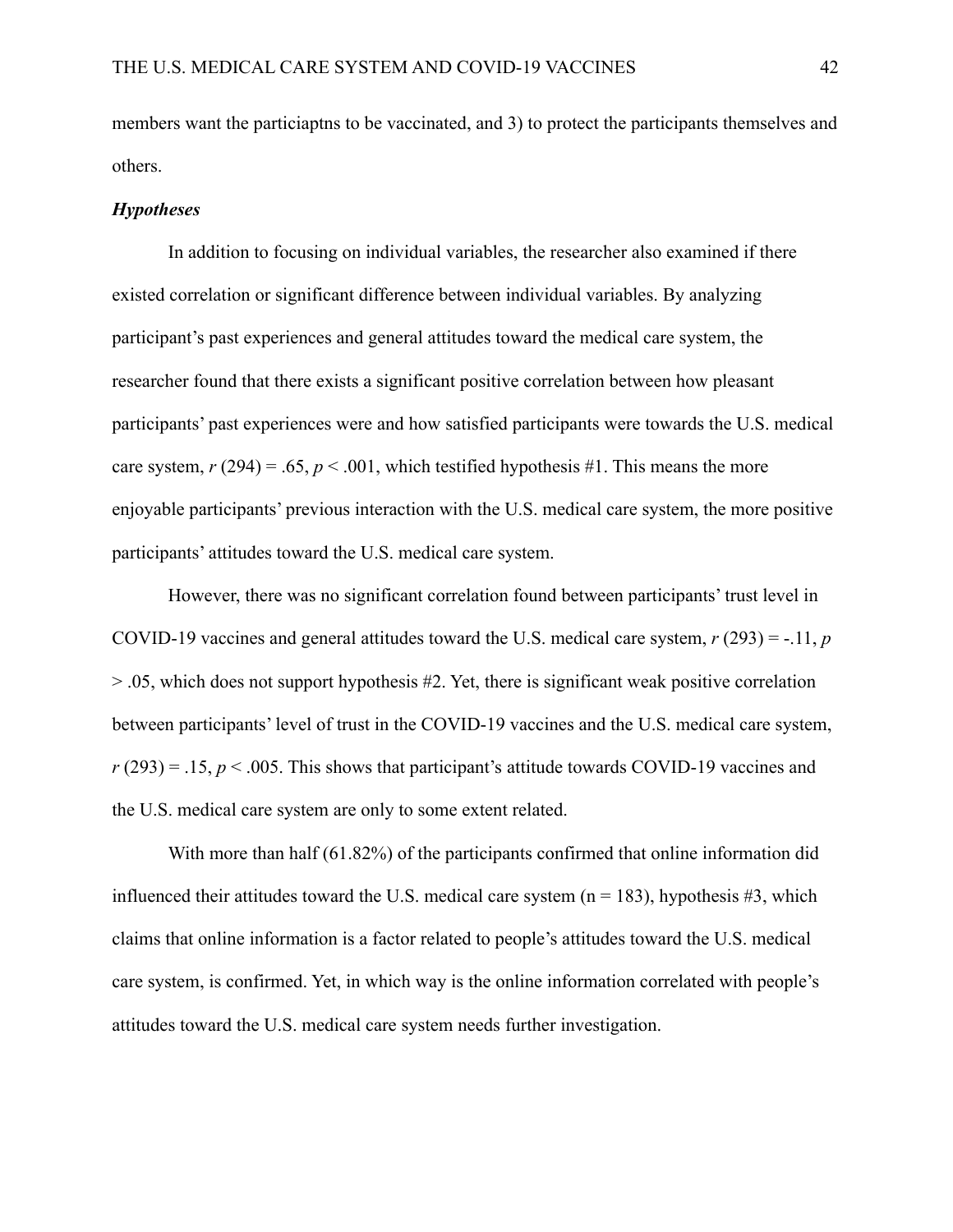members want the particiaptns to be vaccinated, and 3) to protect the participants themselves and others.

***Hypotheses***

In addition to focusing on individual variables, the researcher also examined if there existed correlation or significant difference between individual variables. By analyzing participant's past experiences and general attitudes toward the medical care system, the researcher found that there exists a significant positive correlation between how pleasant participants' past experiences were and how satisfied participants were towards the U.S. medical care system, $r$ (294) = .65, $p < .001$, which testified hypothesis #1. This means the more enjoyable participants' previous interaction with the U.S. medical care system, the more positive participants' attitudes toward the U.S. medical care system.

However, there was no significant correlation found between participants' trust level in COVID-19 vaccines and general attitudes toward the U.S. medical care system, $r$ (293) = -.11, $p > .05$, which does not support hypothesis #2. Yet, there is significant weak positive correlation between participants' level of trust in the COVID-19 vaccines and the U.S. medical care system, $r$ (293) = .15, $p < .005$. This shows that participant's attitude towards COVID-19 vaccines and the U.S. medical care system are only to some extent related.

With more than half (61.82%) of the participants confirmed that online information did influenced their attitudes toward the U.S. medical care system ($n = 183$), hypothesis #3, which claims that online information is a factor related to people's attitudes toward the U.S. medical care system, is confirmed. Yet, in which way is the online information correlated with people's attitudes toward the U.S. medical care system needs further investigation.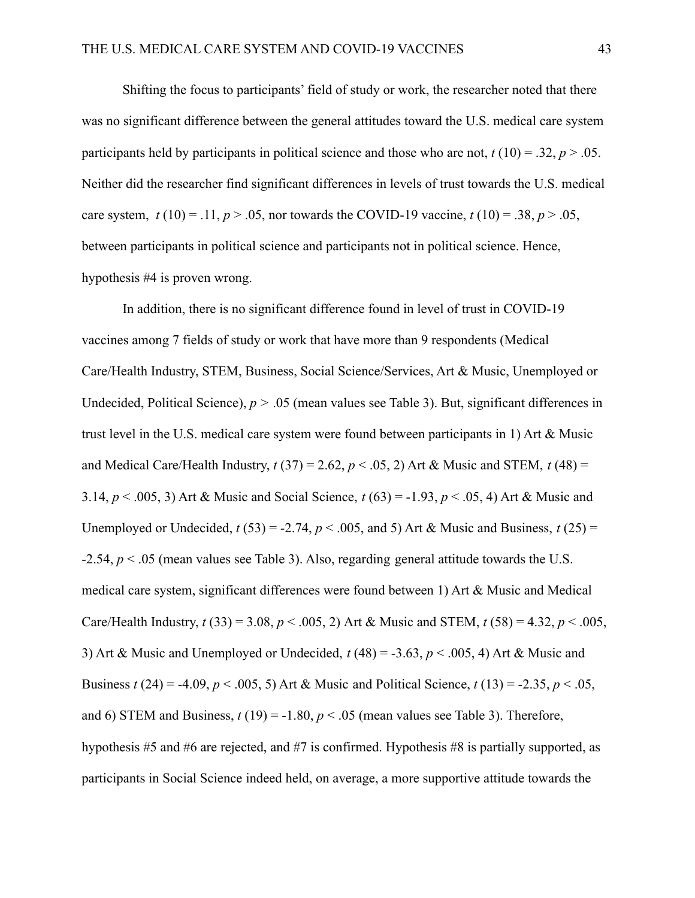Shifting the focus to participants' field of study or work, the researcher noted that there was no significant difference between the general attitudes toward the U.S. medical care system participants held by participants in political science and those who are not, $t\,(10) = .32$, $p > .05$. Neither did the researcher find significant differences in levels of trust towards the U.S. medical care system, $t\,(10) = .11$, $p > .05$, nor towards the COVID-19 vaccine, $t\,(10) = .38$, $p > .05$, between participants in political science and participants not in political science. Hence, hypothesis #4 is proven wrong.

In addition, there is no significant difference found in level of trust in COVID-19 vaccines among 7 fields of study or work that have more than 9 respondents (Medical Care/Health Industry, STEM, Business, Social Science/Services, Art & Music, Unemployed or Undecided, Political Science), $p > .05$ (mean values see Table 3). But, significant differences in trust level in the U.S. medical care system were found between participants in 1) Art & Music and Medical Care/Health Industry, $t\,(37) = 2.62$, $p < .05$, 2) Art & Music and STEM, $t\,(48) = 3.14$, $p < .005$, 3) Art & Music and Social Science, $t\,(63) = -1.93$, $p < .05$, 4) Art & Music and Unemployed or Undecided, $t\,(53) = -2.74$, $p < .005$, and 5) Art & Music and Business, $t\,(25) = -2.54$, $p < .05$ (mean values see Table 3). Also, regarding general attitude towards the U.S. medical care system, significant differences were found between 1) Art & Music and Medical Care/Health Industry, $t\,(33) = 3.08$, $p < .005$, 2) Art & Music and STEM, $t\,(58) = 4.32$, $p < .005$, 3) Art & Music and Unemployed or Undecided, $t\,(48) = -3.63$, $p < .005$, 4) Art & Music and Business $t\,(24) = -4.09$, $p < .005$, 5) Art & Music and Political Science, $t\,(13) = -2.35$, $p < .05$, and 6) STEM and Business, $t\,(19) = -1.80$, $p < .05$ (mean values see Table 3). Therefore, hypothesis #5 and #6 are rejected, and #7 is confirmed. Hypothesis #8 is partially supported, as participants in Social Science indeed held, on average, a more supportive attitude towards the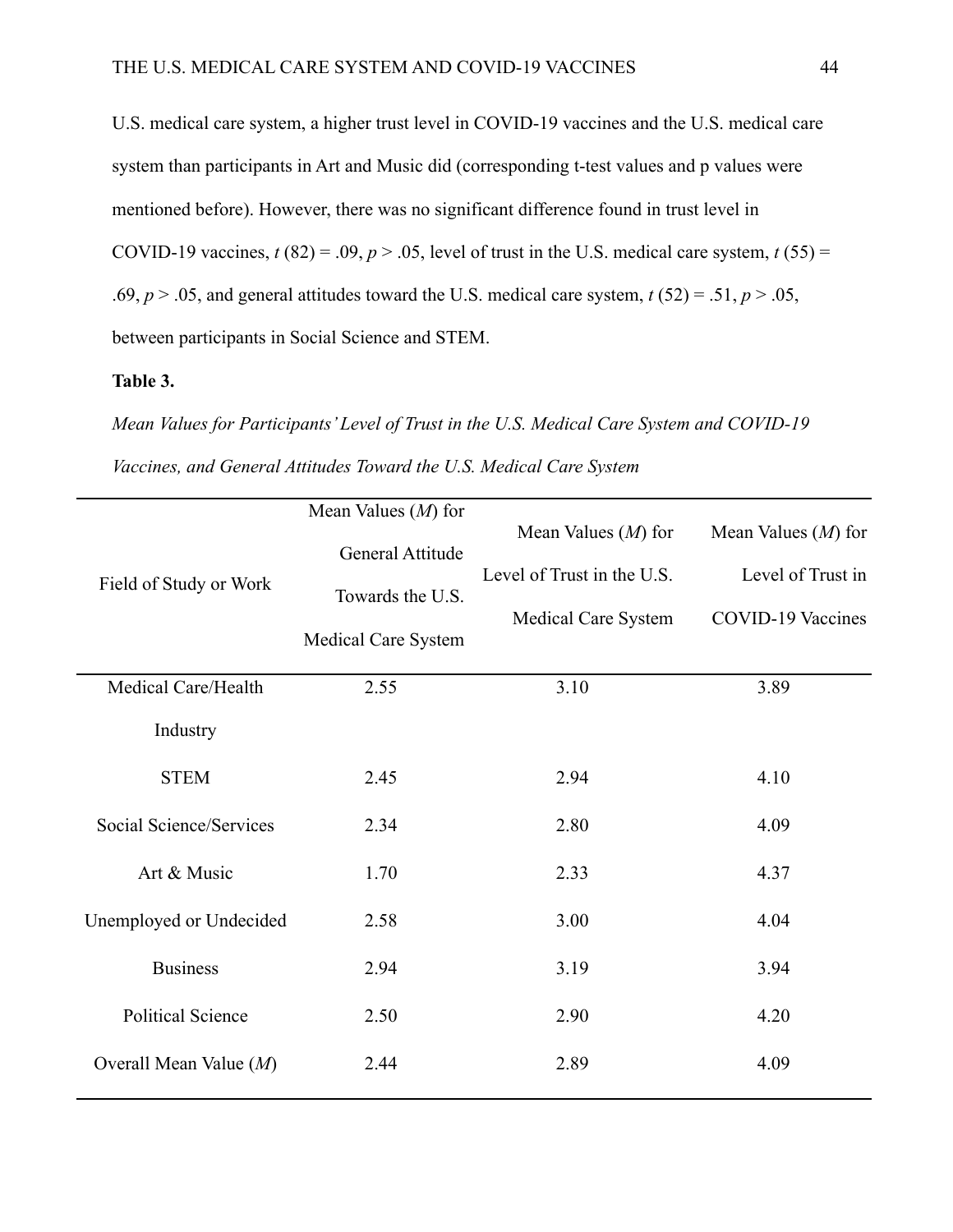U.S. medical care system, a higher trust level in COVID-19 vaccines and the U.S. medical care system than participants in Art and Music did (corresponding t-test values and p values were mentioned before). However, there was no significant difference found in trust level in COVID-19 vaccines, $t\,(82) = .09$, $p > .05$, level of trust in the U.S. medical care system, $t\,(55) = .69$, $p > .05$, and general attitudes toward the U.S. medical care system, $t\,(52) = .51$, $p > .05$, between participants in Social Science and STEM.

**Table 3.**

*Mean Values for Participants' Level of Trust in the U.S. Medical Care System and COVID-19 Vaccines, and General Attitudes Toward the U.S. Medical Care System*

| Field of Study or Work | Mean Values (*M*) for General Attitude Towards the U.S. Medical Care System | Mean Values (*M*) for Level of Trust in the U.S. Medical Care System | Mean Values (*M*) for Level of Trust in COVID-19 Vaccines |
|---|---|---|---|
| Medical Care/Health Industry | 2.55 | 3.10 | 3.89 |
| STEM | 2.45 | 2.94 | 4.10 |
| Social Science/Services | 2.34 | 2.80 | 4.09 |
| Art & Music | 1.70 | 2.33 | 4.37 |
| Unemployed or Undecided | 2.58 | 3.00 | 4.04 |
| Business | 2.94 | 3.19 | 3.94 |
| Political Science | 2.50 | 2.90 | 4.20 |
| Overall Mean Value (*M*) | 2.44 | 2.89 | 4.09 |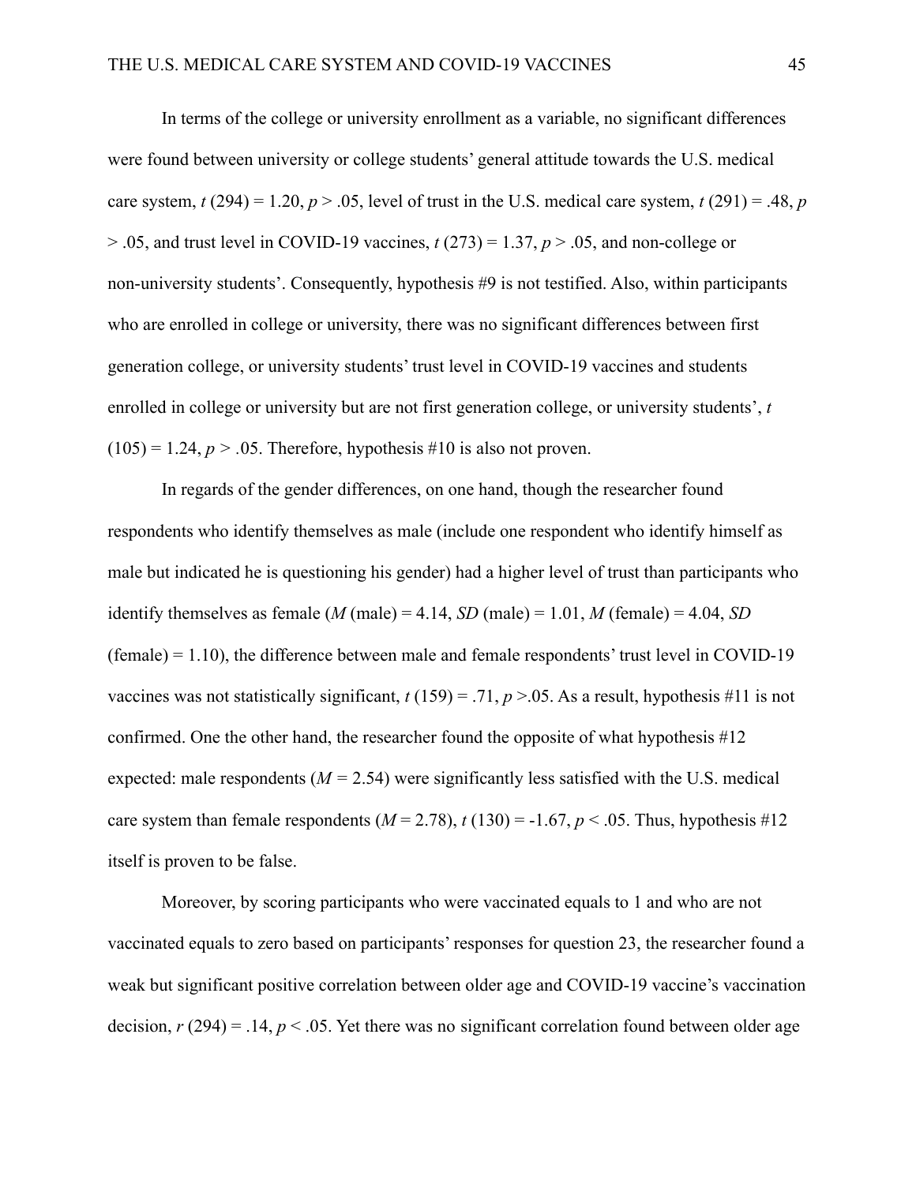In terms of the college or university enrollment as a variable, no significant differences were found between university or college students' general attitude towards the U.S. medical care system, $t$ (294) = 1.20, $p > .05$, level of trust in the U.S. medical care system, $t$ (291) = .48, $p > .05$, and trust level in COVID-19 vaccines, $t$ (273) = 1.37, $p > .05$, and non-college or non-university students'. Consequently, hypothesis #9 is not testified. Also, within participants who are enrolled in college or university, there was no significant differences between first generation college, or university students' trust level in COVID-19 vaccines and students enrolled in college or university but are not first generation college, or university students', $t$ (105) = 1.24, $p > .05$. Therefore, hypothesis #10 is also not proven.

In regards of the gender differences, on one hand, though the researcher found respondents who identify themselves as male (include one respondent who identify himself as male but indicated he is questioning his gender) had a higher level of trust than participants who identify themselves as female ($M$ (male) = 4.14, $SD$ (male) = 1.01, $M$ (female) = 4.04, $SD$ (female) = 1.10), the difference between male and female respondents' trust level in COVID-19 vaccines was not statistically significant, $t$ (159) = .71, $p >.05$. As a result, hypothesis #11 is not confirmed. One the other hand, the researcher found the opposite of what hypothesis #12 expected: male respondents ($M$ = 2.54) were significantly less satisfied with the U.S. medical care system than female respondents ($M$ = 2.78), $t$ (130) = -1.67, $p < .05$. Thus, hypothesis #12 itself is proven to be false.

Moreover, by scoring participants who were vaccinated equals to 1 and who are not vaccinated equals to zero based on participants' responses for question 23, the researcher found a weak but significant positive correlation between older age and COVID-19 vaccine's vaccination decision, $r$ (294) = .14, $p < .05$. Yet there was no significant correlation found between older age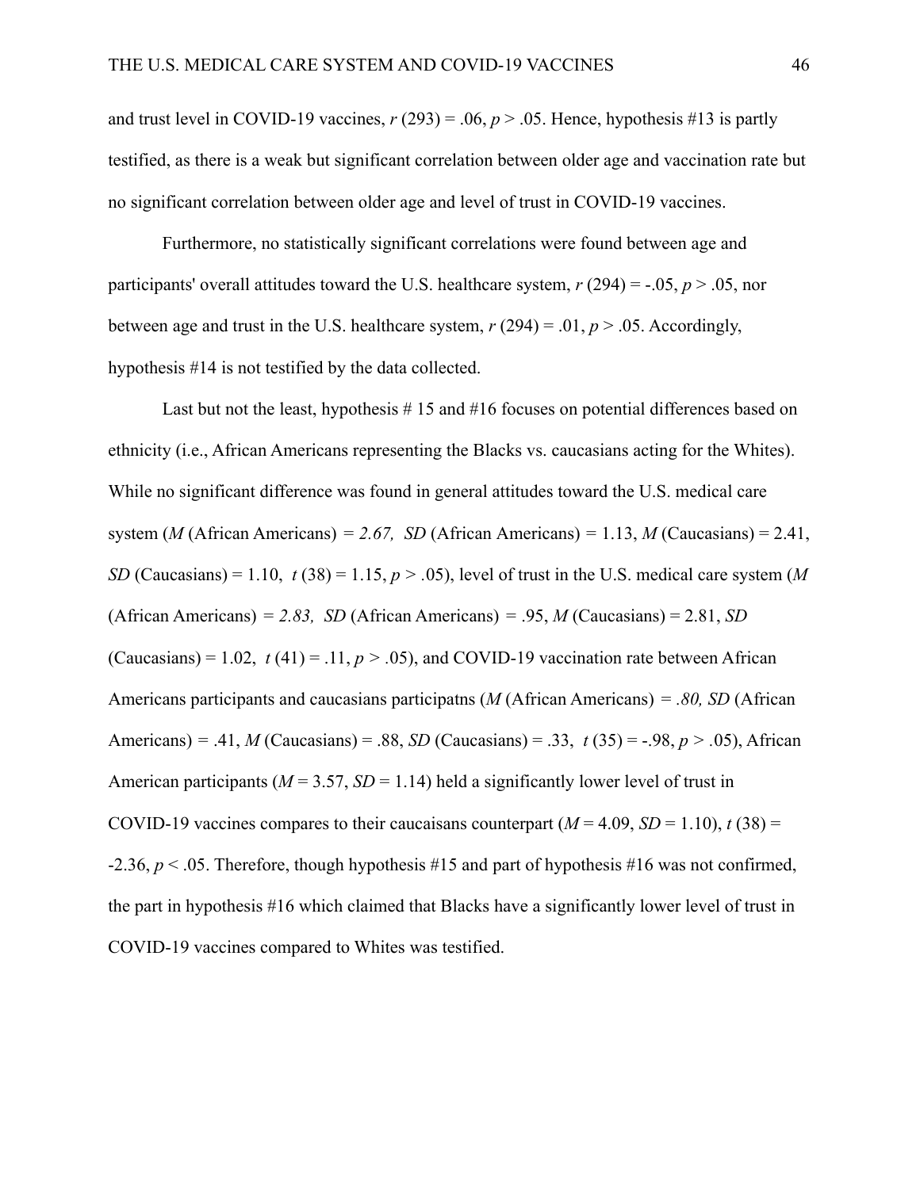and trust level in COVID-19 vaccines, $r$ (293) = .06, $p > .05$. Hence, hypothesis #13 is partly testified, as there is a weak but significant correlation between older age and vaccination rate but no significant correlation between older age and level of trust in COVID-19 vaccines.

Furthermore, no statistically significant correlations were found between age and participants' overall attitudes toward the U.S. healthcare system, $r$ (294) = -.05, $p > .05$, nor between age and trust in the U.S. healthcare system, $r$ (294) = .01, $p > .05$. Accordingly, hypothesis #14 is not testified by the data collected.

Last but not the least, hypothesis # 15 and #16 focuses on potential differences based on ethnicity (i.e., African Americans representing the Blacks vs. caucasians acting for the Whites). While no significant difference was found in general attitudes toward the U.S. medical care system ($M$ (African Americans) = *2.67,* $SD$ (African Americans) = 1.13, $M$ (Caucasians) = 2.41, $SD$ (Caucasians) = 1.10, $t$ (38) = 1.15, $p > .05$), level of trust in the U.S. medical care system ($M$ (African Americans) = *2.83,* $SD$ (African Americans) = .95, $M$ (Caucasians) = 2.81, $SD$ (Caucasians) = 1.02, $t$ (41) = .11, $p > .05$), and COVID-19 vaccination rate between African Americans participants and caucasians participatns ($M$ (African Americans) = *.80,* $SD$ (African Americans) = .41, $M$ (Caucasians) = .88, $SD$ (Caucasians) = .33, $t$ (35) = -.98, $p > .05$), African American participants ($M$ = 3.57, $SD$ = 1.14) held a significantly lower level of trust in COVID-19 vaccines compares to their caucaisans counterpart ($M$ = 4.09, $SD$ = 1.10), $t$ (38) = -2.36, $p < .05$. Therefore, though hypothesis #15 and part of hypothesis #16 was not confirmed, the part in hypothesis #16 which claimed that Blacks have a significantly lower level of trust in COVID-19 vaccines compared to Whites was testified.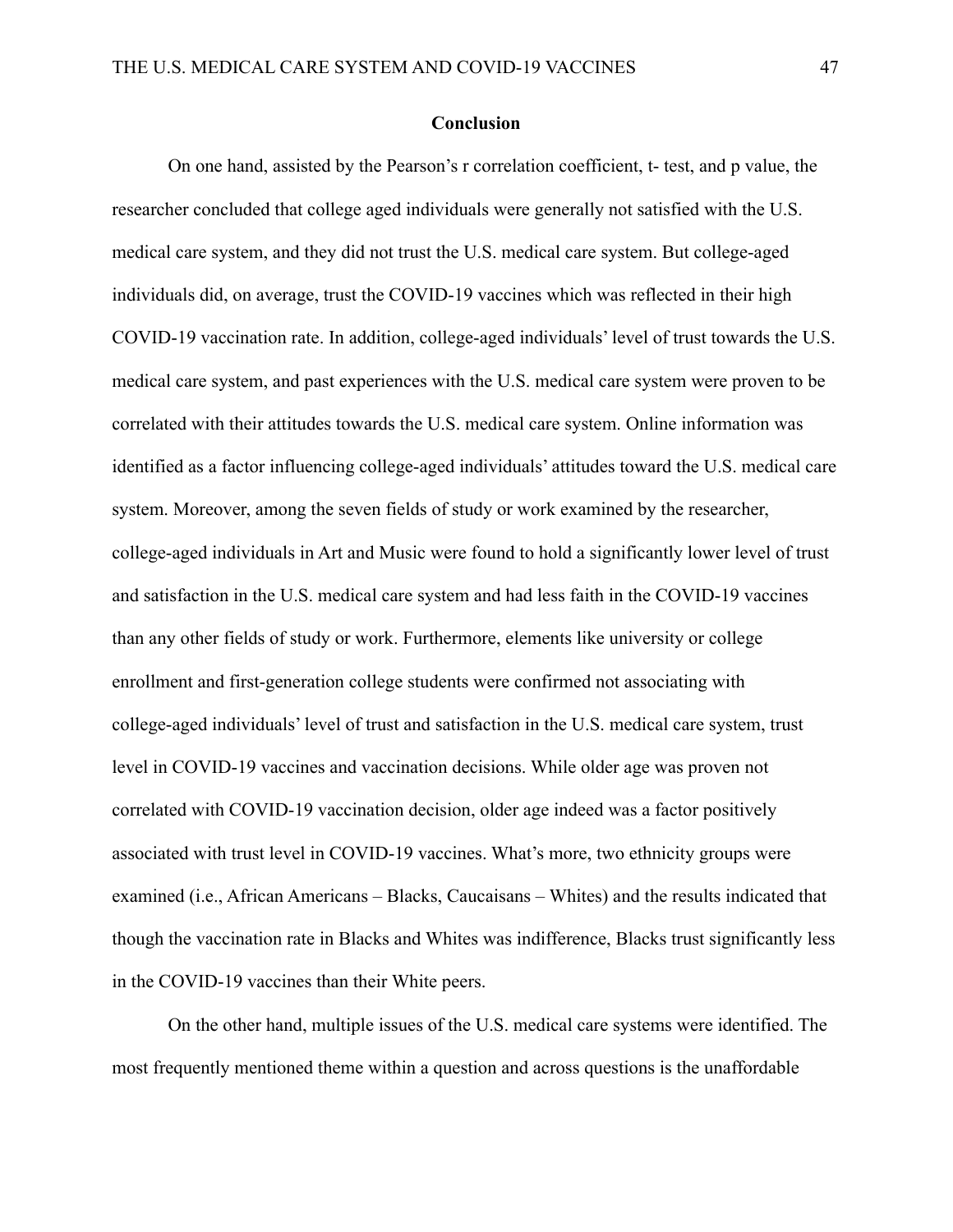## Conclusion

On one hand, assisted by the Pearson's r correlation coefficient, t- test, and p value, the researcher concluded that college aged individuals were generally not satisfied with the U.S. medical care system, and they did not trust the U.S. medical care system. But college-aged individuals did, on average, trust the COVID-19 vaccines which was reflected in their high COVID-19 vaccination rate. In addition, college-aged individuals' level of trust towards the U.S. medical care system, and past experiences with the U.S. medical care system were proven to be correlated with their attitudes towards the U.S. medical care system. Online information was identified as a factor influencing college-aged individuals' attitudes toward the U.S. medical care system. Moreover, among the seven fields of study or work examined by the researcher, college-aged individuals in Art and Music were found to hold a significantly lower level of trust and satisfaction in the U.S. medical care system and had less faith in the COVID-19 vaccines than any other fields of study or work. Furthermore, elements like university or college enrollment and first-generation college students were confirmed not associating with college-aged individuals' level of trust and satisfaction in the U.S. medical care system, trust level in COVID-19 vaccines and vaccination decisions. While older age was proven not correlated with COVID-19 vaccination decision, older age indeed was a factor positively associated with trust level in COVID-19 vaccines. What's more, two ethnicity groups were examined (i.e., African Americans – Blacks, Caucaisans – Whites) and the results indicated that though the vaccination rate in Blacks and Whites was indifference, Blacks trust significantly less in the COVID-19 vaccines than their White peers.

On the other hand, multiple issues of the U.S. medical care systems were identified. The most frequently mentioned theme within a question and across questions is the unaffordable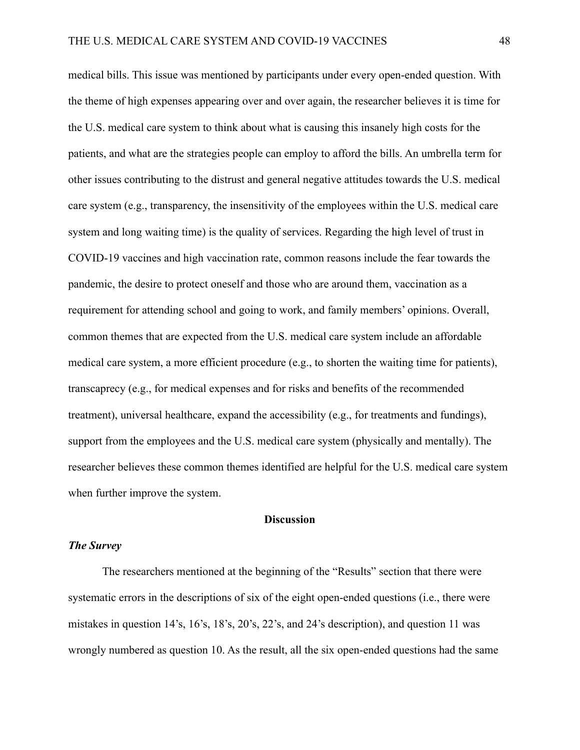medical bills. This issue was mentioned by participants under every open-ended question. With the theme of high expenses appearing over and over again, the researcher believes it is time for the U.S. medical care system to think about what is causing this insanely high costs for the patients, and what are the strategies people can employ to afford the bills. An umbrella term for other issues contributing to the distrust and general negative attitudes towards the U.S. medical care system (e.g., transparency, the insensitivity of the employees within the U.S. medical care system and long waiting time) is the quality of services. Regarding the high level of trust in COVID-19 vaccines and high vaccination rate, common reasons include the fear towards the pandemic, the desire to protect oneself and those who are around them, vaccination as a requirement for attending school and going to work, and family members' opinions. Overall, common themes that are expected from the U.S. medical care system include an affordable medical care system, a more efficient procedure (e.g., to shorten the waiting time for patients), transcaprecy (e.g., for medical expenses and for risks and benefits of the recommended treatment), universal healthcare, expand the accessibility (e.g., for treatments and fundings), support from the employees and the U.S. medical care system (physically and mentally). The researcher believes these common themes identified are helpful for the U.S. medical care system when further improve the system.

## Discussion

### *The Survey*

The researchers mentioned at the beginning of the "Results" section that there were systematic errors in the descriptions of six of the eight open-ended questions (i.e., there were mistakes in question 14's, 16's, 18's, 20's, 22's, and 24's description), and question 11 was wrongly numbered as question 10. As the result, all the six open-ended questions had the same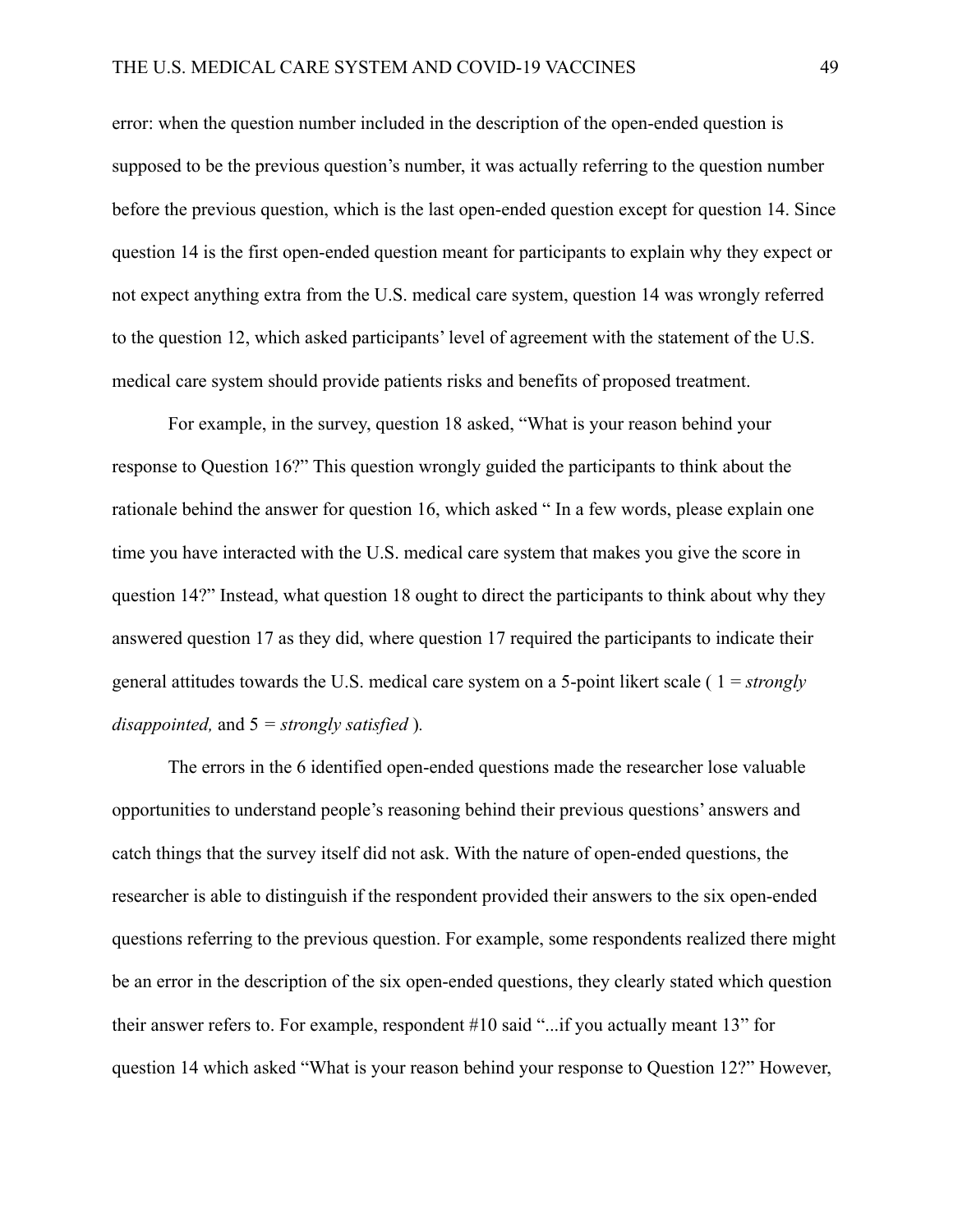error: when the question number included in the description of the open-ended question is supposed to be the previous question's number, it was actually referring to the question number before the previous question, which is the last open-ended question except for question 14. Since question 14 is the first open-ended question meant for participants to explain why they expect or not expect anything extra from the U.S. medical care system, question 14 was wrongly referred to the question 12, which asked participants' level of agreement with the statement of the U.S. medical care system should provide patients risks and benefits of proposed treatment.

For example, in the survey, question 18 asked, "What is your reason behind your response to Question 16?" This question wrongly guided the participants to think about the rationale behind the answer for question 16, which asked " In a few words, please explain one time you have interacted with the U.S. medical care system that makes you give the score in question 14?" Instead, what question 18 ought to direct the participants to think about why they answered question 17 as they did, where question 17 required the participants to indicate their general attitudes towards the U.S. medical care system on a 5-point likert scale ( 1 = *strongly disappointed,* and 5 = *strongly satisfied* ).

The errors in the 6 identified open-ended questions made the researcher lose valuable opportunities to understand people's reasoning behind their previous questions' answers and catch things that the survey itself did not ask. With the nature of open-ended questions, the researcher is able to distinguish if the respondent provided their answers to the six open-ended questions referring to the previous question. For example, some respondents realized there might be an error in the description of the six open-ended questions, they clearly stated which question their answer refers to. For example, respondent #10 said "...if you actually meant 13" for question 14 which asked "What is your reason behind your response to Question 12?" However,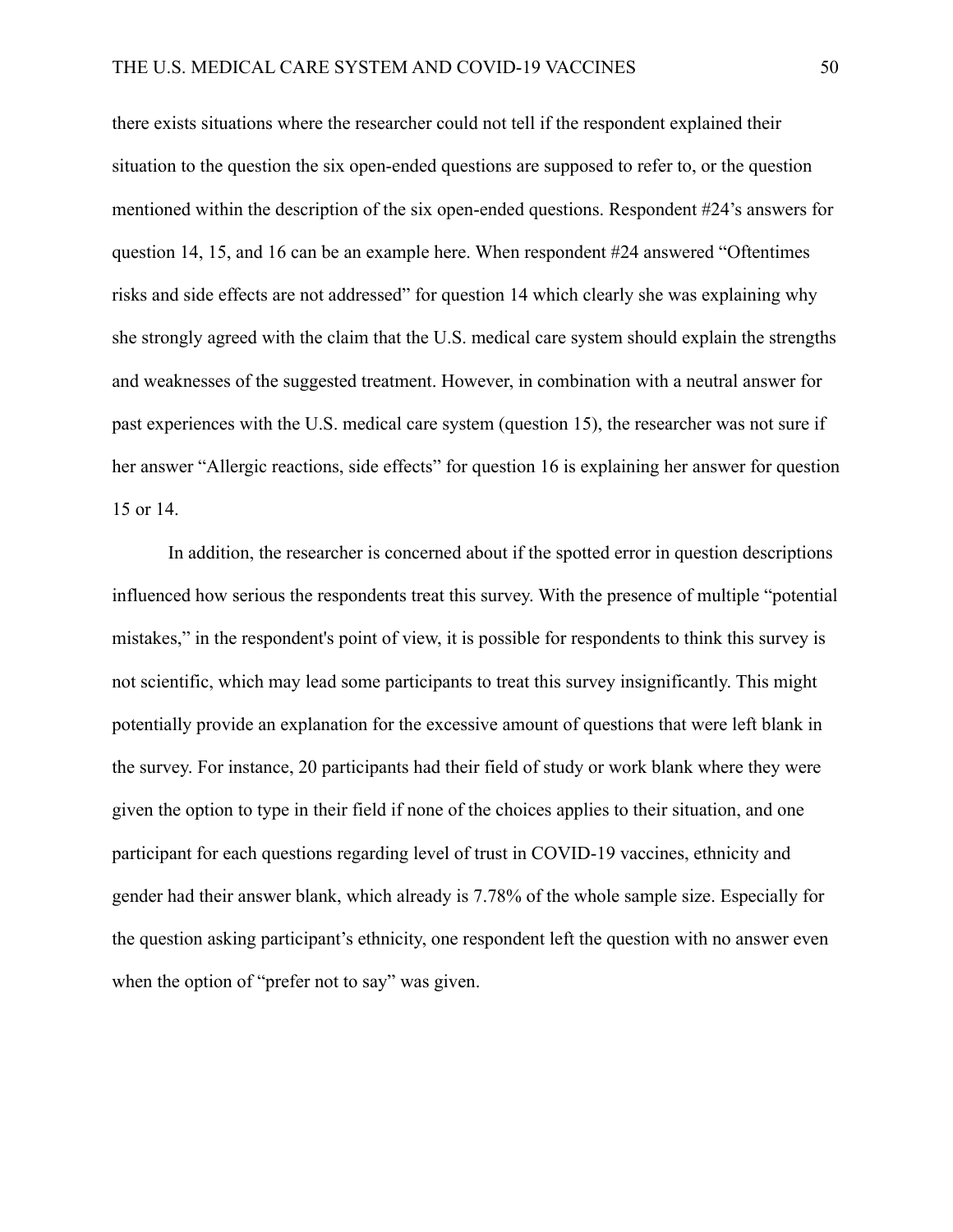there exists situations where the researcher could not tell if the respondent explained their situation to the question the six open-ended questions are supposed to refer to, or the question mentioned within the description of the six open-ended questions. Respondent #24's answers for question 14, 15, and 16 can be an example here. When respondent #24 answered "Oftentimes risks and side effects are not addressed" for question 14 which clearly she was explaining why she strongly agreed with the claim that the U.S. medical care system should explain the strengths and weaknesses of the suggested treatment. However, in combination with a neutral answer for past experiences with the U.S. medical care system (question 15), the researcher was not sure if her answer "Allergic reactions, side effects" for question 16 is explaining her answer for question 15 or 14.

In addition, the researcher is concerned about if the spotted error in question descriptions influenced how serious the respondents treat this survey. With the presence of multiple "potential mistakes," in the respondent's point of view, it is possible for respondents to think this survey is not scientific, which may lead some participants to treat this survey insignificantly. This might potentially provide an explanation for the excessive amount of questions that were left blank in the survey. For instance, 20 participants had their field of study or work blank where they were given the option to type in their field if none of the choices applies to their situation, and one participant for each questions regarding level of trust in COVID-19 vaccines, ethnicity and gender had their answer blank, which already is 7.78% of the whole sample size. Especially for the question asking participant's ethnicity, one respondent left the question with no answer even when the option of "prefer not to say" was given.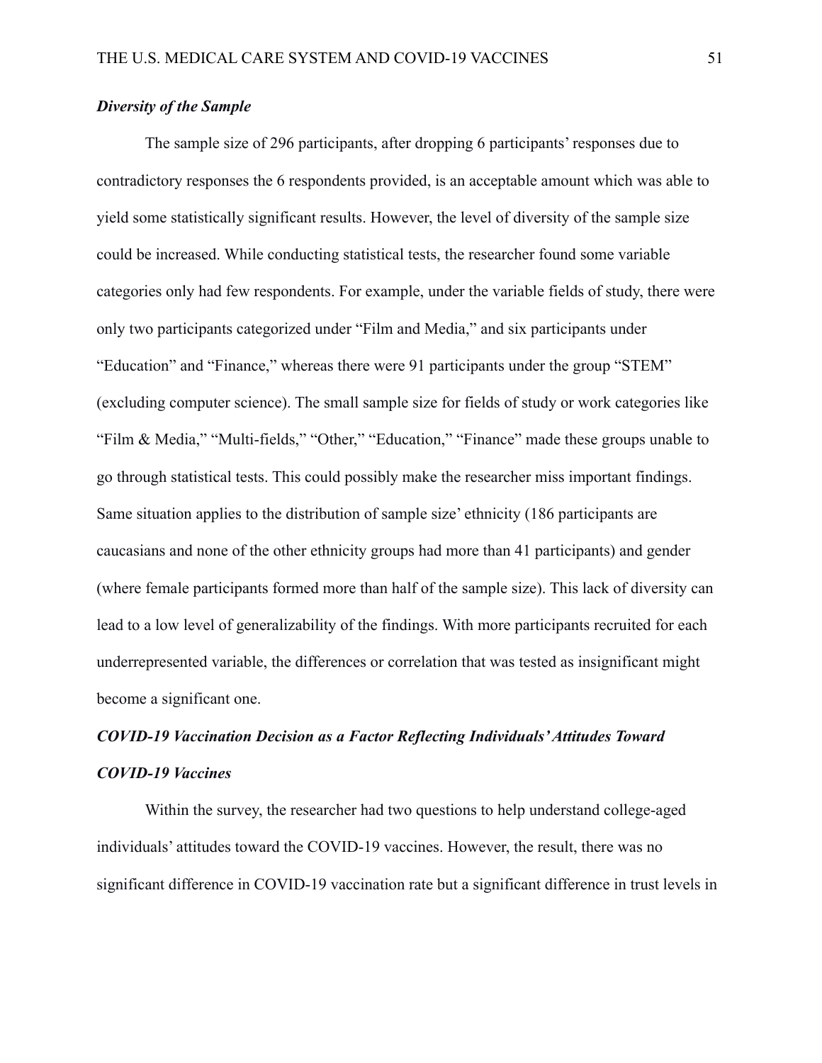### *Diversity of the Sample*

The sample size of 296 participants, after dropping 6 participants' responses due to contradictory responses the 6 respondents provided, is an acceptable amount which was able to yield some statistically significant results. However, the level of diversity of the sample size could be increased. While conducting statistical tests, the researcher found some variable categories only had few respondents. For example, under the variable fields of study, there were only two participants categorized under "Film and Media," and six participants under "Education" and "Finance," whereas there were 91 participants under the group "STEM" (excluding computer science). The small sample size for fields of study or work categories like "Film & Media," "Multi-fields," "Other," "Education," "Finance" made these groups unable to go through statistical tests. This could possibly make the researcher miss important findings. Same situation applies to the distribution of sample size' ethnicity (186 participants are caucasians and none of the other ethnicity groups had more than 41 participants) and gender (where female participants formed more than half of the sample size). This lack of diversity can lead to a low level of generalizability of the findings. With more participants recruited for each underrepresented variable, the differences or correlation that was tested as insignificant might become a significant one.

### *COVID-19 Vaccination Decision as a Factor Reflecting Individuals' Attitudes Toward COVID-19 Vaccines*

Within the survey, the researcher had two questions to help understand college-aged individuals' attitudes toward the COVID-19 vaccines. However, the result, there was no significant difference in COVID-19 vaccination rate but a significant difference in trust levels in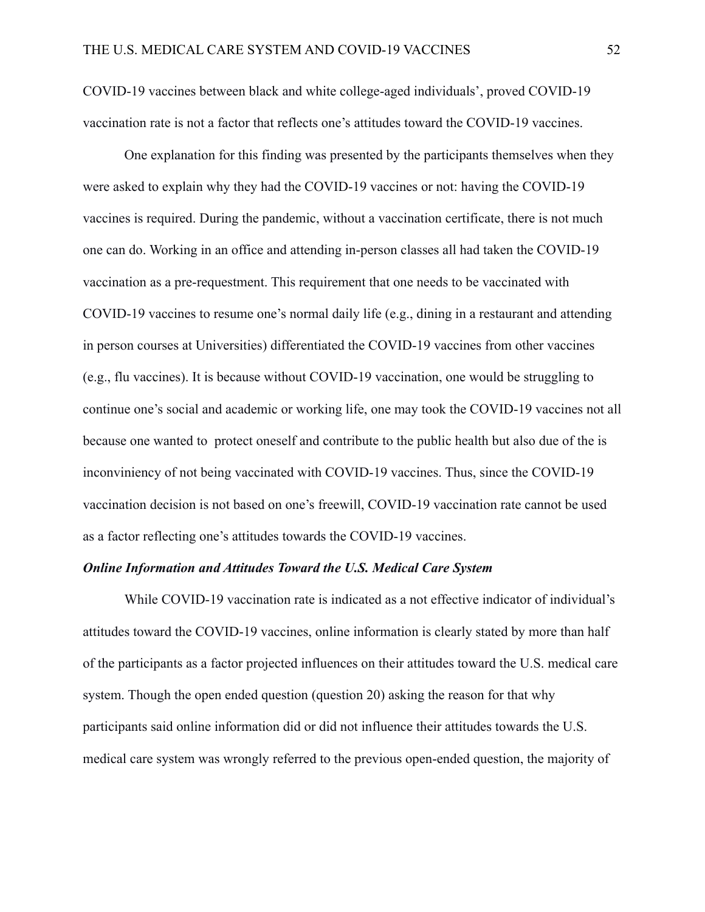COVID-19 vaccines between black and white college-aged individuals', proved COVID-19 vaccination rate is not a factor that reflects one's attitudes toward the COVID-19 vaccines.

One explanation for this finding was presented by the participants themselves when they were asked to explain why they had the COVID-19 vaccines or not: having the COVID-19 vaccines is required. During the pandemic, without a vaccination certificate, there is not much one can do. Working in an office and attending in-person classes all had taken the COVID-19 vaccination as a pre-requestment. This requirement that one needs to be vaccinated with COVID-19 vaccines to resume one's normal daily life (e.g., dining in a restaurant and attending in person courses at Universities) differentiated the COVID-19 vaccines from other vaccines (e.g., flu vaccines). It is because without COVID-19 vaccination, one would be struggling to continue one's social and academic or working life, one may took the COVID-19 vaccines not all because one wanted to protect oneself and contribute to the public health but also due of the is inconviniency of not being vaccinated with COVID-19 vaccines. Thus, since the COVID-19 vaccination decision is not based on one's freewill, COVID-19 vaccination rate cannot be used as a factor reflecting one's attitudes towards the COVID-19 vaccines.

### *Online Information and Attitudes Toward the U.S. Medical Care System*

While COVID-19 vaccination rate is indicated as a not effective indicator of individual's attitudes toward the COVID-19 vaccines, online information is clearly stated by more than half of the participants as a factor projected influences on their attitudes toward the U.S. medical care system. Though the open ended question (question 20) asking the reason for that why participants said online information did or did not influence their attitudes towards the U.S. medical care system was wrongly referred to the previous open-ended question, the majority of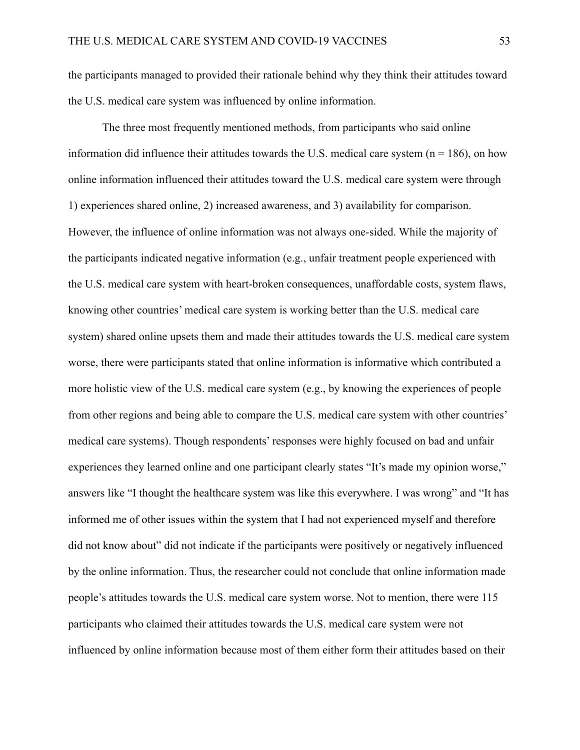the participants managed to provided their rationale behind why they think their attitudes toward the U.S. medical care system was influenced by online information.

The three most frequently mentioned methods, from participants who said online information did influence their attitudes towards the U.S. medical care system ($n = 186$), on how online information influenced their attitudes toward the U.S. medical care system were through 1) experiences shared online, 2) increased awareness, and 3) availability for comparison. However, the influence of online information was not always one-sided. While the majority of the participants indicated negative information (e.g., unfair treatment people experienced with the U.S. medical care system with heart-broken consequences, unaffordable costs, system flaws, knowing other countries' medical care system is working better than the U.S. medical care system) shared online upsets them and made their attitudes towards the U.S. medical care system worse, there were participants stated that online information is informative which contributed a more holistic view of the U.S. medical care system (e.g., by knowing the experiences of people from other regions and being able to compare the U.S. medical care system with other countries' medical care systems). Though respondents' responses were highly focused on bad and unfair experiences they learned online and one participant clearly states "It's made my opinion worse," answers like "I thought the healthcare system was like this everywhere. I was wrong" and "It has informed me of other issues within the system that I had not experienced myself and therefore did not know about" did not indicate if the participants were positively or negatively influenced by the online information. Thus, the researcher could not conclude that online information made people's attitudes towards the U.S. medical care system worse. Not to mention, there were 115 participants who claimed their attitudes towards the U.S. medical care system were not influenced by online information because most of them either form their attitudes based on their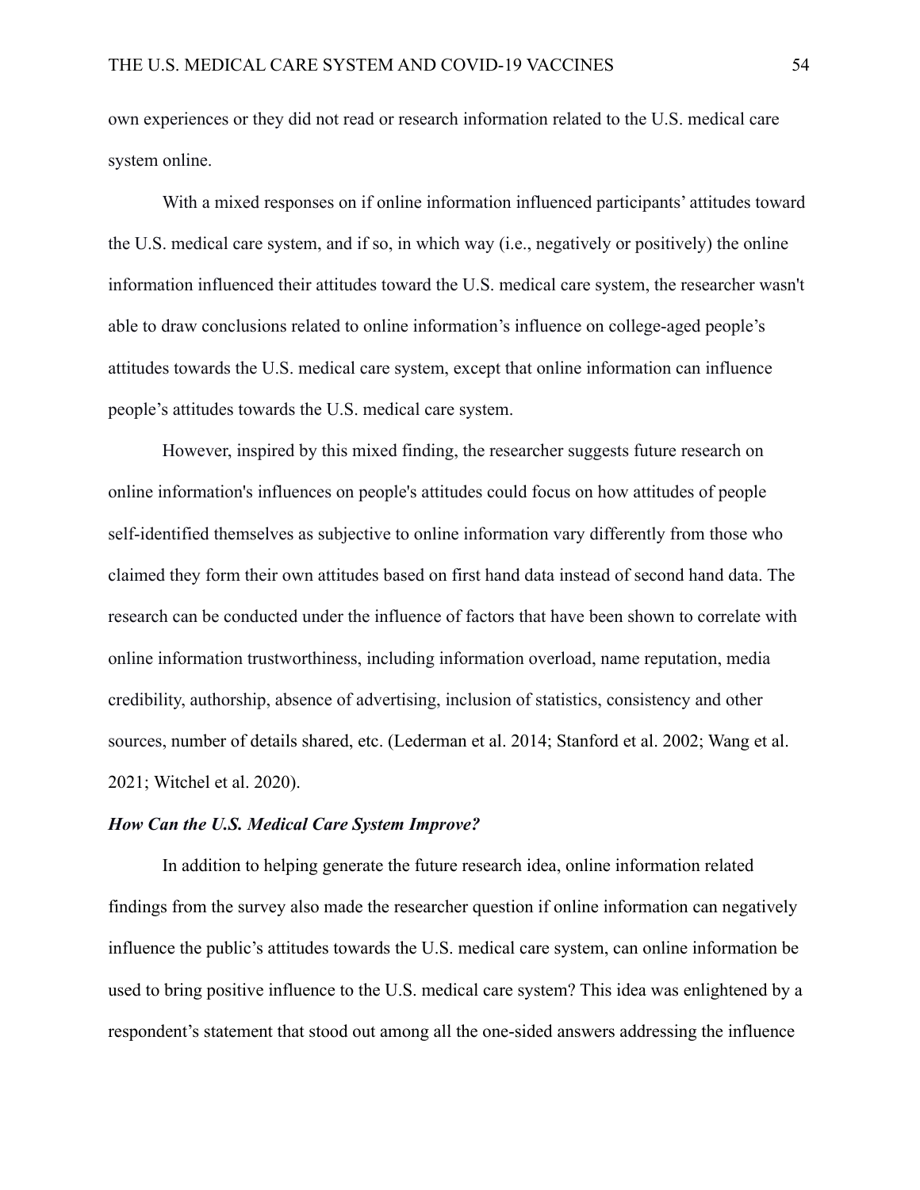own experiences or they did not read or research information related to the U.S. medical care system online.

With a mixed responses on if online information influenced participants' attitudes toward the U.S. medical care system, and if so, in which way (i.e., negatively or positively) the online information influenced their attitudes toward the U.S. medical care system, the researcher wasn't able to draw conclusions related to online information's influence on college-aged people's attitudes towards the U.S. medical care system, except that online information can influence people's attitudes towards the U.S. medical care system.

However, inspired by this mixed finding, the researcher suggests future research on online information's influences on people's attitudes could focus on how attitudes of people self-identified themselves as subjective to online information vary differently from those who claimed they form their own attitudes based on first hand data instead of second hand data. The research can be conducted under the influence of factors that have been shown to correlate with online information trustworthiness, including information overload, name reputation, media credibility, authorship, absence of advertising, inclusion of statistics, consistency and other sources, number of details shared, etc. (Lederman et al. 2014; Stanford et al. 2002; Wang et al. 2021; Witchel et al. 2020).

***How Can the U.S. Medical Care System Improve?***

In addition to helping generate the future research idea, online information related findings from the survey also made the researcher question if online information can negatively influence the public's attitudes towards the U.S. medical care system, can online information be used to bring positive influence to the U.S. medical care system? This idea was enlightened by a respondent's statement that stood out among all the one-sided answers addressing the influence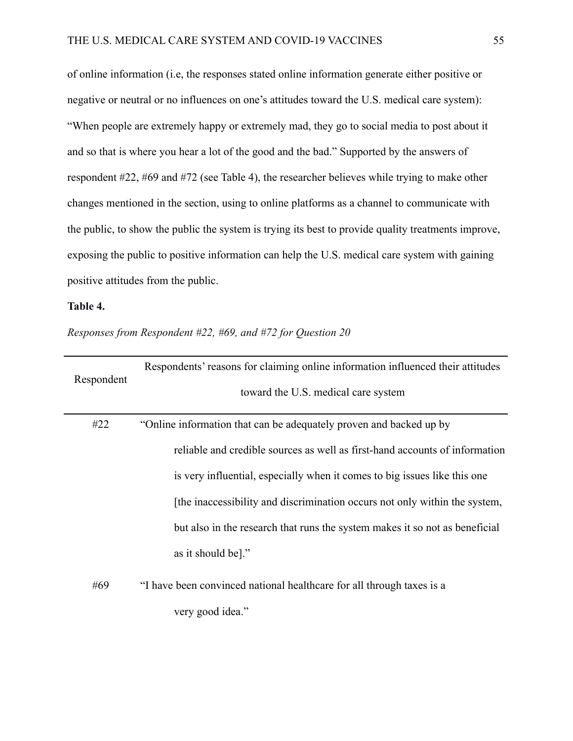of online information (i.e, the responses stated online information generate either positive or negative or neutral or no influences on one's attitudes toward the U.S. medical care system): "When people are extremely happy or extremely mad, they go to social media to post about it and so that is where you hear a lot of the good and the bad." Supported by the answers of respondent #22, #69 and #72 (see Table 4), the researcher believes while trying to make other changes mentioned in the section, using to online platforms as a channel to communicate with the public, to show the public the system is trying its best to provide quality treatments improve, exposing the public to positive information can help the U.S. medical care system with gaining positive attitudes from the public.

**Table 4.**

*Responses from Respondent #22, #69, and #72 for Question 20*

| Respondent | Respondents' reasons for claiming online information influenced their attitudes toward the U.S. medical care system |
|---|---|
| #22 | "Online information that can be adequately proven and backed up by reliable and credible sources as well as first-hand accounts of information is very influential, especially when it comes to big issues like this one [the inaccessibility and discrimination occurs not only within the system, but also in the research that runs the system makes it so not as beneficial as it should be]." |
| #69 | "I have been convinced national healthcare for all through taxes is a very good idea." |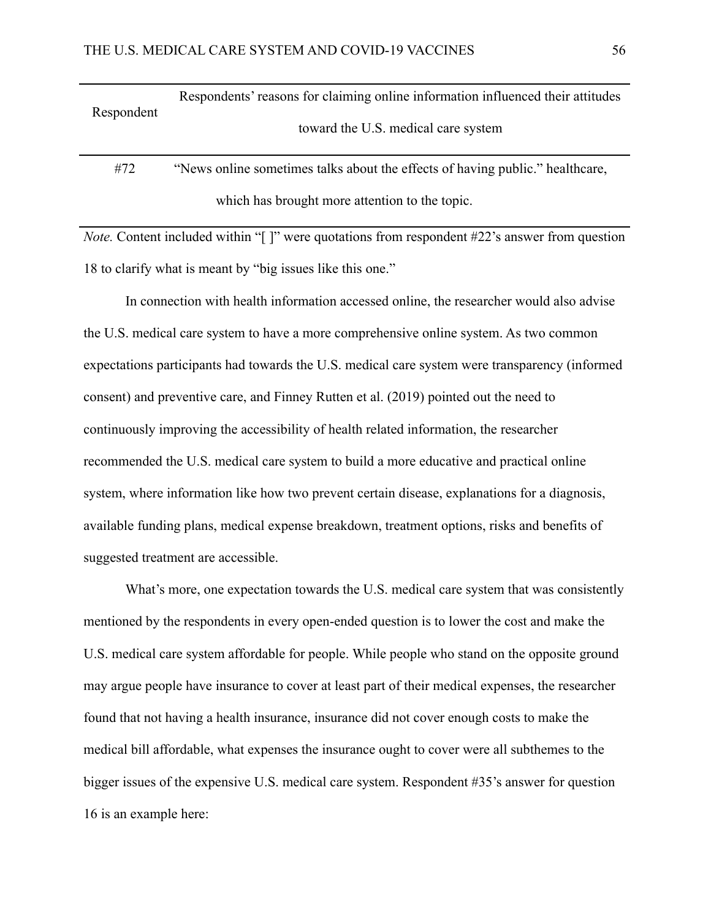| Respondent | Respondents' reasons for claiming online information influenced their attitudes toward the U.S. medical care system |
|---|---|
| #72 | "News online sometimes talks about the effects of having public." healthcare, which has brought more attention to the topic. |

*Note.* Content included within "[ ]" were quotations from respondent #22's answer from question 18 to clarify what is meant by "big issues like this one."

In connection with health information accessed online, the researcher would also advise the U.S. medical care system to have a more comprehensive online system. As two common expectations participants had towards the U.S. medical care system were transparency (informed consent) and preventive care, and Finney Rutten et al. (2019) pointed out the need to continuously improving the accessibility of health related information, the researcher recommended the U.S. medical care system to build a more educative and practical online system, where information like how two prevent certain disease, explanations for a diagnosis, available funding plans, medical expense breakdown, treatment options, risks and benefits of suggested treatment are accessible.

What's more, one expectation towards the U.S. medical care system that was consistently mentioned by the respondents in every open-ended question is to lower the cost and make the U.S. medical care system affordable for people. While people who stand on the opposite ground may argue people have insurance to cover at least part of their medical expenses, the researcher found that not having a health insurance, insurance did not cover enough costs to make the medical bill affordable, what expenses the insurance ought to cover were all subthemes to the bigger issues of the expensive U.S. medical care system. Respondent #35's answer for question 16 is an example here: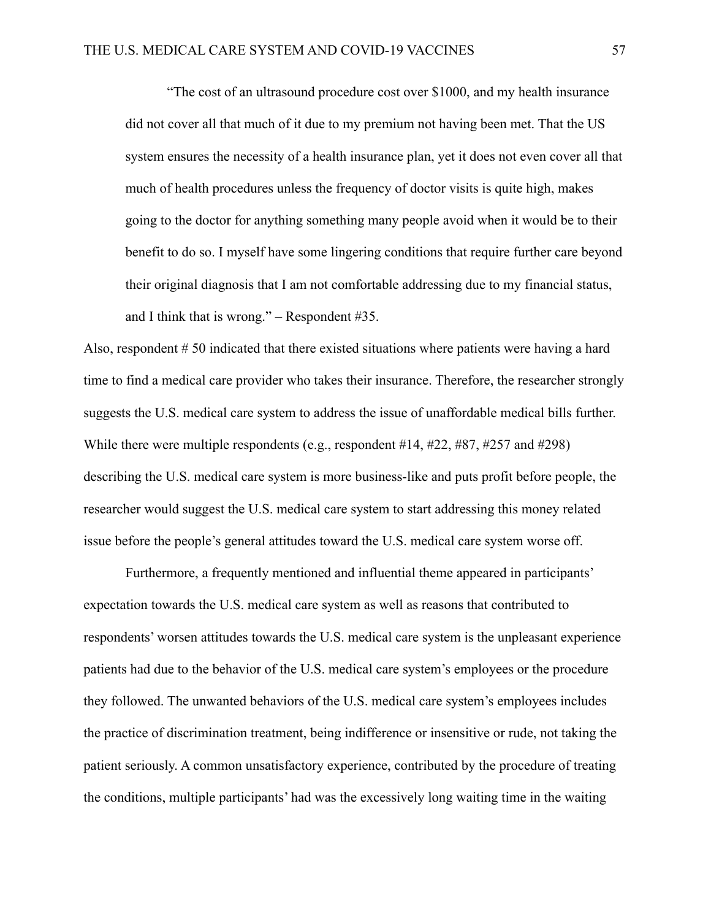> "The cost of an ultrasound procedure cost over $1000, and my health insurance did not cover all that much of it due to my premium not having been met. That the US system ensures the necessity of a health insurance plan, yet it does not even cover all that much of health procedures unless the frequency of doctor visits is quite high, makes going to the doctor for anything something many people avoid when it would be to their benefit to do so. I myself have some lingering conditions that require further care beyond their original diagnosis that I am not comfortable addressing due to my financial status, and I think that is wrong." – Respondent #35.

Also, respondent # 50 indicated that there existed situations where patients were having a hard time to find a medical care provider who takes their insurance. Therefore, the researcher strongly suggests the U.S. medical care system to address the issue of unaffordable medical bills further. While there were multiple respondents (e.g., respondent #14, #22, #87, #257 and #298) describing the U.S. medical care system is more business-like and puts profit before people, the researcher would suggest the U.S. medical care system to start addressing this money related issue before the people's general attitudes toward the U.S. medical care system worse off.

Furthermore, a frequently mentioned and influential theme appeared in participants' expectation towards the U.S. medical care system as well as reasons that contributed to respondents' worsen attitudes towards the U.S. medical care system is the unpleasant experience patients had due to the behavior of the U.S. medical care system's employees or the procedure they followed. The unwanted behaviors of the U.S. medical care system's employees includes the practice of discrimination treatment, being indifference or insensitive or rude, not taking the patient seriously. A common unsatisfactory experience, contributed by the procedure of treating the conditions, multiple participants' had was the excessively long waiting time in the waiting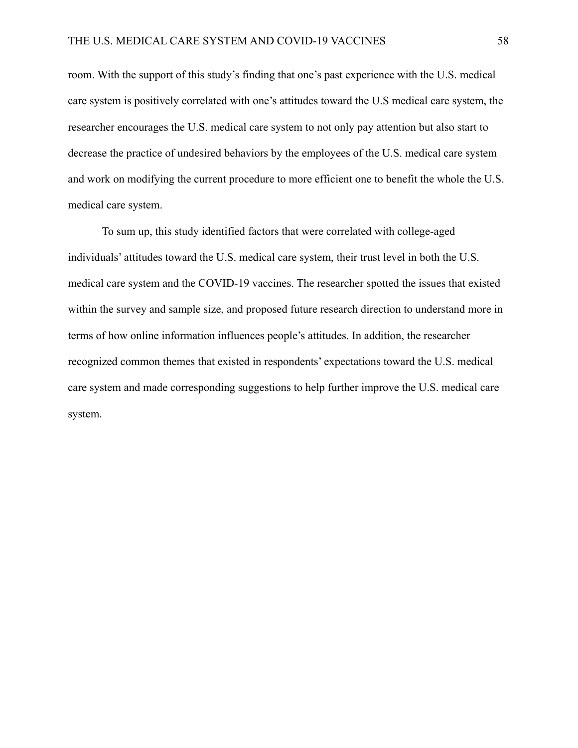room. With the support of this study's finding that one's past experience with the U.S. medical care system is positively correlated with one's attitudes toward the U.S medical care system, the researcher encourages the U.S. medical care system to not only pay attention but also start to decrease the practice of undesired behaviors by the employees of the U.S. medical care system and work on modifying the current procedure to more efficient one to benefit the whole the U.S. medical care system.

To sum up, this study identified factors that were correlated with college-aged individuals' attitudes toward the U.S. medical care system, their trust level in both the U.S. medical care system and the COVID-19 vaccines. The researcher spotted the issues that existed within the survey and sample size, and proposed future research direction to understand more in terms of how online information influences people's attitudes. In addition, the researcher recognized common themes that existed in respondents' expectations toward the U.S. medical care system and made corresponding suggestions to help further improve the U.S. medical care system.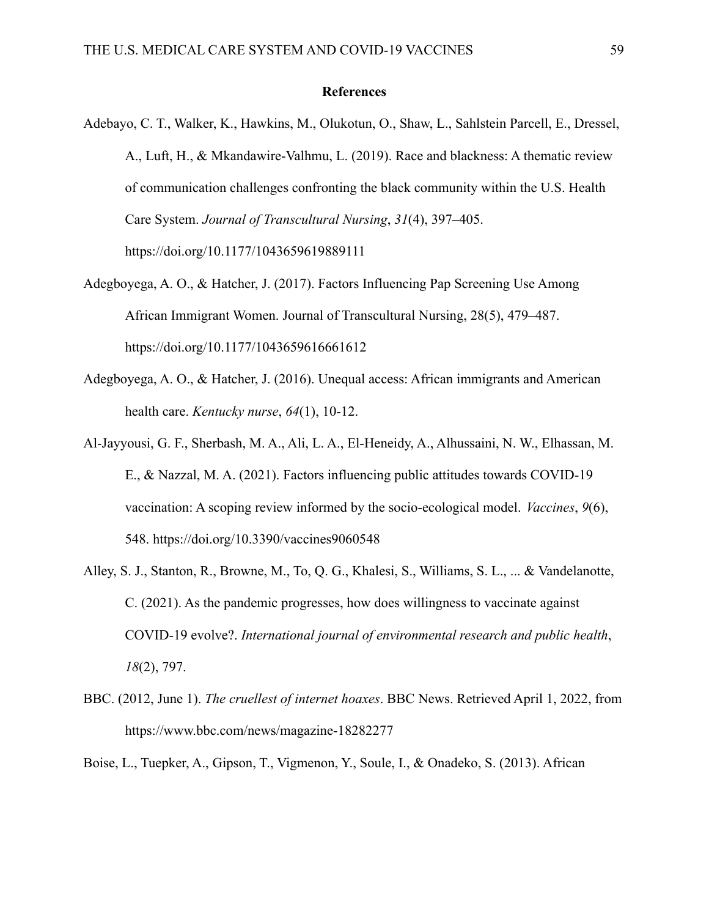**References**

Adebayo, C. T., Walker, K., Hawkins, M., Olukotun, O., Shaw, L., Sahlstein Parcell, E., Dressel, A., Luft, H., & Mkandawire-Valhmu, L. (2019). Race and blackness: A thematic review of communication challenges confronting the black community within the U.S. Health Care System. *Journal of Transcultural Nursing*, *31*(4), 397–405. https://doi.org/10.1177/1043659619889111

Adegboyega, A. O., & Hatcher, J. (2017). Factors Influencing Pap Screening Use Among African Immigrant Women. Journal of Transcultural Nursing, 28(5), 479–487. https://doi.org/10.1177/1043659616661612

Adegboyega, A. O., & Hatcher, J. (2016). Unequal access: African immigrants and American health care. *Kentucky nurse*, *64*(1), 10-12.

Al-Jayyousi, G. F., Sherbash, M. A., Ali, L. A., El-Heneidy, A., Alhussaini, N. W., Elhassan, M. E., & Nazzal, M. A. (2021). Factors influencing public attitudes towards COVID-19 vaccination: A scoping review informed by the socio-ecological model. *Vaccines*, *9*(6), 548. https://doi.org/10.3390/vaccines9060548

Alley, S. J., Stanton, R., Browne, M., To, Q. G., Khalesi, S., Williams, S. L., ... & Vandelanotte, C. (2021). As the pandemic progresses, how does willingness to vaccinate against COVID-19 evolve?. *International journal of environmental research and public health*, *18*(2), 797.

BBC. (2012, June 1). *The cruellest of internet hoaxes*. BBC News. Retrieved April 1, 2022, from https://www.bbc.com/news/magazine-18282277

Boise, L., Tuepker, A., Gipson, T., Vigmenon, Y., Soule, I., & Onadeko, S. (2013). African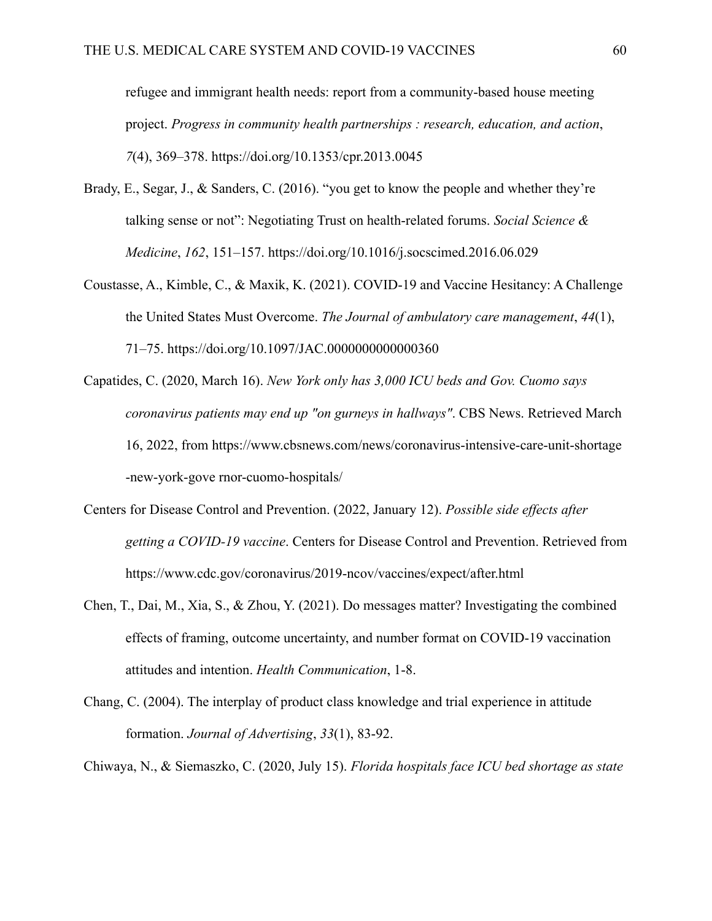refugee and immigrant health needs: report from a community-based house meeting project. *Progress in community health partnerships : research, education, and action*, *7*(4), 369–378. https://doi.org/10.1353/cpr.2013.0045

Brady, E., Segar, J., & Sanders, C. (2016). "you get to know the people and whether they're talking sense or not": Negotiating Trust on health-related forums. *Social Science & Medicine*, *162*, 151–157. https://doi.org/10.1016/j.socscimed.2016.06.029

Coustasse, A., Kimble, C., & Maxik, K. (2021). COVID-19 and Vaccine Hesitancy: A Challenge the United States Must Overcome. *The Journal of ambulatory care management*, *44*(1), 71–75. https://doi.org/10.1097/JAC.0000000000000360

Capatides, C. (2020, March 16). *New York only has 3,000 ICU beds and Gov. Cuomo says coronavirus patients may end up "on gurneys in hallways"*. CBS News. Retrieved March 16, 2022, from https://www.cbsnews.com/news/coronavirus-intensive-care-unit-shortage-new-york-gove rnor-cuomo-hospitals/

Centers for Disease Control and Prevention. (2022, January 12). *Possible side effects after getting a COVID-19 vaccine*. Centers for Disease Control and Prevention. Retrieved from https://www.cdc.gov/coronavirus/2019-ncov/vaccines/expect/after.html

Chen, T., Dai, M., Xia, S., & Zhou, Y. (2021). Do messages matter? Investigating the combined effects of framing, outcome uncertainty, and number format on COVID-19 vaccination attitudes and intention. *Health Communication*, 1-8.

Chang, C. (2004). The interplay of product class knowledge and trial experience in attitude formation. *Journal of Advertising*, *33*(1), 83-92.

Chiwaya, N., & Siemaszko, C. (2020, July 15). *Florida hospitals face ICU bed shortage as state*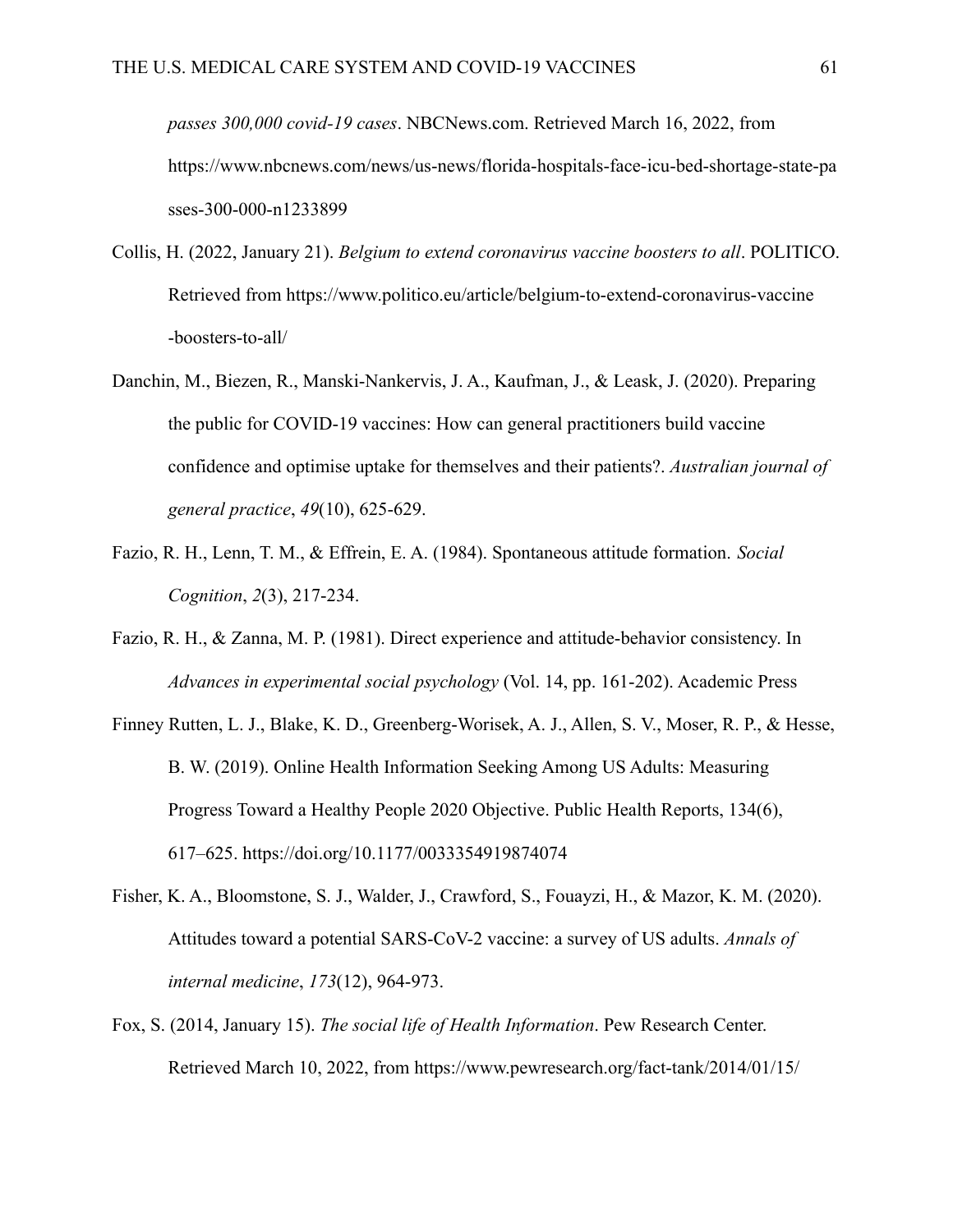*passes 300,000 covid-19 cases*. NBCNews.com. Retrieved March 16, 2022, from https://www.nbcnews.com/news/us-news/florida-hospitals-face-icu-bed-shortage-state-passes-300-000-n1233899

Collis, H. (2022, January 21). *Belgium to extend coronavirus vaccine boosters to all*. POLITICO. Retrieved from https://www.politico.eu/article/belgium-to-extend-coronavirus-vaccine-boosters-to-all/

Danchin, M., Biezen, R., Manski-Nankervis, J. A., Kaufman, J., & Leask, J. (2020). Preparing the public for COVID-19 vaccines: How can general practitioners build vaccine confidence and optimise uptake for themselves and their patients?. *Australian journal of general practice*, *49*(10), 625-629.

Fazio, R. H., Lenn, T. M., & Effrein, E. A. (1984). Spontaneous attitude formation. *Social Cognition*, *2*(3), 217-234.

Fazio, R. H., & Zanna, M. P. (1981). Direct experience and attitude-behavior consistency. In *Advances in experimental social psychology* (Vol. 14, pp. 161-202). Academic Press

Finney Rutten, L. J., Blake, K. D., Greenberg-Worisek, A. J., Allen, S. V., Moser, R. P., & Hesse, B. W. (2019). Online Health Information Seeking Among US Adults: Measuring Progress Toward a Healthy People 2020 Objective. Public Health Reports, 134(6), 617–625. https://doi.org/10.1177/0033354919874074

Fisher, K. A., Bloomstone, S. J., Walder, J., Crawford, S., Fouayzi, H., & Mazor, K. M. (2020). Attitudes toward a potential SARS-CoV-2 vaccine: a survey of US adults. *Annals of internal medicine*, *173*(12), 964-973.

Fox, S. (2014, January 15). *The social life of Health Information*. Pew Research Center. Retrieved March 10, 2022, from https://www.pewresearch.org/fact-tank/2014/01/15/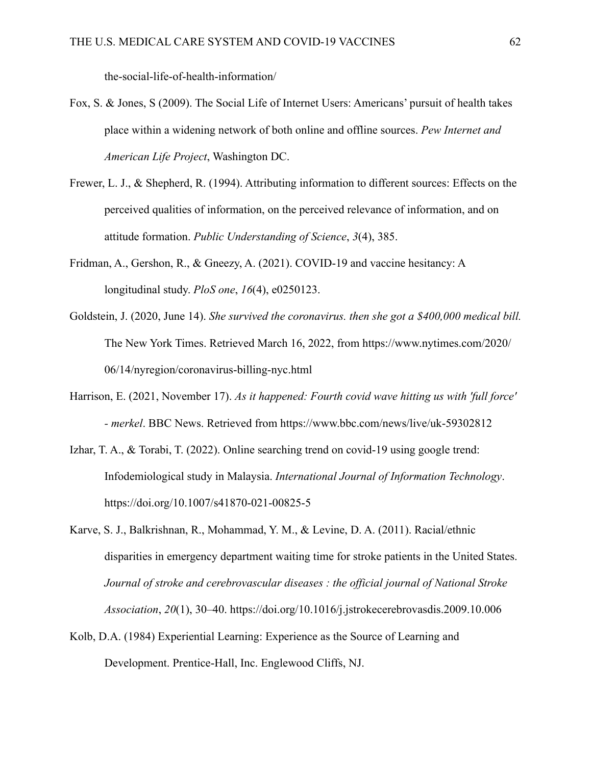the-social-life-of-health-information/

Fox, S. & Jones, S (2009). The Social Life of Internet Users: Americans' pursuit of health takes place within a widening network of both online and offline sources. *Pew Internet and American Life Project*, Washington DC.

Frewer, L. J., & Shepherd, R. (1994). Attributing information to different sources: Effects on the perceived qualities of information, on the perceived relevance of information, and on attitude formation. *Public Understanding of Science*, *3*(4), 385.

Fridman, A., Gershon, R., & Gneezy, A. (2021). COVID-19 and vaccine hesitancy: A longitudinal study. *PloS one*, *16*(4), e0250123.

Goldstein, J. (2020, June 14). *She survived the coronavirus. then she got a $400,000 medical bill.* The New York Times. Retrieved March 16, 2022, from https://www.nytimes.com/2020/06/14/nyregion/coronavirus-billing-nyc.html

Harrison, E. (2021, November 17). *As it happened: Fourth covid wave hitting us with 'full force' - merkel*. BBC News. Retrieved from https://www.bbc.com/news/live/uk-59302812

Izhar, T. A., & Torabi, T. (2022). Online searching trend on covid-19 using google trend: Infodemiological study in Malaysia. *International Journal of Information Technology*. https://doi.org/10.1007/s41870-021-00825-5

Karve, S. J., Balkrishnan, R., Mohammad, Y. M., & Levine, D. A. (2011). Racial/ethnic disparities in emergency department waiting time for stroke patients in the United States. *Journal of stroke and cerebrovascular diseases : the official journal of National Stroke Association*, *20*(1), 30–40. https://doi.org/10.1016/j.jstrokecerebrovasdis.2009.10.006

Kolb, D.A. (1984) Experiential Learning: Experience as the Source of Learning and Development. Prentice-Hall, Inc. Englewood Cliffs, NJ.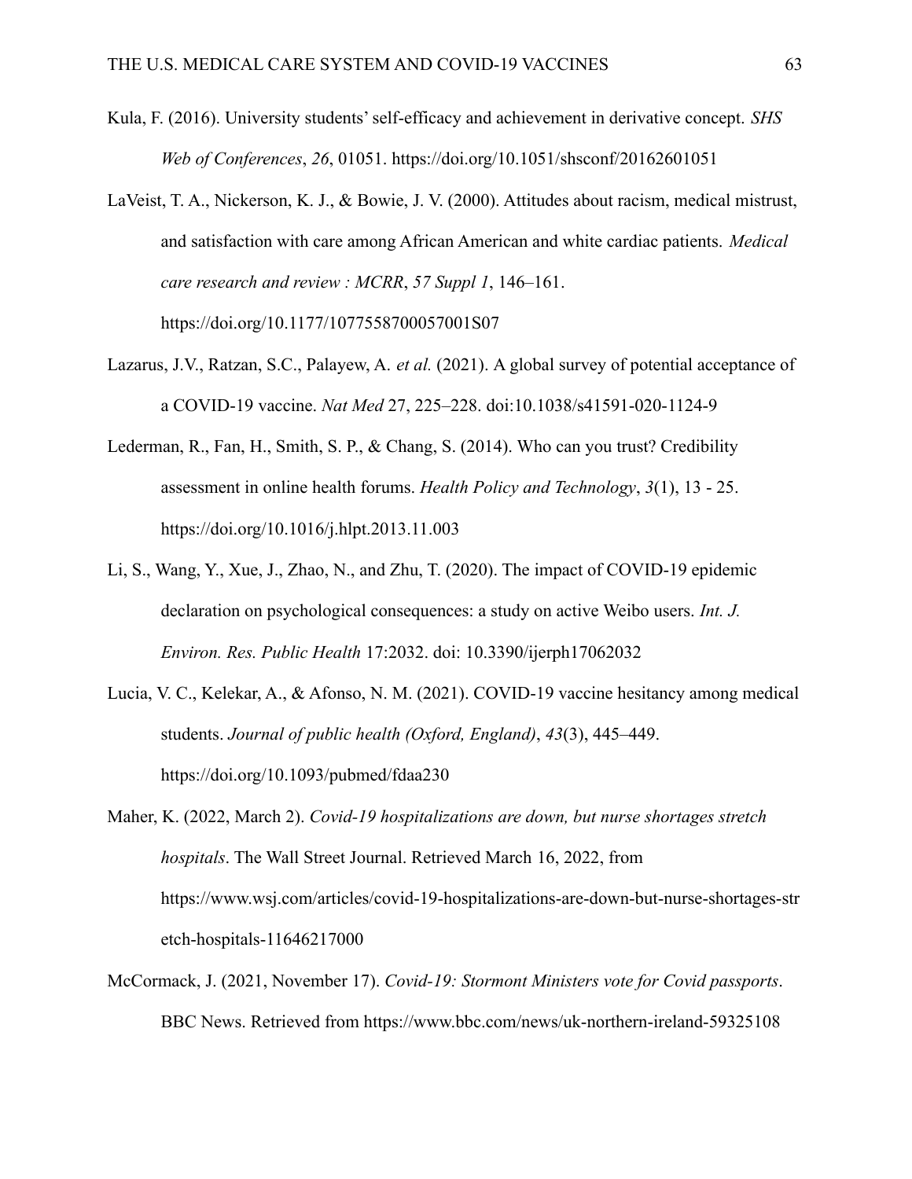Kula, F. (2016). University students' self-efficacy and achievement in derivative concept. *SHS Web of Conferences*, *26*, 01051. https://doi.org/10.1051/shsconf/20162601051

LaVeist, T. A., Nickerson, K. J., & Bowie, J. V. (2000). Attitudes about racism, medical mistrust, and satisfaction with care among African American and white cardiac patients. *Medical care research and review : MCRR*, *57 Suppl 1*, 146–161. https://doi.org/10.1177/1077558700057001S07

Lazarus, J.V., Ratzan, S.C., Palayew, A. *et al.* (2021). A global survey of potential acceptance of a COVID-19 vaccine. *Nat Med* 27, 225–228. doi:10.1038/s41591-020-1124-9

Lederman, R., Fan, H., Smith, S. P., & Chang, S. (2014). Who can you trust? Credibility assessment in online health forums. *Health Policy and Technology*, *3*(1), 13 - 25. https://doi.org/10.1016/j.hlpt.2013.11.003

Li, S., Wang, Y., Xue, J., Zhao, N., and Zhu, T. (2020). The impact of COVID-19 epidemic declaration on psychological consequences: a study on active Weibo users. *Int. J. Environ. Res. Public Health* 17:2032. doi: 10.3390/ijerph17062032

Lucia, V. C., Kelekar, A., & Afonso, N. M. (2021). COVID-19 vaccine hesitancy among medical students. *Journal of public health (Oxford, England)*, *43*(3), 445–449. https://doi.org/10.1093/pubmed/fdaa230

Maher, K. (2022, March 2). *Covid-19 hospitalizations are down, but nurse shortages stretch hospitals*. The Wall Street Journal. Retrieved March 16, 2022, from https://www.wsj.com/articles/covid-19-hospitalizations-are-down-but-nurse-shortages-stretch-hospitals-11646217000

McCormack, J. (2021, November 17). *Covid-19: Stormont Ministers vote for Covid passports*. BBC News. Retrieved from https://www.bbc.com/news/uk-northern-ireland-59325108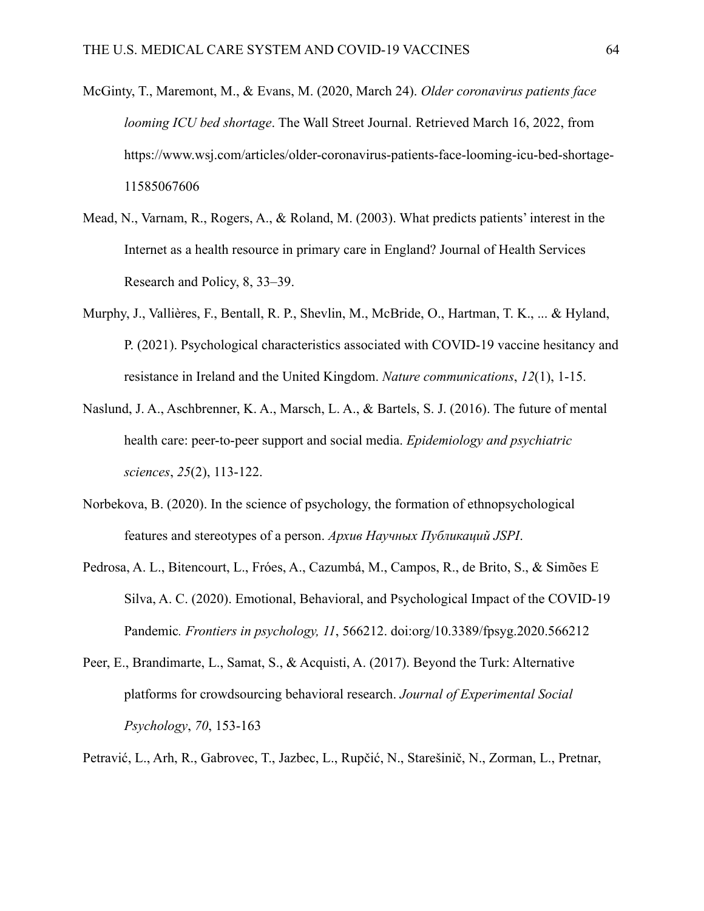McGinty, T., Maremont, M., & Evans, M. (2020, March 24). *Older coronavirus patients face looming ICU bed shortage*. The Wall Street Journal. Retrieved March 16, 2022, from https://www.wsj.com/articles/older-coronavirus-patients-face-looming-icu-bed-shortage-11585067606

Mead, N., Varnam, R., Rogers, A., & Roland, M. (2003). What predicts patients' interest in the Internet as a health resource in primary care in England? Journal of Health Services Research and Policy, 8, 33–39.

Murphy, J., Vallières, F., Bentall, R. P., Shevlin, M., McBride, O., Hartman, T. K., ... & Hyland, P. (2021). Psychological characteristics associated with COVID-19 vaccine hesitancy and resistance in Ireland and the United Kingdom. *Nature communications*, *12*(1), 1-15.

Naslund, J. A., Aschbrenner, K. A., Marsch, L. A., & Bartels, S. J. (2016). The future of mental health care: peer-to-peer support and social media. *Epidemiology and psychiatric sciences*, *25*(2), 113-122.

Norbekova, B. (2020). In the science of psychology, the formation of ethnopsychological features and stereotypes of a person. *Архив Научных Публикаций JSPI*.

Pedrosa, A. L., Bitencourt, L., Fróes, A., Cazumbá, M., Campos, R., de Brito, S., & Simões E Silva, A. C. (2020). Emotional, Behavioral, and Psychological Impact of the COVID-19 Pandemic. *Frontiers in psychology, 11*, 566212. doi:org/10.3389/fpsyg.2020.566212

Peer, E., Brandimarte, L., Samat, S., & Acquisti, A. (2017). Beyond the Turk: Alternative platforms for crowdsourcing behavioral research. *Journal of Experimental Social Psychology*, *70*, 153-163

Petravić, L., Arh, R., Gabrovec, T., Jazbec, L., Rupčić, N., Starešinič, N., Zorman, L., Pretnar,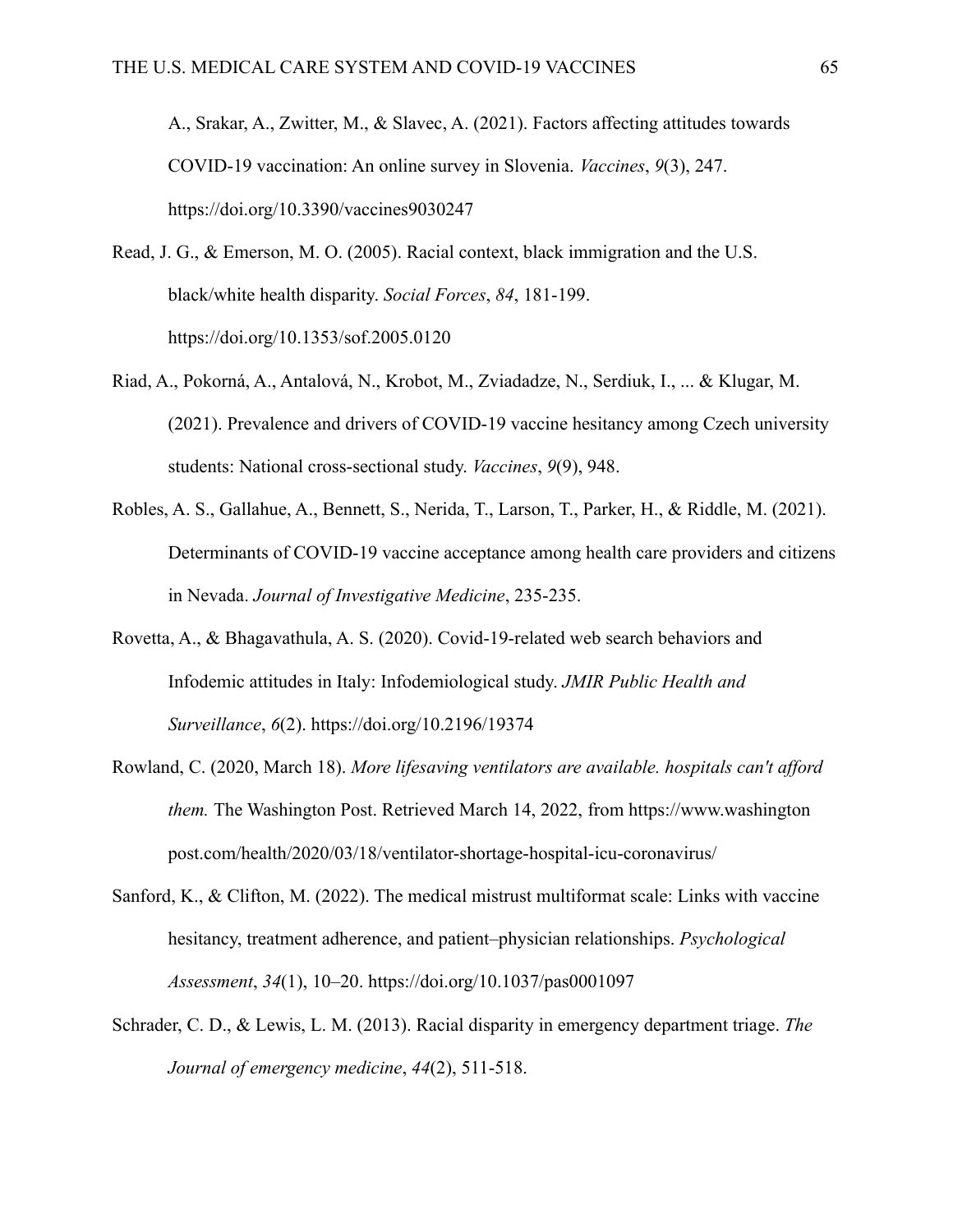A., Srakar, A., Zwitter, M., & Slavec, A. (2021). Factors affecting attitudes towards COVID-19 vaccination: An online survey in Slovenia. *Vaccines*, *9*(3), 247. https://doi.org/10.3390/vaccines9030247

Read, J. G., & Emerson, M. O. (2005). Racial context, black immigration and the U.S. black/white health disparity. *Social Forces*, *84*, 181-199. https://doi.org/10.1353/sof.2005.0120

Riad, A., Pokorná, A., Antalová, N., Krobot, M., Zviadadze, N., Serdiuk, I., ... & Klugar, M. (2021). Prevalence and drivers of COVID-19 vaccine hesitancy among Czech university students: National cross-sectional study. *Vaccines*, *9*(9), 948.

Robles, A. S., Gallahue, A., Bennett, S., Nerida, T., Larson, T., Parker, H., & Riddle, M. (2021). Determinants of COVID-19 vaccine acceptance among health care providers and citizens in Nevada. *Journal of Investigative Medicine*, 235-235.

Rovetta, A., & Bhagavathula, A. S. (2020). Covid-19-related web search behaviors and Infodemic attitudes in Italy: Infodemiological study. *JMIR Public Health and Surveillance*, *6*(2). https://doi.org/10.2196/19374

Rowland, C. (2020, March 18). *More lifesaving ventilators are available. hospitals can't afford them.* The Washington Post. Retrieved March 14, 2022, from https://www.washingtonpost.com/health/2020/03/18/ventilator-shortage-hospital-icu-coronavirus/

Sanford, K., & Clifton, M. (2022). The medical mistrust multiformat scale: Links with vaccine hesitancy, treatment adherence, and patient–physician relationships. *Psychological Assessment*, *34*(1), 10–20. https://doi.org/10.1037/pas0001097

Schrader, C. D., & Lewis, L. M. (2013). Racial disparity in emergency department triage. *The Journal of emergency medicine*, *44*(2), 511-518.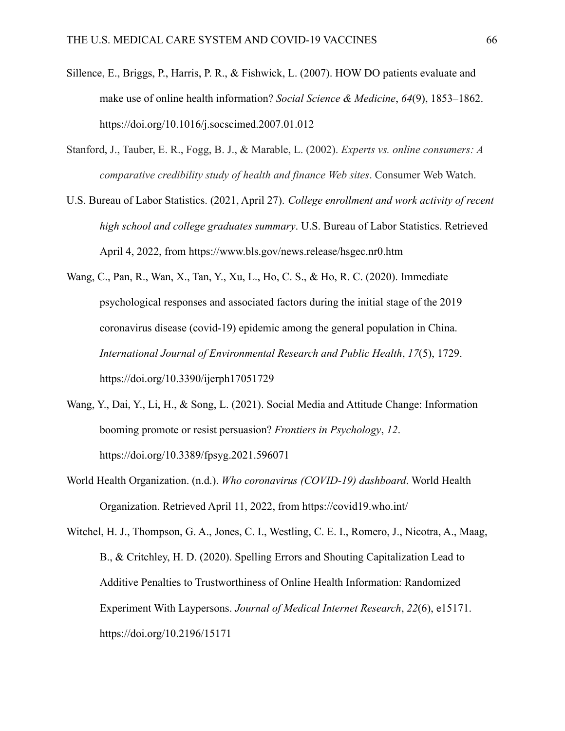Sillence, E., Briggs, P., Harris, P. R., & Fishwick, L. (2007). HOW DO patients evaluate and make use of online health information? *Social Science & Medicine*, *64*(9), 1853–1862. https://doi.org/10.1016/j.socscimed.2007.01.012

Stanford, J., Tauber, E. R., Fogg, B. J., & Marable, L. (2002). *Experts vs. online consumers: A comparative credibility study of health and finance Web sites*. Consumer Web Watch.

U.S. Bureau of Labor Statistics. (2021, April 27). *College enrollment and work activity of recent high school and college graduates summary*. U.S. Bureau of Labor Statistics. Retrieved April 4, 2022, from https://www.bls.gov/news.release/hsgec.nr0.htm

Wang, C., Pan, R., Wan, X., Tan, Y., Xu, L., Ho, C. S., & Ho, R. C. (2020). Immediate psychological responses and associated factors during the initial stage of the 2019 coronavirus disease (covid-19) epidemic among the general population in China. *International Journal of Environmental Research and Public Health*, *17*(5), 1729. https://doi.org/10.3390/ijerph17051729

Wang, Y., Dai, Y., Li, H., & Song, L. (2021). Social Media and Attitude Change: Information booming promote or resist persuasion? *Frontiers in Psychology*, *12*. https://doi.org/10.3389/fpsyg.2021.596071

World Health Organization. (n.d.). *Who coronavirus (COVID-19) dashboard*. World Health Organization. Retrieved April 11, 2022, from https://covid19.who.int/

Witchel, H. J., Thompson, G. A., Jones, C. I., Westling, C. E. I., Romero, J., Nicotra, A., Maag, B., & Critchley, H. D. (2020). Spelling Errors and Shouting Capitalization Lead to Additive Penalties to Trustworthiness of Online Health Information: Randomized Experiment With Laypersons. *Journal of Medical Internet Research*, *22*(6), e15171. https://doi.org/10.2196/15171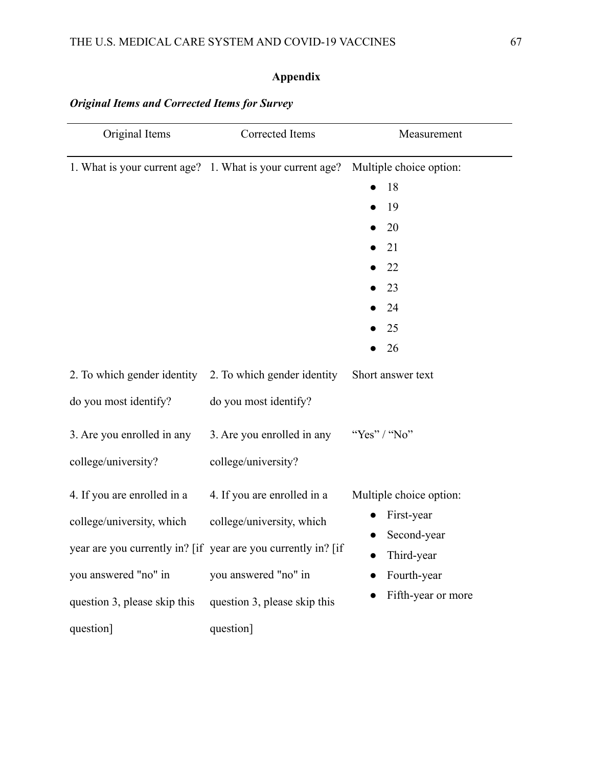# Appendix

***Original Items and Corrected Items for Survey***

| Original Items | Corrected Items | Measurement |
|---|---|---|
| 1. What is your current age? | 1. What is your current age? | Multiple choice option: <br>● 18<br>● 19<br>● 20<br>● 21<br>● 22<br>● 23<br>● 24<br>● 25<br>● 26 |
| 2. To which gender identity do you most identify? | 2. To which gender identity do you most identify? | Short answer text |
| 3. Are you enrolled in any college/university? | 3. Are you enrolled in any college/university? | "Yes" / "No" |
| 4. If you are enrolled in a college/university, which year are you currently in? [if you answered "no" in question 3, please skip this question] | 4. If you are enrolled in a college/university, which year are you currently in? [if you answered "no" in question 3, please skip this question] | Multiple choice option: <br>● First-year<br>● Second-year<br>● Third-year<br>● Fourth-year<br>● Fifth-year or more |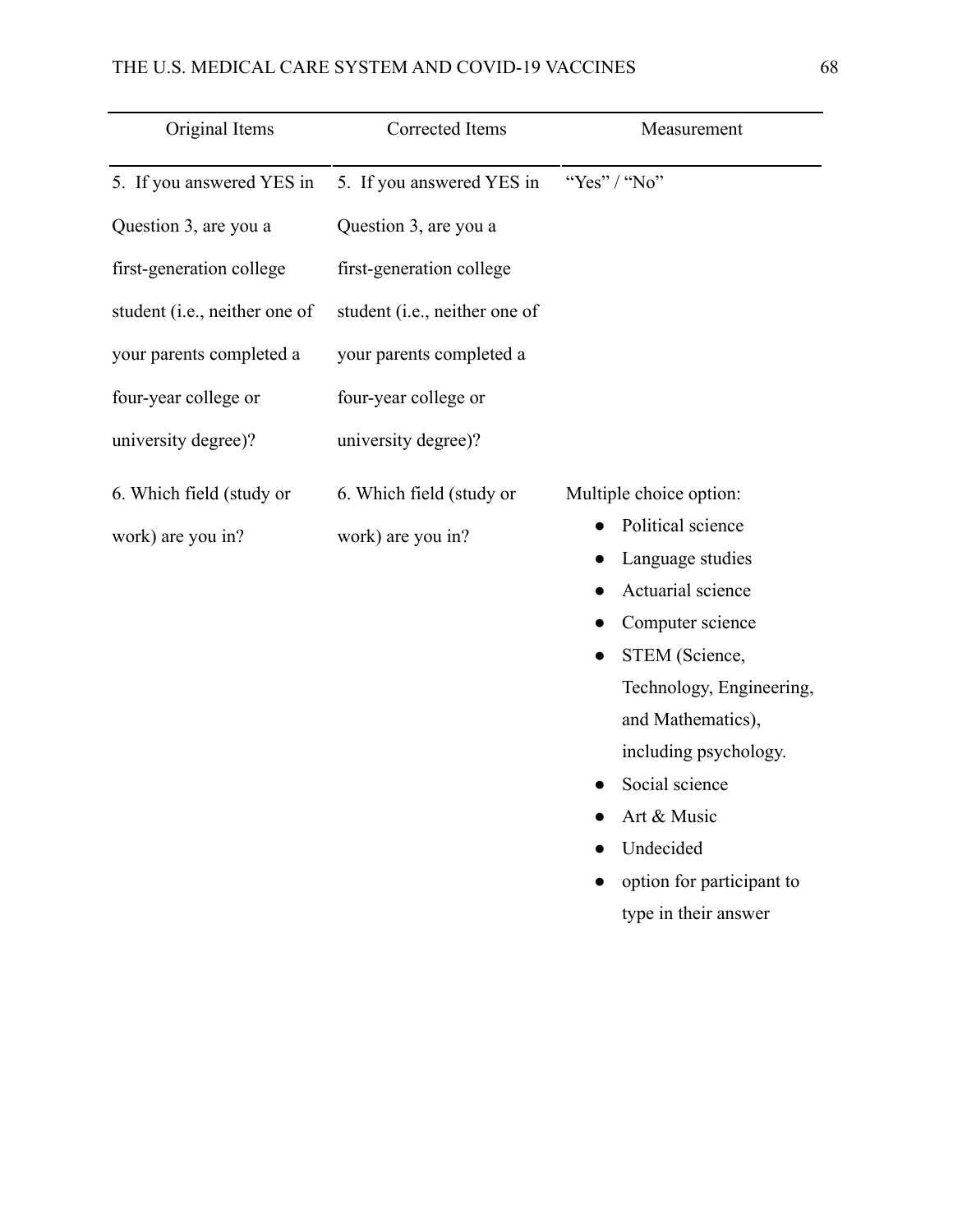| Original Items | Corrected Items | Measurement |
| --- | --- | --- |
| 5. If you answered YES in Question 3, are you a first-generation college student (i.e., neither one of your parents completed a four-year college or university degree)? | 5. If you answered YES in Question 3, are you a first-generation college student (i.e., neither one of your parents completed a four-year college or university degree)? | "Yes" / "No" |
| 6. Which field (study or work) are you in? | 6. Which field (study or work) are you in? | Multiple choice option: <br>● Political science <br>● Language studies <br>● Actuarial science <br>● Computer science <br>● STEM (Science, Technology, Engineering, and Mathematics), including psychology. <br>● Social science <br>● Art & Music <br>● Undecided <br>● option for participant to type in their answer |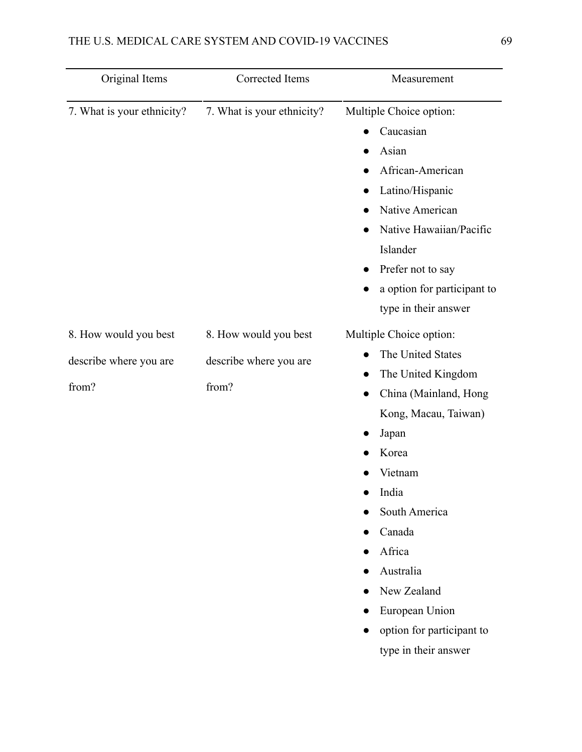| Original Items | Corrected Items | Measurement |
|---|---|---|
| 7. What is your ethnicity? | 7. What is your ethnicity? | Multiple Choice option:<br>● Caucasian<br>● Asian<br>● African-American<br>● Latino/Hispanic<br>● Native American<br>● Native Hawaiian/Pacific Islander<br>● Prefer not to say<br>● a option for participant to type in their answer |
| 8. How would you best describe where you are from? | 8. How would you best describe where you are from? | Multiple Choice option:<br>● The United States<br>● The United Kingdom<br>● China (Mainland, Hong Kong, Macau, Taiwan)<br>● Japan<br>● Korea<br>● Vietnam<br>● India<br>● South America<br>● Canada<br>● Africa<br>● Australia<br>● New Zealand<br>● European Union<br>● option for participant to type in their answer |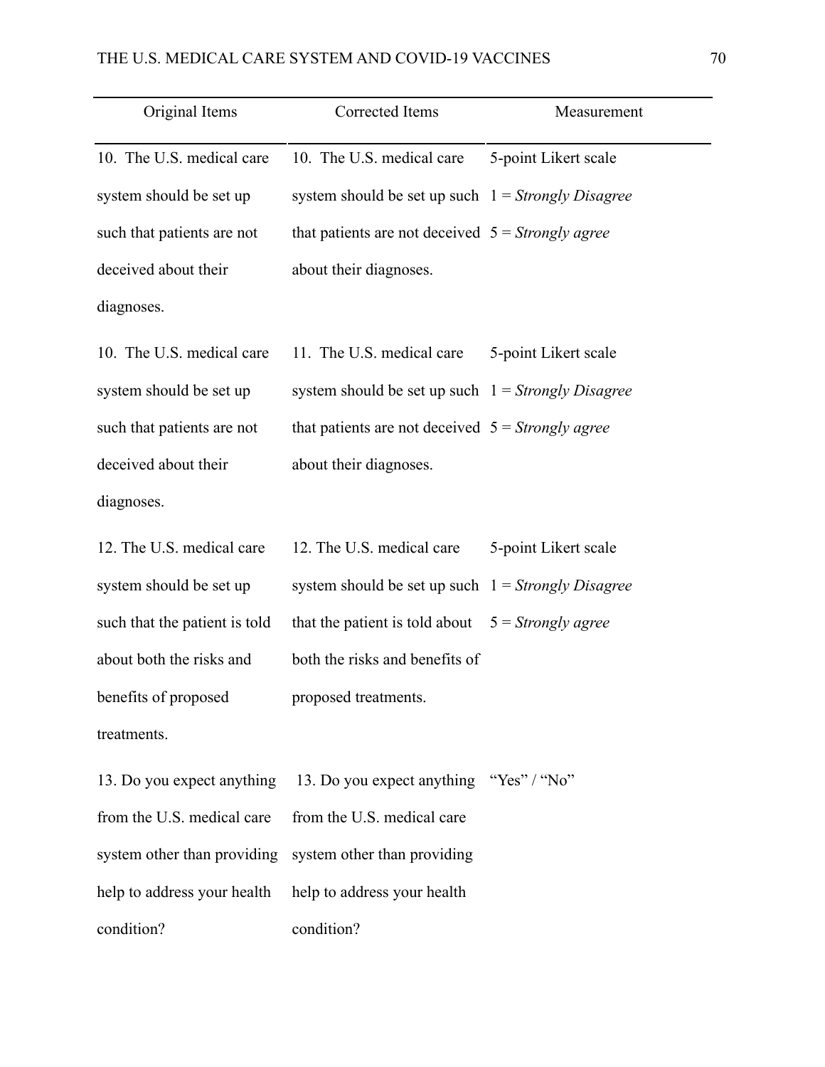| Original Items | Corrected Items | Measurement |
|---|---|---|
| 10. The U.S. medical care system should be set up such that patients are not deceived about their diagnoses. | 10. The U.S. medical care system should be set up such that patients are not deceived about their diagnoses. | 5-point Likert scale<br>1 = *Strongly Disagree*<br>5 = *Strongly agree* |
| 10. The U.S. medical care system should be set up such that patients are not deceived about their diagnoses. | 11. The U.S. medical care system should be set up such that patients are not deceived about their diagnoses. | 5-point Likert scale<br>1 = *Strongly Disagree*<br>5 = *Strongly agree* |
| 12. The U.S. medical care system should be set up such that the patient is told about both the risks and benefits of proposed treatments. | 12. The U.S. medical care system should be set up such that the patient is told about both the risks and benefits of proposed treatments. | 5-point Likert scale<br>1 = *Strongly Disagree*<br>5 = *Strongly agree* |
| 13. Do you expect anything from the U.S. medical care system other than providing help to address your health condition? | 13. Do you expect anything from the U.S. medical care system other than providing help to address your health condition? | "Yes" / "No" |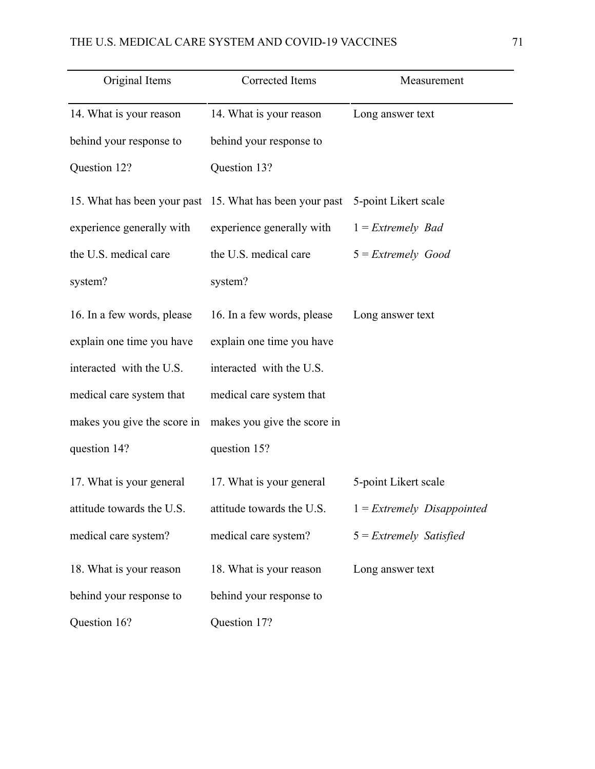| Original Items | Corrected Items | Measurement |
|---|---|---|
| 14. What is your reason behind your response to Question 12? | 14. What is your reason behind your response to Question 13? | Long answer text |
| 15. What has been your past experience generally with the U.S. medical care system? | 15. What has been your past experience generally with the U.S. medical care system? | 5-point Likert scale<br>1 = *Extremely Bad*<br>5 = *Extremely Good* |
| 16. In a few words, please explain one time you have interacted with the U.S. medical care system that makes you give the score in question 14? | 16. In a few words, please explain one time you have interacted with the U.S. medical care system that makes you give the score in question 15? | Long answer text |
| 17. What is your general attitude towards the U.S. medical care system? | 17. What is your general attitude towards the U.S. medical care system? | 5-point Likert scale<br>1 = *Extremely Disappointed*<br>5 = *Extremely Satisfied* |
| 18. What is your reason behind your response to Question 16? | 18. What is your reason behind your response to Question 17? | Long answer text |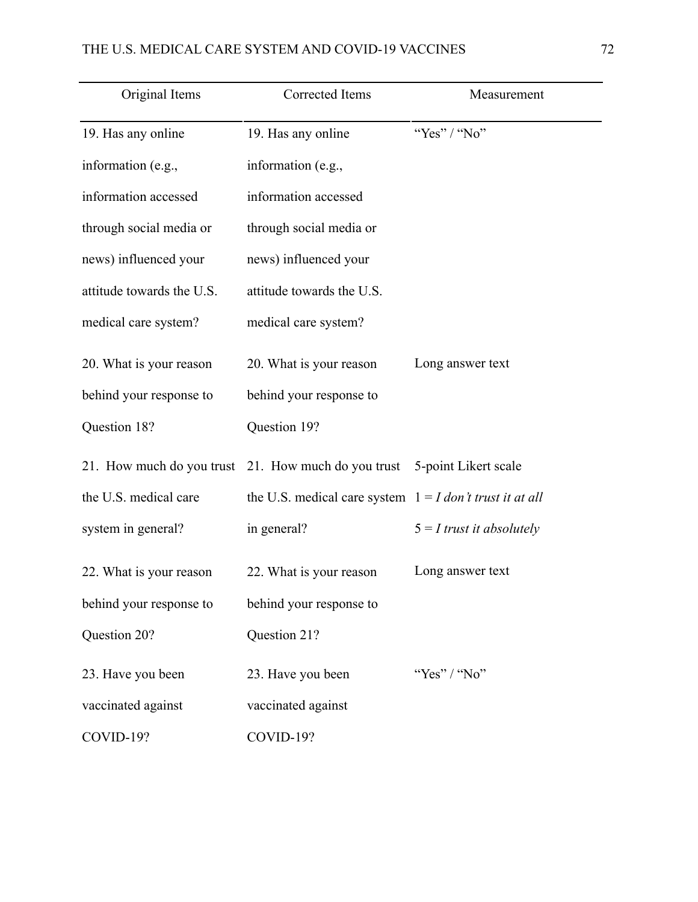| Original Items | Corrected Items | Measurement |
|---|---|---|
| 19. Has any online information (e.g., information accessed through social media or news) influenced your attitude towards the U.S. medical care system? | 19. Has any online information (e.g., information accessed through social media or news) influenced your attitude towards the U.S. medical care system? | "Yes" / "No" |
| 20. What is your reason behind your response to Question 18? | 20. What is your reason behind your response to Question 19? | Long answer text |
| 21. How much do you trust the U.S. medical care system in general? | 21. How much do you trust the U.S. medical care system in general? | 5-point Likert scale<br>1 = *I don't trust it at all*<br>5 = *I trust it absolutely* |
| 22. What is your reason behind your response to Question 20? | 22. What is your reason behind your response to Question 21? | Long answer text |
| 23. Have you been vaccinated against COVID-19? | 23. Have you been vaccinated against COVID-19? | "Yes" / "No" |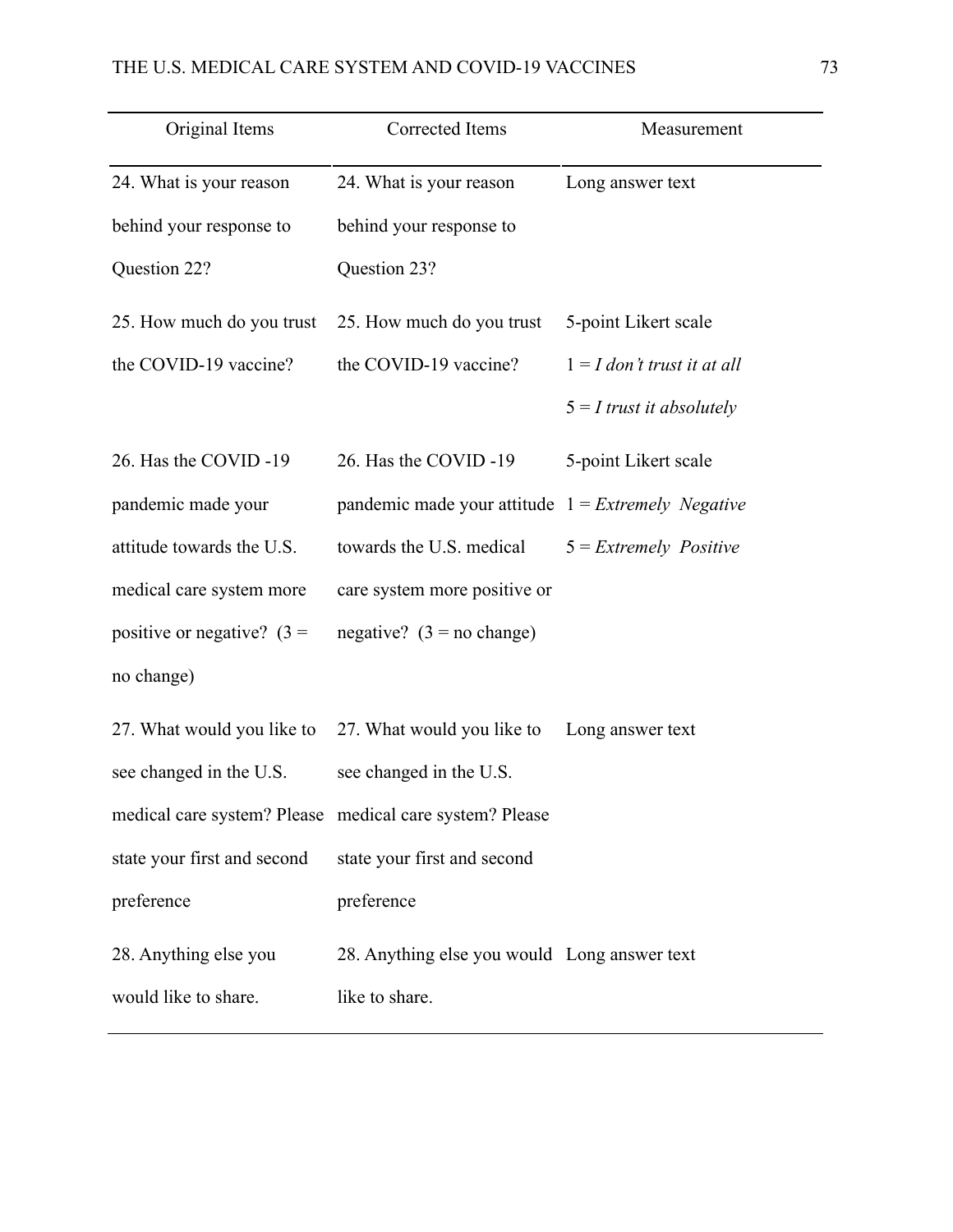| Original Items | Corrected Items | Measurement |
| --- | --- | --- |
| 24. What is your reason behind your response to Question 22? | 24. What is your reason behind your response to Question 23? | Long answer text |
| 25. How much do you trust the COVID-19 vaccine? | 25. How much do you trust the COVID-19 vaccine? | 5-point Likert scale<br>1 = *I don't trust it at all*<br>5 = *I trust it absolutely* |
| 26. Has the COVID -19 pandemic made your attitude towards the U.S. medical care system more positive or negative? (3 = no change) | 26. Has the COVID -19 pandemic made your attitude towards the U.S. medical care system more positive or negative? (3 = no change) | 5-point Likert scale<br>1 = *Extremely Negative*<br>5 = *Extremely Positive* |
| 27. What would you like to see changed in the U.S. medical care system? Please state your first and second preference | 27. What would you like to see changed in the U.S. medical care system? Please state your first and second preference | Long answer text |
| 28. Anything else you would like to share. | 28. Anything else you would like to share. | Long answer text |